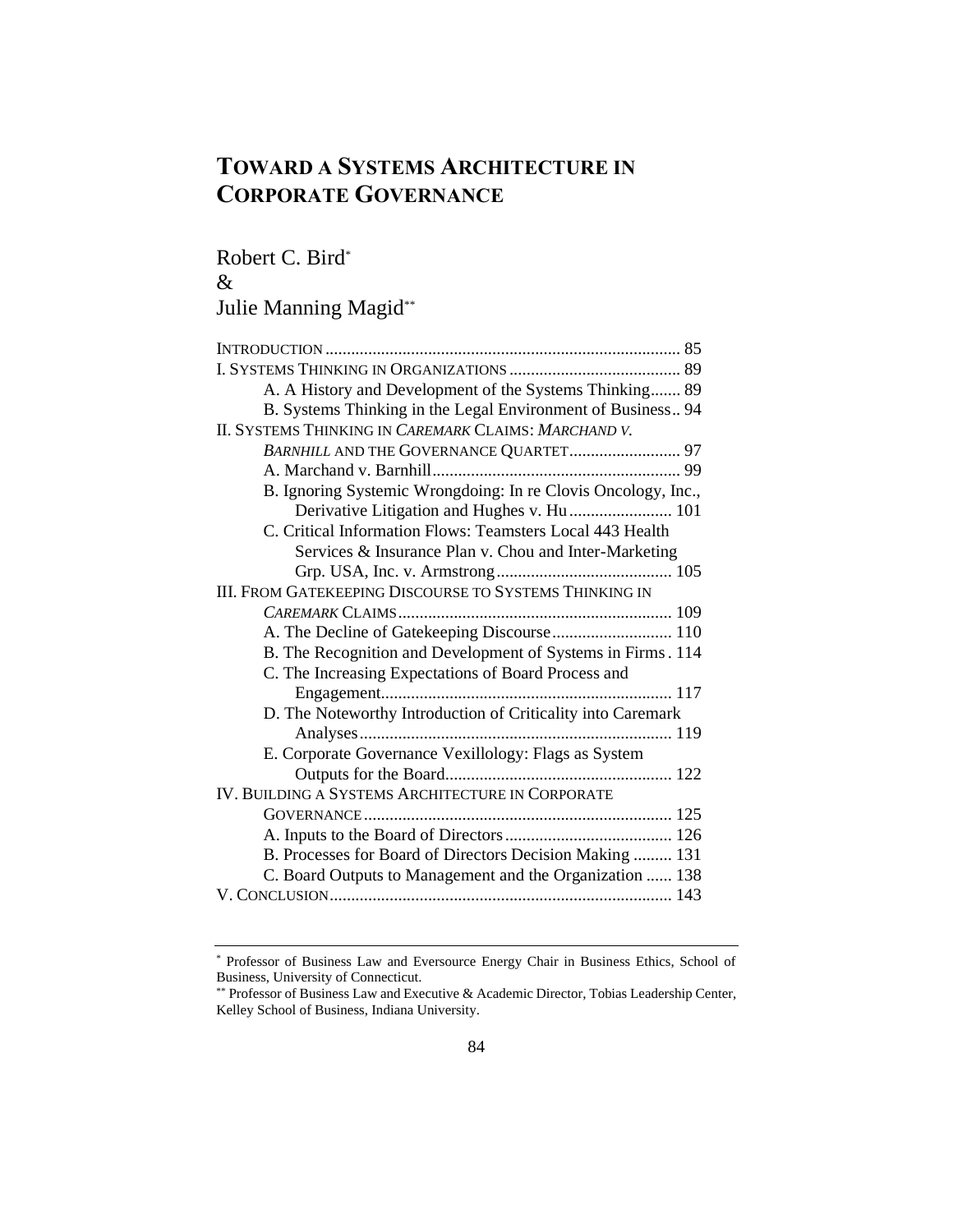# TOWARD A SYSTEMS ARCHITECTURE IN CORPORATE GOVERNANCE

Robert C. Bird*

&

Julie Manning Magid**

INTRODUCTION .................................................................................. 85

I. SYSTEMS THINKING IN ORGANIZATIONS ........................................ 89

- A. A History and Development of the Systems Thinking....... 89
- B. Systems Thinking in the Legal Environment of Business.. 94

II. SYSTEMS THINKING IN *CAREMARK* CLAIMS: *MARCHAND V. BARNHILL* AND THE GOVERNANCE QUARTET.......................... 97

- A. Marchand v. Barnhill.......................................................... 99
- B. Ignoring Systemic Wrongdoing: In re Clovis Oncology, Inc., Derivative Litigation and Hughes v. Hu........................ 101
- C. Critical Information Flows: Teamsters Local 443 Health Services & Insurance Plan v. Chou and Inter-Marketing Grp. USA, Inc. v. Armstrong......................................... 105

III. FROM GATEKEEPING DISCOURSE TO SYSTEMS THINKING IN *CAREMARK* CLAIMS ................................................................ 109

- A. The Decline of Gatekeeping Discourse............................ 110
- B. The Recognition and Development of Systems in Firms . 114
- C. The Increasing Expectations of Board Process and Engagement.................................................................... 117
- D. The Noteworthy Introduction of Criticality into Caremark Analyses......................................................................... 119
- E. Corporate Governance Vexillology: Flags as System Outputs for the Board..................................................... 122

IV. BUILDING A SYSTEMS ARCHITECTURE IN CORPORATE GOVERNANCE ........................................................................ 125

- A. Inputs to the Board of Directors....................................... 126
- B. Processes for Board of Directors Decision Making ......... 131
- C. Board Outputs to Management and the Organization ...... 138

V. CONCLUSION................................................................................ 143

---

\* Professor of Business Law and Eversource Energy Chair in Business Ethics, School of Business, University of Connecticut.

\*\* Professor of Business Law and Executive & Academic Director, Tobias Leadership Center, Kelley School of Business, Indiana University.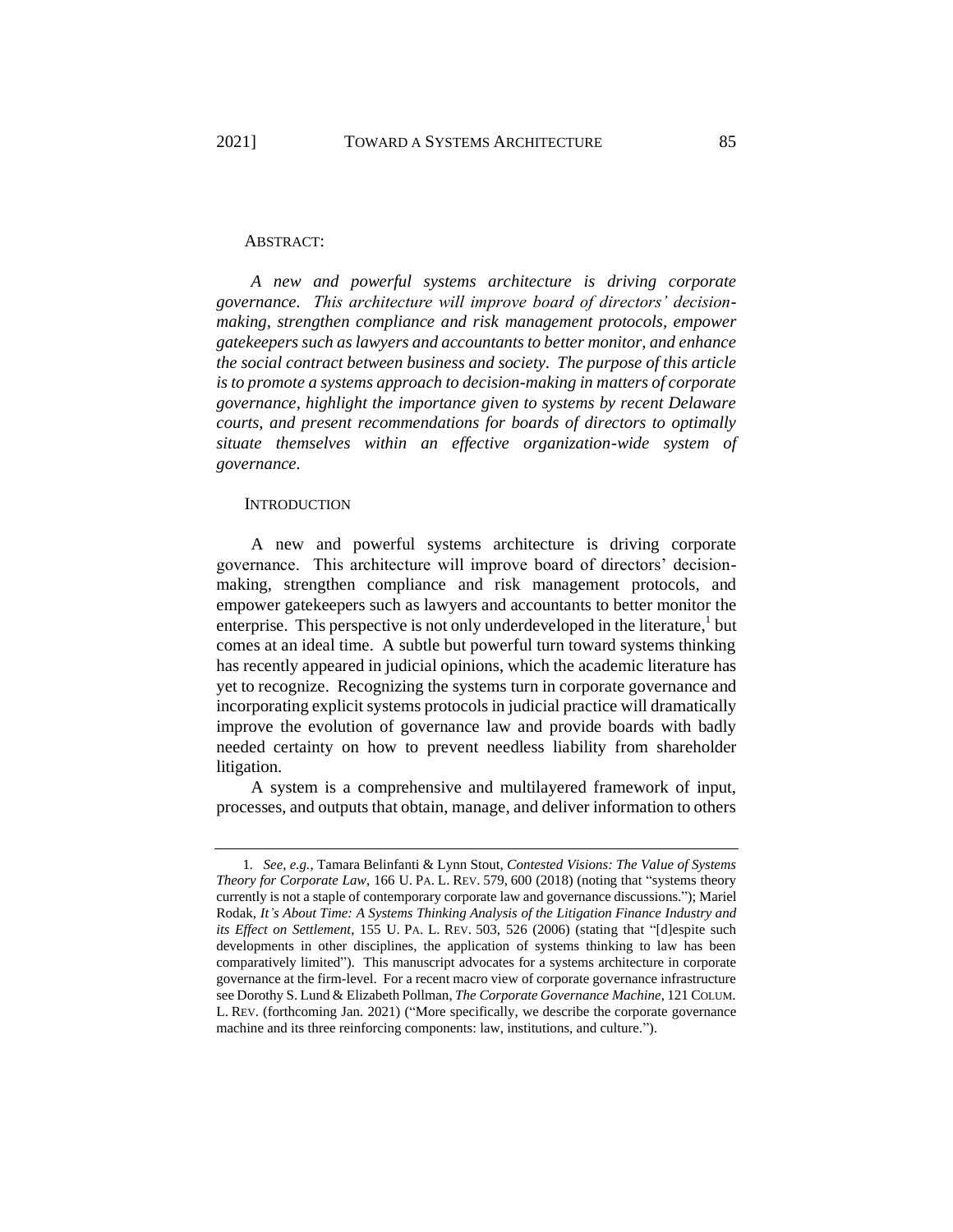ABSTRACT:

*A new and powerful systems architecture is driving corporate governance. This architecture will improve board of directors' decision-making, strengthen compliance and risk management protocols, empower gatekeepers such as lawyers and accountants to better monitor, and enhance the social contract between business and society. The purpose of this article is to promote a systems approach to decision-making in matters of corporate governance, highlight the importance given to systems by recent Delaware courts, and present recommendations for boards of directors to optimally situate themselves within an effective organization-wide system of governance.*

INTRODUCTION

A new and powerful systems architecture is driving corporate governance. This architecture will improve board of directors' decision-making, strengthen compliance and risk management protocols, and empower gatekeepers such as lawyers and accountants to better monitor the enterprise. This perspective is not only underdeveloped in the literature,[1] but comes at an ideal time. A subtle but powerful turn toward systems thinking has recently appeared in judicial opinions, which the academic literature has yet to recognize. Recognizing the systems turn in corporate governance and incorporating explicit systems protocols in judicial practice will dramatically improve the evolution of governance law and provide boards with badly needed certainty on how to prevent needless liability from shareholder litigation.

A system is a comprehensive and multilayered framework of input, processes, and outputs that obtain, manage, and deliver information to others

---

1. *See, e.g.*, Tamara Belinfanti & Lynn Stout, *Contested Visions: The Value of Systems Theory for Corporate Law*, 166 U. PA. L. REV. 579, 600 (2018) (noting that "systems theory currently is not a staple of contemporary corporate law and governance discussions."); Mariel Rodak, *It's About Time: A Systems Thinking Analysis of the Litigation Finance Industry and its Effect on Settlement*, 155 U. PA. L. REV. 503, 526 (2006) (stating that "[d]espite such developments in other disciplines, the application of systems thinking to law has been comparatively limited"). This manuscript advocates for a systems architecture in corporate governance at the firm-level. For a recent macro view of corporate governance infrastructure see Dorothy S. Lund & Elizabeth Pollman, *The Corporate Governance Machine*, 121 COLUM. L. REV. (forthcoming Jan. 2021) ("More specifically, we describe the corporate governance machine and its three reinforcing components: law, institutions, and culture.").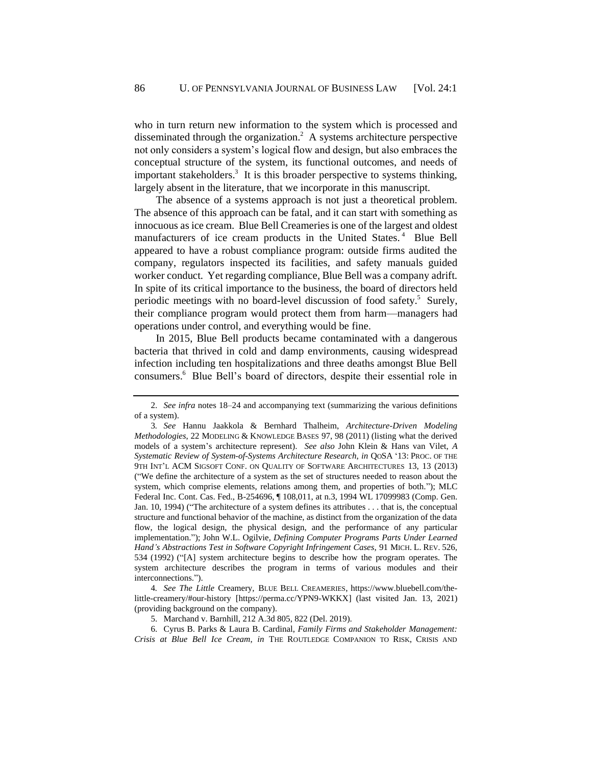who in turn return new information to the system which is processed and disseminated through the organization.[2] A systems architecture perspective not only considers a system's logical flow and design, but also embraces the conceptual structure of the system, its functional outcomes, and needs of important stakeholders.[3] It is this broader perspective to systems thinking, largely absent in the literature, that we incorporate in this manuscript.

The absence of a systems approach is not just a theoretical problem. The absence of this approach can be fatal, and it can start with something as innocuous as ice cream. Blue Bell Creameries is one of the largest and oldest manufacturers of ice cream products in the United States.[4] Blue Bell appeared to have a robust compliance program: outside firms audited the company, regulators inspected its facilities, and safety manuals guided worker conduct. Yet regarding compliance, Blue Bell was a company adrift. In spite of its critical importance to the business, the board of directors held periodic meetings with no board-level discussion of food safety.[5] Surely, their compliance program would protect them from harm—managers had operations under control, and everything would be fine.

In 2015, Blue Bell products became contaminated with a dangerous bacteria that thrived in cold and damp environments, causing widespread infection including ten hospitalizations and three deaths amongst Blue Bell consumers.[6] Blue Bell's board of directors, despite their essential role in

---

2. *See infra* notes 18–24 and accompanying text (summarizing the various definitions of a system).

3. *See* Hannu Jaakkola & Bernhard Thalheim, *Architecture-Driven Modeling Methodologies*, 22 MODELING & KNOWLEDGE BASES 97, 98 (2011) (listing what the derived models of a system's architecture represent). *See also* John Klein & Hans van Vilet, *A Systematic Review of System-of-Systems Architecture Research*, *in* QoSA '13: PROC. OF THE 9TH INT'L ACM SIGSOFT CONF. ON QUALITY OF SOFTWARE ARCHITECTURES 13, 13 (2013) ("We define the architecture of a system as the set of structures needed to reason about the system, which comprise elements, relations among them, and properties of both."); MLC Federal Inc. Cont. Cas. Fed., B-254696, ¶ 108,011, at n.3, 1994 WL 17099983 (Comp. Gen. Jan. 10, 1994) ("The architecture of a system defines its attributes . . . that is, the conceptual structure and functional behavior of the machine, as distinct from the organization of the data flow, the logical design, the physical design, and the performance of any particular implementation."); John W.L. Ogilvie, *Defining Computer Programs Parts Under Learned Hand's Abstractions Test in Software Copyright Infringement Cases*, 91 MICH. L. REV. 526, 534 (1992) ("[A] system architecture begins to describe how the program operates. The system architecture describes the program in terms of various modules and their interconnections.").

4. *See The Little* Creamery, BLUE BELL CREAMERIES, https://www.bluebell.com/the-little-creamery/#our-history [https://perma.cc/YPN9-WKKX] (last visited Jan. 13, 2021) (providing background on the company).

5. Marchand v. Barnhill, 212 A.3d 805, 822 (Del. 2019).

6. Cyrus B. Parks & Laura B. Cardinal, *Family Firms and Stakeholder Management: Crisis at Blue Bell Ice Cream*, *in* THE ROUTLEDGE COMPANION TO RISK, CRISIS AND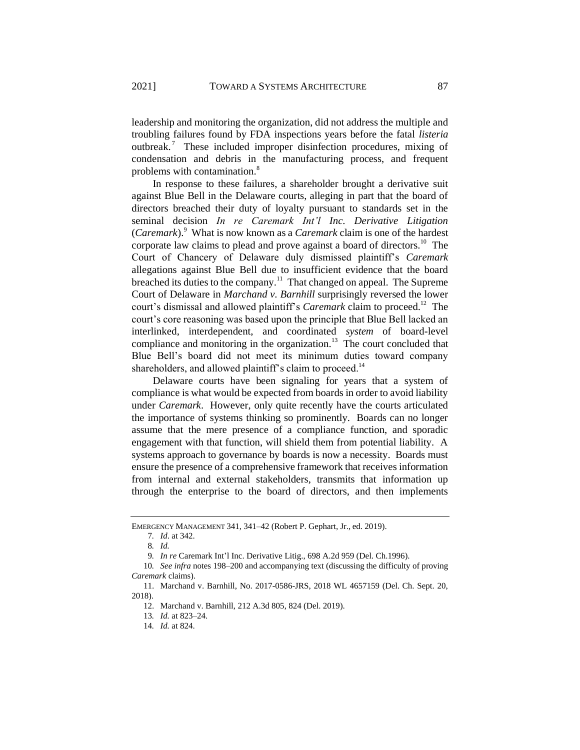leadership and monitoring the organization, did not address the multiple and troubling failures found by FDA inspections years before the fatal *listeria* outbreak.[7] These included improper disinfection procedures, mixing of condensation and debris in the manufacturing process, and frequent problems with contamination.[8]

In response to these failures, a shareholder brought a derivative suit against Blue Bell in the Delaware courts, alleging in part that the board of directors breached their duty of loyalty pursuant to standards set in the seminal decision *In re Caremark Int'l Inc. Derivative Litigation* (*Caremark*).[9] What is now known as a *Caremark* claim is one of the hardest corporate law claims to plead and prove against a board of directors.[10] The Court of Chancery of Delaware duly dismissed plaintiff's *Caremark* allegations against Blue Bell due to insufficient evidence that the board breached its duties to the company.[11] That changed on appeal. The Supreme Court of Delaware in *Marchand v. Barnhill* surprisingly reversed the lower court's dismissal and allowed plaintiff's *Caremark* claim to proceed.[12] The court's core reasoning was based upon the principle that Blue Bell lacked an interlinked, interdependent, and coordinated *system* of board-level compliance and monitoring in the organization.[13] The court concluded that Blue Bell's board did not meet its minimum duties toward company shareholders, and allowed plaintiff's claim to proceed.[14]

Delaware courts have been signaling for years that a system of compliance is what would be expected from boards in order to avoid liability under *Caremark*. However, only quite recently have the courts articulated the importance of systems thinking so prominently. Boards can no longer assume that the mere presence of a compliance function, and sporadic engagement with that function, will shield them from potential liability. A systems approach to governance by boards is now a necessity. Boards must ensure the presence of a comprehensive framework that receives information from internal and external stakeholders, transmits that information up through the enterprise to the board of directors, and then implements

---

EMERGENCY MANAGEMENT 341, 341–42 (Robert P. Gephart, Jr., ed. 2019).

7. *Id*. at 342.

8. *Id.*

9. *In re* Caremark Int'l Inc. Derivative Litig., 698 A.2d 959 (Del. Ch.1996).

10. *See infra* notes 198–200 and accompanying text (discussing the difficulty of proving *Caremark* claims).

11. Marchand v. Barnhill, No. 2017-0586-JRS, 2018 WL 4657159 (Del. Ch. Sept. 20, 2018).

12. Marchand v. Barnhill, 212 A.3d 805, 824 (Del. 2019).

13. *Id.* at 823–24.

14. *Id.* at 824.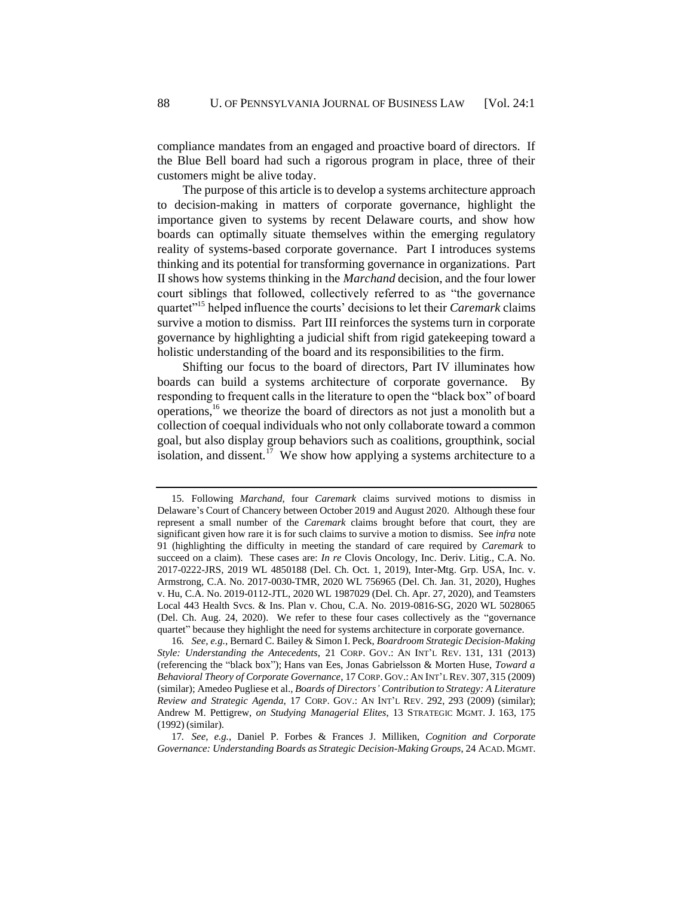compliance mandates from an engaged and proactive board of directors. If the Blue Bell board had such a rigorous program in place, three of their customers might be alive today.

The purpose of this article is to develop a systems architecture approach to decision-making in matters of corporate governance, highlight the importance given to systems by recent Delaware courts, and show how boards can optimally situate themselves within the emerging regulatory reality of systems-based corporate governance. Part I introduces systems thinking and its potential for transforming governance in organizations. Part II shows how systems thinking in the *Marchand* decision, and the four lower court siblings that followed, collectively referred to as "the governance quartet"[15] helped influence the courts' decisions to let their *Caremark* claims survive a motion to dismiss. Part III reinforces the systems turn in corporate governance by highlighting a judicial shift from rigid gatekeeping toward a holistic understanding of the board and its responsibilities to the firm.

Shifting our focus to the board of directors, Part IV illuminates how boards can build a systems architecture of corporate governance. By responding to frequent calls in the literature to open the "black box" of board operations,[16] we theorize the board of directors as not just a monolith but a collection of coequal individuals who not only collaborate toward a common goal, but also display group behaviors such as coalitions, groupthink, social isolation, and dissent.[17] We show how applying a systems architecture to a

---

15. Following *Marchand*, four *Caremark* claims survived motions to dismiss in Delaware's Court of Chancery between October 2019 and August 2020. Although these four represent a small number of the *Caremark* claims brought before that court, they are significant given how rare it is for such claims to survive a motion to dismiss. See *infra* note 91 (highlighting the difficulty in meeting the standard of care required by *Caremark* to succeed on a claim). These cases are: *In re* Clovis Oncology, Inc. Deriv. Litig., C.A. No. 2017-0222-JRS, 2019 WL 4850188 (Del. Ch. Oct. 1, 2019), Inter-Mtg. Grp. USA, Inc. v. Armstrong, C.A. No. 2017-0030-TMR, 2020 WL 756965 (Del. Ch. Jan. 31, 2020), Hughes v. Hu, C.A. No. 2019-0112-JTL, 2020 WL 1987029 (Del. Ch. Apr. 27, 2020), and Teamsters Local 443 Health Svcs. & Ins. Plan v. Chou, C.A. No. 2019-0816-SG, 2020 WL 5028065 (Del. Ch. Aug. 24, 2020). We refer to these four cases collectively as the "governance quartet" because they highlight the need for systems architecture in corporate governance.

16. *See, e.g.*, Bernard C. Bailey & Simon I. Peck, *Boardroom Strategic Decision-Making Style: Understanding the Antecedents*, 21 CORP. GOV.: AN INT'L REV. 131, 131 (2013) (referencing the "black box"); Hans van Ees, Jonas Gabrielsson & Morten Huse, *Toward a Behavioral Theory of Corporate Governance*, 17 CORP. GOV.: AN INT'L REV. 307, 315 (2009) (similar); Amedeo Pugliese et al., *Boards of Directors' Contribution to Strategy: A Literature Review and Strategic Agenda*, 17 CORP. GOV.: AN INT'L REV. 292, 293 (2009) (similar); Andrew M. Pettigrew, *on Studying Managerial Elites*, 13 STRATEGIC MGMT. J. 163, 175 (1992) (similar).

17. *See, e.g.*, Daniel P. Forbes & Frances J. Milliken, *Cognition and Corporate Governance: Understanding Boards as Strategic Decision-Making Groups*, 24 ACAD. MGMT.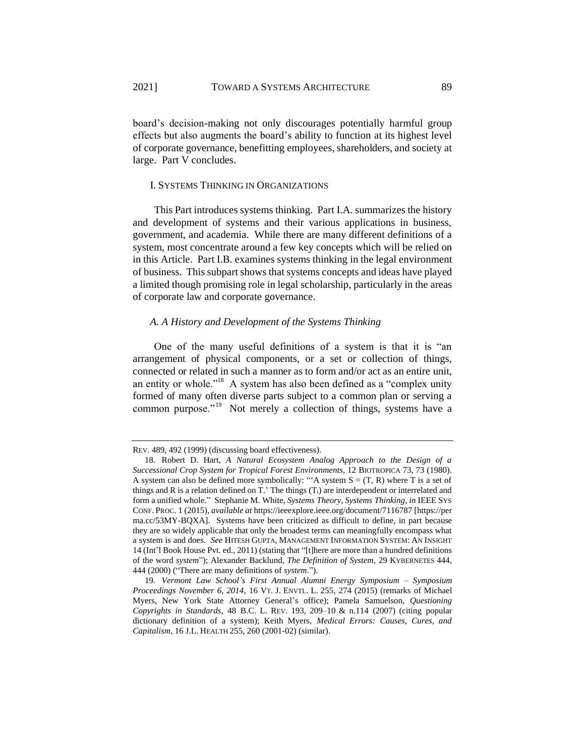board's decision-making not only discourages potentially harmful group effects but also augments the board's ability to function at its highest level of corporate governance, benefitting employees, shareholders, and society at large. Part V concludes.

## I. SYSTEMS THINKING IN ORGANIZATIONS

This Part introduces systems thinking. Part I.A. summarizes the history and development of systems and their various applications in business, government, and academia. While there are many different definitions of a system, most concentrate around a few key concepts which will be relied on in this Article. Part I.B. examines systems thinking in the legal environment of business. This subpart shows that systems concepts and ideas have played a limited though promising role in legal scholarship, particularly in the areas of corporate law and corporate governance.

### *A. A History and Development of the Systems Thinking*

One of the many useful definitions of a system is that it is "an arrangement of physical components, or a set or collection of things, connected or related in such a manner as to form and/or act as an entire unit, an entity or whole."[18] A system has also been defined as a "complex unity formed of many often diverse parts subject to a common plan or serving a common purpose."[19] Not merely a collection of things, systems have a

---

REV. 489, 492 (1999) (discussing board effectiveness).

18. Robert D. Hart, *A Natural Ecosystem Analog Approach to the Design of a Successional Crop System for Tropical Forest Environments*, 12 BIOTROPICA 73, 73 (1980). A system can also be defined more symbolically: "'A system S = (T, R) where T is a set of things and R is a relation defined on T.' The things ($T_i$) are interdependent or interrelated and form a unified whole." Stephanie M. White, *Systems Theory, Systems Thinking*, *in* IEEE SYS CONF. PROC. 1 (2015), *available at* https://ieeexplore.ieee.org/document/7116787 [https://perma.cc/53MY-BQXA]. Systems have been criticized as difficult to define, in part because they are so widely applicable that only the broadest terms can meaningfully encompass what a system is and does. *See* HITESH GUPTA, MANAGEMENT INFORMATION SYSTEM: AN INSIGHT 14 (Int'l Book House Pvt. ed., 2011) (stating that "[t]here are more than a hundred definitions of the word *system*"); Alexander Backlund, *The Definition of System*, 29 KYBERNETES 444, 444 (2000) ("There are many definitions of *system*.").

19. *Vermont Law School's First Annual Alumni Energy Symposium – Symposium Proceedings November 6, 2014*, 16 VT. J. ENVTL. L. 255, 274 (2015) (remarks of Michael Myers, New York State Attorney General's office); Pamela Samuelson, *Questioning Copyrights in Standards*, 48 B.C. L. REV. 193, 209–10 & n.114 (2007) (citing popular dictionary definition of a system); Keith Myers, *Medical Errors: Causes, Cures, and Capitalism*, 16 J.L. HEALTH 255, 260 (2001-02) (similar).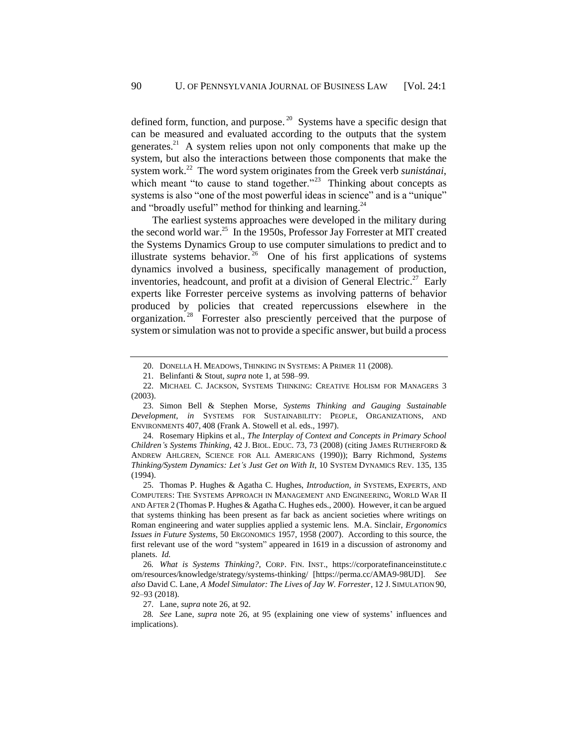defined form, function, and purpose.[20] Systems have a specific design that can be measured and evaluated according to the outputs that the system generates.[21] A system relies upon not only components that make up the system, but also the interactions between those components that make the system work.[22] The word system originates from the Greek verb *sunistánai*, which meant "to cause to stand together."[23] Thinking about concepts as systems is also "one of the most powerful ideas in science" and is a "unique" and "broadly useful" method for thinking and learning.[24]

The earliest systems approaches were developed in the military during the second world war.[25] In the 1950s, Professor Jay Forrester at MIT created the Systems Dynamics Group to use computer simulations to predict and to illustrate systems behavior.[26] One of his first applications of systems dynamics involved a business, specifically management of production, inventories, headcount, and profit at a division of General Electric.[27] Early experts like Forrester perceive systems as involving patterns of behavior produced by policies that created repercussions elsewhere in the organization.[28] Forrester also presciently perceived that the purpose of system or simulation was not to provide a specific answer, but build a process

---

20. DONELLA H. MEADOWS, THINKING IN SYSTEMS: A PRIMER 11 (2008).

21. Belinfanti & Stout, *supra* note 1, at 598–99.

22. MICHAEL C. JACKSON, SYSTEMS THINKING: CREATIVE HOLISM FOR MANAGERS 3 (2003).

23. Simon Bell & Stephen Morse, *Systems Thinking and Gauging Sustainable Development*, *in* SYSTEMS FOR SUSTAINABILITY: PEOPLE, ORGANIZATIONS, AND ENVIRONMENTS 407, 408 (Frank A. Stowell et al. eds., 1997).

24. Rosemary Hipkins et al., *The Interplay of Context and Concepts in Primary School Children's Systems Thinking*, 42 J. BIOL. EDUC. 73, 73 (2008) (citing JAMES RUTHERFORD & ANDREW AHLGREN, SCIENCE FOR ALL AMERICANS (1990)); Barry Richmond, *Systems Thinking/System Dynamics: Let's Just Get on With It*, 10 SYSTEM DYNAMICS REV. 135, 135 (1994).

25. Thomas P. Hughes & Agatha C. Hughes, *Introduction*, *in* SYSTEMS, EXPERTS, AND COMPUTERS: THE SYSTEMS APPROACH IN MANAGEMENT AND ENGINEERING, WORLD WAR II AND AFTER 2 (Thomas P. Hughes & Agatha C. Hughes eds., 2000). However, it can be argued that systems thinking has been present as far back as ancient societies where writings on Roman engineering and water supplies applied a systemic lens. M.A. Sinclair, *Ergonomics Issues in Future Systems*, 50 ERGONOMICS 1957, 1958 (2007). According to this source, the first relevant use of the word "system" appeared in 1619 in a discussion of astronomy and planets. *Id.*

26. *What is Systems Thinking?*, CORP. FIN. INST., https://corporatefinanceinstitute.com/resources/knowledge/strategy/systems-thinking/ [https://perma.cc/AMA9-98UD]. *See also* David C. Lane, *A Model Simulator: The Lives of Jay W. Forrester*, 12 J. SIMULATION 90, 92–93 (2018).

27. Lane, *supra* note 26, at 92.

28. *See* Lane, *supra* note 26, at 95 (explaining one view of systems' influences and implications).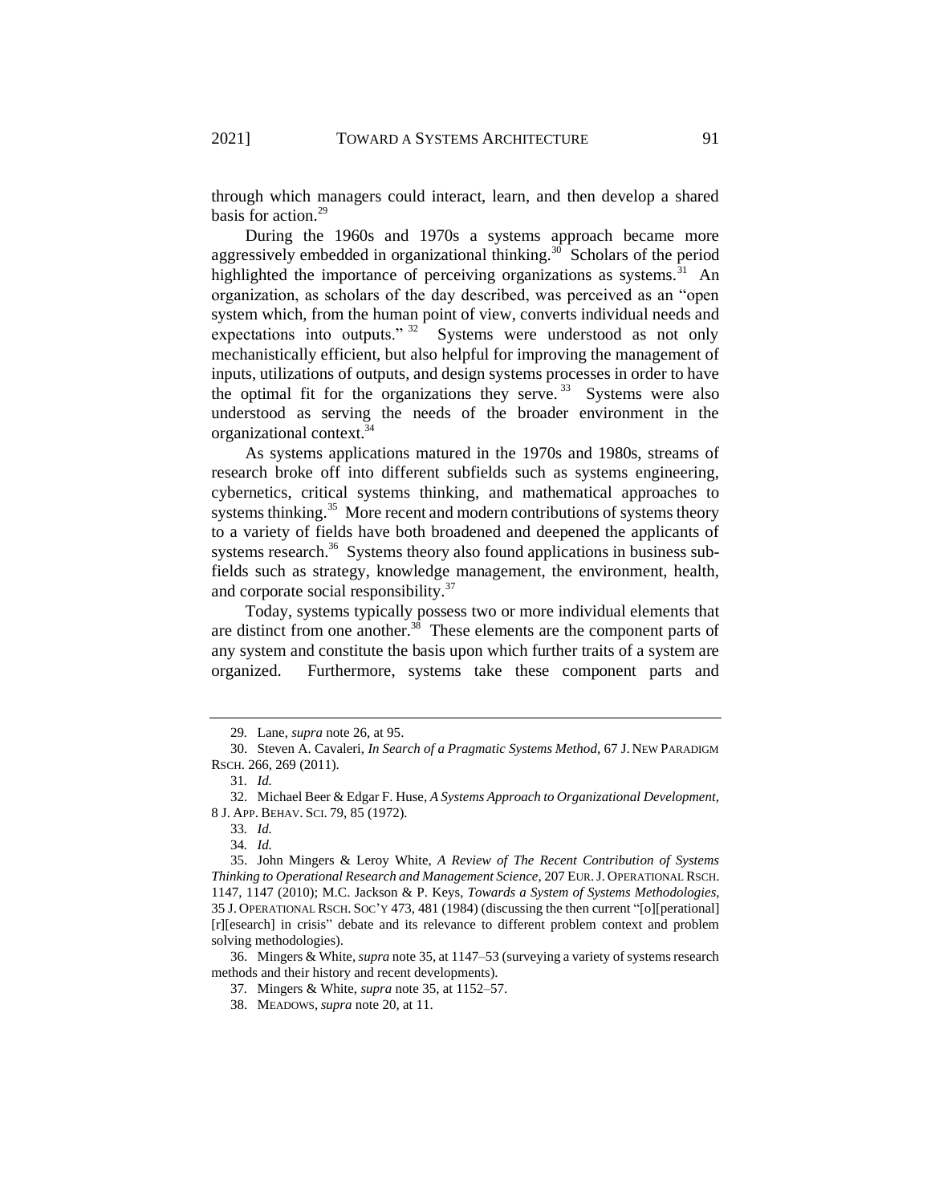through which managers could interact, learn, and then develop a shared basis for action.[29]

During the 1960s and 1970s a systems approach became more aggressively embedded in organizational thinking.[30] Scholars of the period highlighted the importance of perceiving organizations as systems.[31] An organization, as scholars of the day described, was perceived as an "open system which, from the human point of view, converts individual needs and expectations into outputs." [32] Systems were understood as not only mechanistically efficient, but also helpful for improving the management of inputs, utilizations of outputs, and design systems processes in order to have the optimal fit for the organizations they serve.[33] Systems were also understood as serving the needs of the broader environment in the organizational context.[34]

As systems applications matured in the 1970s and 1980s, streams of research broke off into different subfields such as systems engineering, cybernetics, critical systems thinking, and mathematical approaches to systems thinking.[35] More recent and modern contributions of systems theory to a variety of fields have both broadened and deepened the applicants of systems research.[36] Systems theory also found applications in business sub-fields such as strategy, knowledge management, the environment, health, and corporate social responsibility.[37]

Today, systems typically possess two or more individual elements that are distinct from one another.[38] These elements are the component parts of any system and constitute the basis upon which further traits of a system are organized. Furthermore, systems take these component parts and

---

29. Lane, *supra* note 26, at 95.

30. Steven A. Cavaleri, *In Search of a Pragmatic Systems Method*, 67 J. NEW PARADIGM RSCH. 266, 269 (2011).

31. *Id.*

32. Michael Beer & Edgar F. Huse, *A Systems Approach to Organizational Development*, 8 J. APP. BEHAV. SCI. 79, 85 (1972).

33. *Id.*

34. *Id.*

35. John Mingers & Leroy White, *A Review of The Recent Contribution of Systems Thinking to Operational Research and Management Science*, 207 EUR. J. OPERATIONAL RSCH. 1147, 1147 (2010); M.C. Jackson & P. Keys, *Towards a System of Systems Methodologies*, 35 J. OPERATIONAL RSCH. SOC'Y 473, 481 (1984) (discussing the then current "[o][perational] [r][esearch] in crisis" debate and its relevance to different problem context and problem solving methodologies).

36. Mingers & White, *supra* note 35, at 1147–53 (surveying a variety of systems research methods and their history and recent developments).

37. Mingers & White, *supra* note 35, at 1152–57.

38. MEADOWS, *supra* note 20, at 11.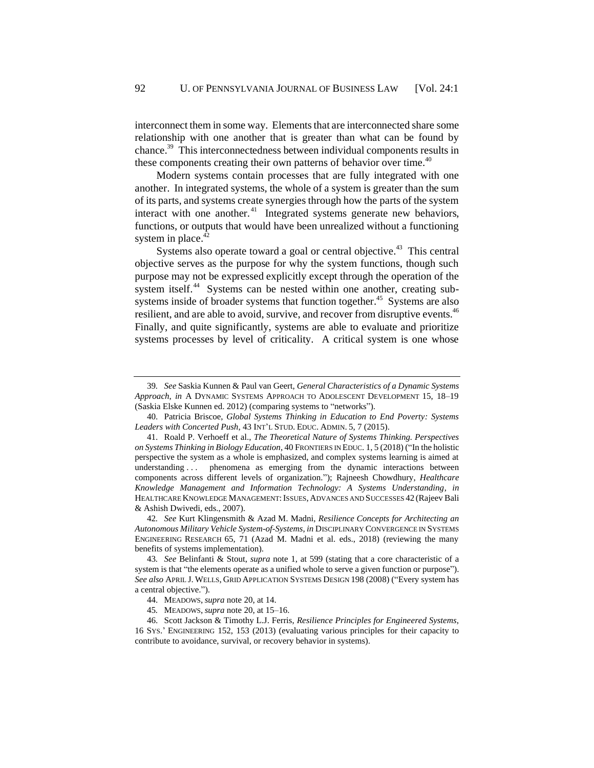interconnect them in some way. Elements that are interconnected share some relationship with one another that is greater than what can be found by chance.[39] This interconnectedness between individual components results in these components creating their own patterns of behavior over time.[40]

Modern systems contain processes that are fully integrated with one another. In integrated systems, the whole of a system is greater than the sum of its parts, and systems create synergies through how the parts of the system interact with one another.[41] Integrated systems generate new behaviors, functions, or outputs that would have been unrealized without a functioning system in place.[42]

Systems also operate toward a goal or central objective.[43] This central objective serves as the purpose for why the system functions, though such purpose may not be expressed explicitly except through the operation of the system itself.[44] Systems can be nested within one another, creating sub-systems inside of broader systems that function together.[45] Systems are also resilient, and are able to avoid, survive, and recover from disruptive events.[46] Finally, and quite significantly, systems are able to evaluate and prioritize systems processes by level of criticality. A critical system is one whose

---

39. *See* Saskia Kunnen & Paul van Geert, *General Characteristics of a Dynamic Systems Approach*, *in* A DYNAMIC SYSTEMS APPROACH TO ADOLESCENT DEVELOPMENT 15, 18–19 (Saskia Elske Kunnen ed. 2012) (comparing systems to "networks").

40. Patricia Briscoe, *Global Systems Thinking in Education to End Poverty: Systems Leaders with Concerted Push*, 43 INT'L STUD. EDUC. ADMIN. 5, 7 (2015).

41. Roald P. Verhoeff et al., *The Theoretical Nature of Systems Thinking. Perspectives on Systems Thinking in Biology Education*, 40 FRONTIERS IN EDUC. 1, 5 (2018) ("In the holistic perspective the system as a whole is emphasized, and complex systems learning is aimed at understanding . . . phenomena as emerging from the dynamic interactions between components across different levels of organization."); Rajneesh Chowdhury, *Healthcare Knowledge Management and Information Technology: A Systems Understanding*, *in* HEALTHCARE KNOWLEDGE MANAGEMENT: ISSUES, ADVANCES AND SUCCESSES 42 (Rajeev Bali & Ashish Dwivedi, eds., 2007).

42. *See* Kurt Klingensmith & Azad M. Madni, *Resilience Concepts for Architecting an Autonomous Military Vehicle System-of-Systems*, *in* DISCIPLINARY CONVERGENCE IN SYSTEMS ENGINEERING RESEARCH 65, 71 (Azad M. Madni et al. eds., 2018) (reviewing the many benefits of systems implementation).

43. *See* Belinfanti & Stout, *supra* note 1, at 599 (stating that a core characteristic of a system is that "the elements operate as a unified whole to serve a given function or purpose"). *See also* APRIL J. WELLS, GRID APPLICATION SYSTEMS DESIGN 198 (2008) ("Every system has a central objective.").

44. MEADOWS, *supra* note 20, at 14.

45. MEADOWS, *supra* note 20, at 15–16.

46. Scott Jackson & Timothy L.J. Ferris, *Resilience Principles for Engineered Systems*, 16 SYS.' ENGINEERING 152, 153 (2013) (evaluating various principles for their capacity to contribute to avoidance, survival, or recovery behavior in systems).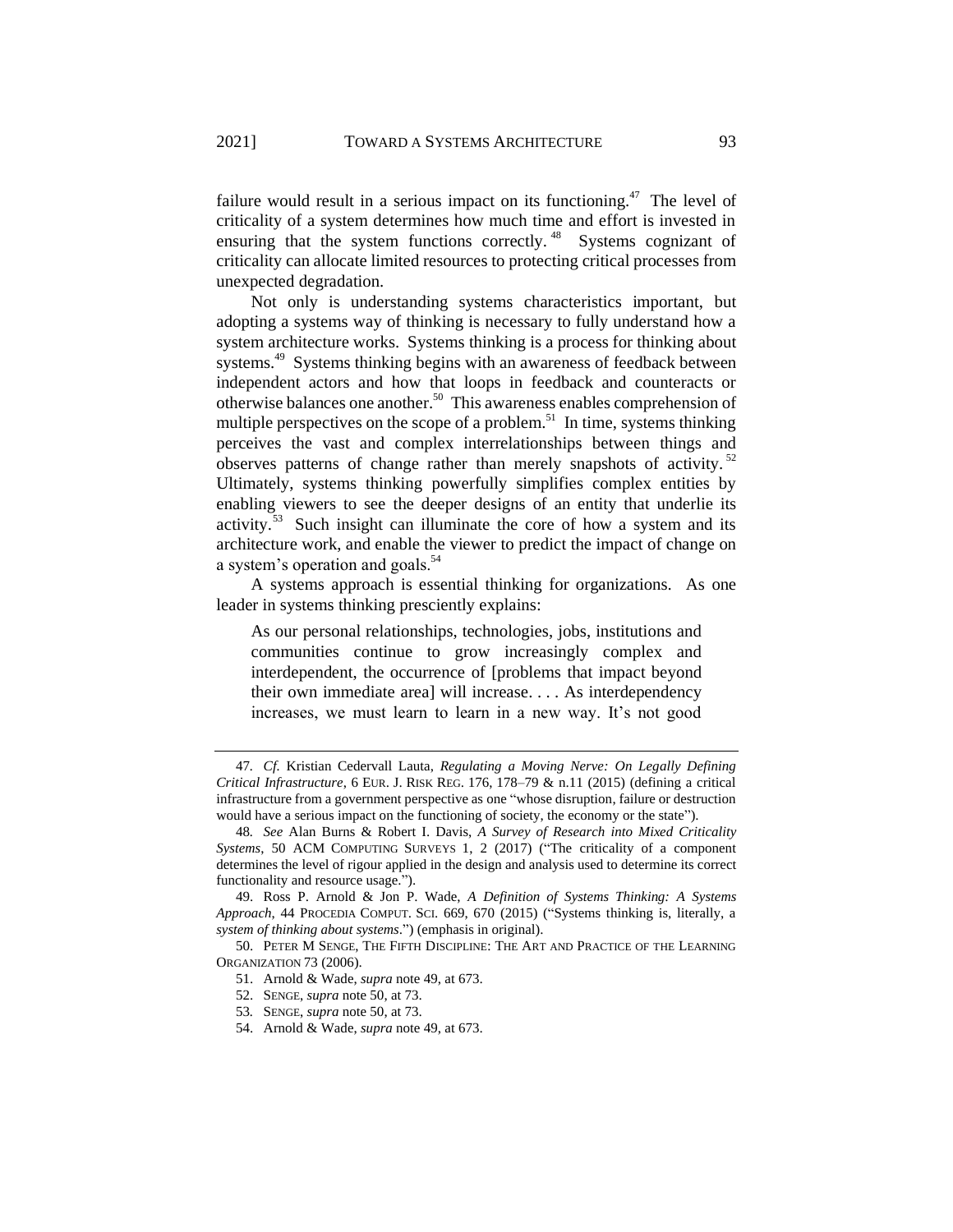failure would result in a serious impact on its functioning.[47] The level of criticality of a system determines how much time and effort is invested in ensuring that the system functions correctly.[48] Systems cognizant of criticality can allocate limited resources to protecting critical processes from unexpected degradation.

Not only is understanding systems characteristics important, but adopting a systems way of thinking is necessary to fully understand how a system architecture works. Systems thinking is a process for thinking about systems.[49] Systems thinking begins with an awareness of feedback between independent actors and how that loops in feedback and counteracts or otherwise balances one another.[50] This awareness enables comprehension of multiple perspectives on the scope of a problem.[51] In time, systems thinking perceives the vast and complex interrelationships between things and observes patterns of change rather than merely snapshots of activity.[52] Ultimately, systems thinking powerfully simplifies complex entities by enabling viewers to see the deeper designs of an entity that underlie its activity.[53] Such insight can illuminate the core of how a system and its architecture work, and enable the viewer to predict the impact of change on a system's operation and goals.[54]

A systems approach is essential thinking for organizations. As one leader in systems thinking presciently explains:

> As our personal relationships, technologies, jobs, institutions and communities continue to grow increasingly complex and interdependent, the occurrence of [problems that impact beyond their own immediate area] will increase. . . . As interdependency increases, we must learn to learn in a new way. It's not good

---

47. *Cf.* Kristian Cedervall Lauta, *Regulating a Moving Nerve: On Legally Defining Critical Infrastructure*, 6 EUR. J. RISK REG. 176, 178–79 & n.11 (2015) (defining a critical infrastructure from a government perspective as one "whose disruption, failure or destruction would have a serious impact on the functioning of society, the economy or the state").

48. *See* Alan Burns & Robert I. Davis, *A Survey of Research into Mixed Criticality Systems*, 50 ACM COMPUTING SURVEYS 1, 2 (2017) ("The criticality of a component determines the level of rigour applied in the design and analysis used to determine its correct functionality and resource usage.").

49. Ross P. Arnold & Jon P. Wade, *A Definition of Systems Thinking: A Systems Approach*, 44 PROCEDIA COMPUT. SCI. 669, 670 (2015) ("Systems thinking is, literally, a *system of thinking about systems*.") (emphasis in original).

50. PETER M SENGE, THE FIFTH DISCIPLINE: THE ART AND PRACTICE OF THE LEARNING ORGANIZATION 73 (2006).

51. Arnold & Wade, *supra* note 49, at 673.

52. SENGE, *supra* note 50, at 73.

53. SENGE, *supra* note 50, at 73.

54. Arnold & Wade, *supra* note 49, at 673.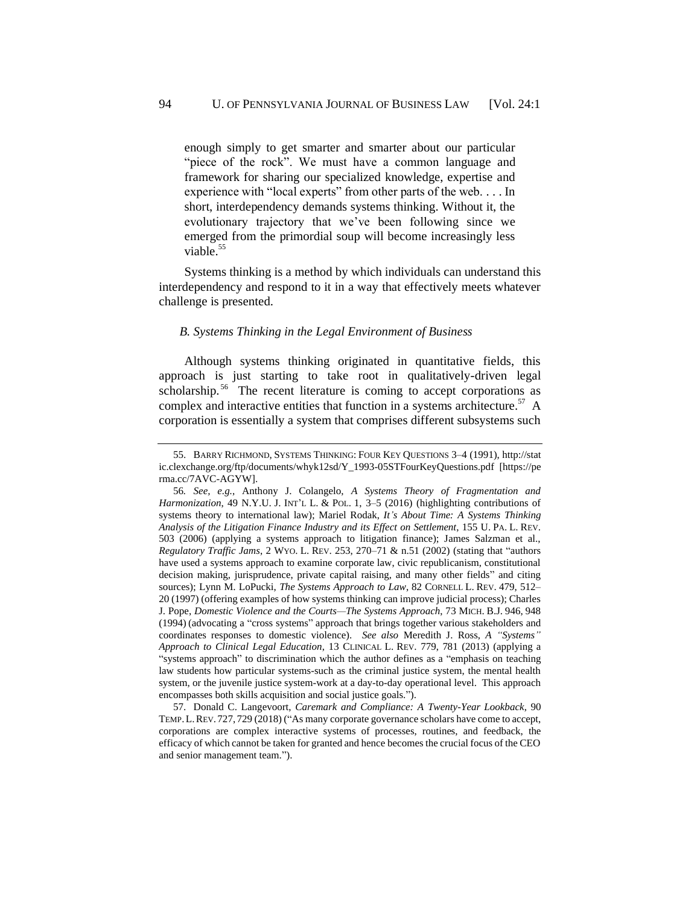> enough simply to get smarter and smarter about our particular "piece of the rock". We must have a common language and framework for sharing our specialized knowledge, expertise and experience with "local experts" from other parts of the web. . . . In short, interdependency demands systems thinking. Without it, the evolutionary trajectory that we've been following since we emerged from the primordial soup will become increasingly less viable.[55]

Systems thinking is a method by which individuals can understand this interdependency and respond to it in a way that effectively meets whatever challenge is presented.

### *B. Systems Thinking in the Legal Environment of Business*

Although systems thinking originated in quantitative fields, this approach is just starting to take root in qualitatively-driven legal scholarship.[56] The recent literature is coming to accept corporations as complex and interactive entities that function in a systems architecture.[57] A corporation is essentially a system that comprises different subsystems such

---

55. BARRY RICHMOND, SYSTEMS THINKING: FOUR KEY QUESTIONS 3–4 (1991), http://static.clexchange.org/ftp/documents/whyk12sd/Y_1993-05STFourKeyQuestions.pdf [https://perma.cc/7AVC-AGYW].

56. *See, e.g.*, Anthony J. Colangelo, *A Systems Theory of Fragmentation and Harmonization*, 49 N.Y.U. J. INT'L L. & POL. 1, 3–5 (2016) (highlighting contributions of systems theory to international law); Mariel Rodak, *It's About Time: A Systems Thinking Analysis of the Litigation Finance Industry and its Effect on Settlement*, 155 U. PA. L. REV. 503 (2006) (applying a systems approach to litigation finance); James Salzman et al., *Regulatory Traffic Jams*, 2 WYO. L. REV. 253, 270–71 & n.51 (2002) (stating that "authors have used a systems approach to examine corporate law, civic republicanism, constitutional decision making, jurisprudence, private capital raising, and many other fields" and citing sources); Lynn M. LoPucki, *The Systems Approach to Law*, 82 CORNELL L. REV. 479, 512–20 (1997) (offering examples of how systems thinking can improve judicial process); Charles J. Pope, *Domestic Violence and the Courts—The Systems Approach*, 73 MICH. B.J. 946, 948 (1994) (advocating a "cross systems" approach that brings together various stakeholders and coordinates responses to domestic violence). *See also* Meredith J. Ross, *A "Systems" Approach to Clinical Legal Education*, 13 CLINICAL L. REV. 779, 781 (2013) (applying a "systems approach" to discrimination which the author defines as a "emphasis on teaching law students how particular systems-such as the criminal justice system, the mental health system, or the juvenile justice system-work at a day-to-day operational level. This approach encompasses both skills acquisition and social justice goals.").

57. Donald C. Langevoort, *Caremark and Compliance: A Twenty-Year Lookback*, 90 TEMP. L. REV. 727, 729 (2018) ("As many corporate governance scholars have come to accept, corporations are complex interactive systems of processes, routines, and feedback, the efficacy of which cannot be taken for granted and hence becomes the crucial focus of the CEO and senior management team.").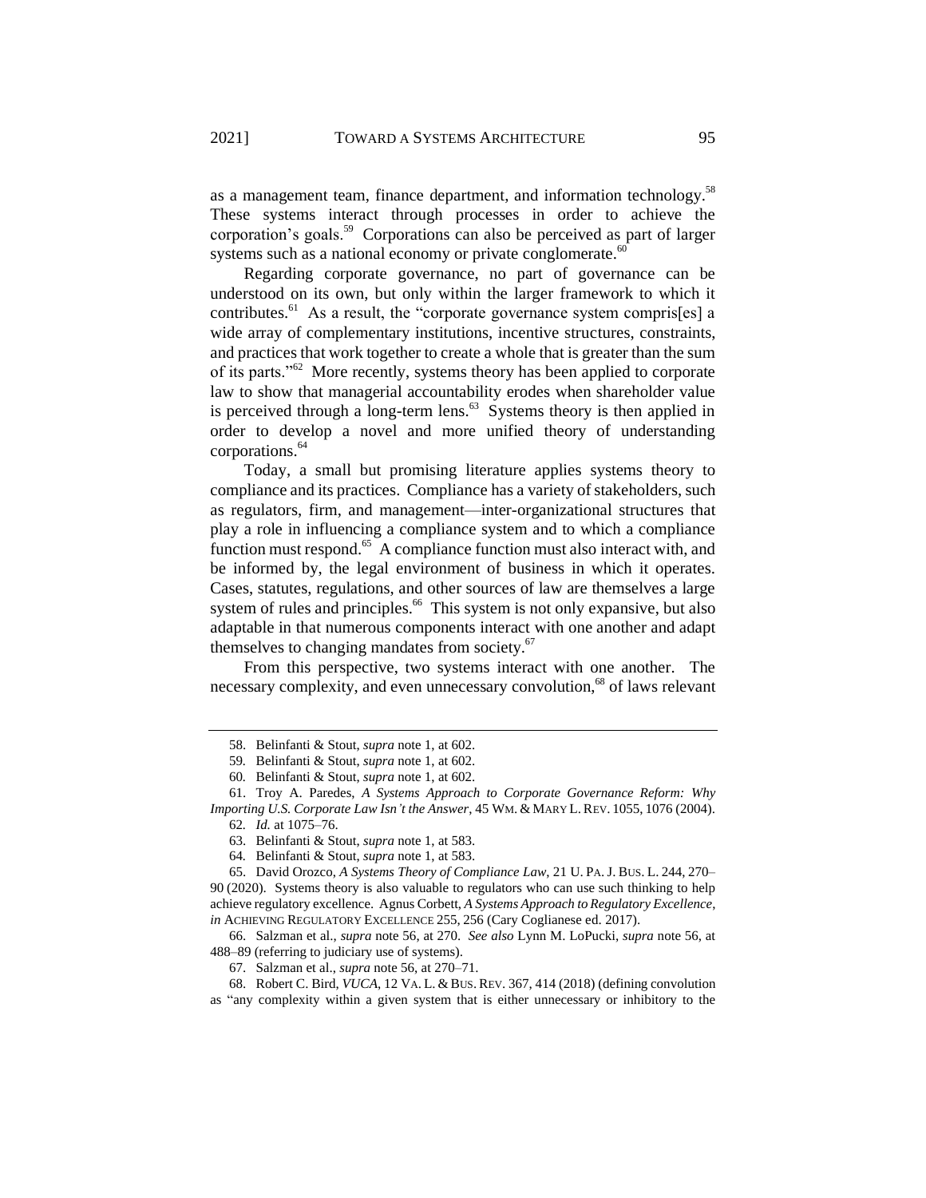as a management team, finance department, and information technology.[58] These systems interact through processes in order to achieve the corporation's goals.[59] Corporations can also be perceived as part of larger systems such as a national economy or private conglomerate.[60]

Regarding corporate governance, no part of governance can be understood on its own, but only within the larger framework to which it contributes.[61] As a result, the "corporate governance system compris[es] a wide array of complementary institutions, incentive structures, constraints, and practices that work together to create a whole that is greater than the sum of its parts."[62] More recently, systems theory has been applied to corporate law to show that managerial accountability erodes when shareholder value is perceived through a long-term lens.[63] Systems theory is then applied in order to develop a novel and more unified theory of understanding corporations.[64]

Today, a small but promising literature applies systems theory to compliance and its practices. Compliance has a variety of stakeholders, such as regulators, firm, and management—inter-organizational structures that play a role in influencing a compliance system and to which a compliance function must respond.[65] A compliance function must also interact with, and be informed by, the legal environment of business in which it operates. Cases, statutes, regulations, and other sources of law are themselves a large system of rules and principles.[66] This system is not only expansive, but also adaptable in that numerous components interact with one another and adapt themselves to changing mandates from society.[67]

From this perspective, two systems interact with one another. The necessary complexity, and even unnecessary convolution,[68] of laws relevant

---

58. Belinfanti & Stout, *supra* note 1, at 602.

59. Belinfanti & Stout, *supra* note 1, at 602.

60. Belinfanti & Stout, *supra* note 1, at 602.

61. Troy A. Paredes, *A Systems Approach to Corporate Governance Reform: Why Importing U.S. Corporate Law Isn't the Answer*, 45 WM. & MARY L. REV. 1055, 1076 (2004).

62. *Id.* at 1075–76.

63. Belinfanti & Stout, *supra* note 1, at 583.

64. Belinfanti & Stout, *supra* note 1, at 583.

65. David Orozco, *A Systems Theory of Compliance Law*, 21 U. PA. J. BUS. L. 244, 270–90 (2020). Systems theory is also valuable to regulators who can use such thinking to help achieve regulatory excellence. Agnus Corbett, *A Systems Approach to Regulatory Excellence*, *in* ACHIEVING REGULATORY EXCELLENCE 255, 256 (Cary Coglianese ed. 2017).

66. Salzman et al., *supra* note 56, at 270. *See also* Lynn M. LoPucki, *supra* note 56, at 488–89 (referring to judiciary use of systems).

67. Salzman et al., *supra* note 56, at 270–71.

68. Robert C. Bird, *VUCA*, 12 VA. L. & BUS. REV. 367, 414 (2018) (defining convolution as "any complexity within a given system that is either unnecessary or inhibitory to the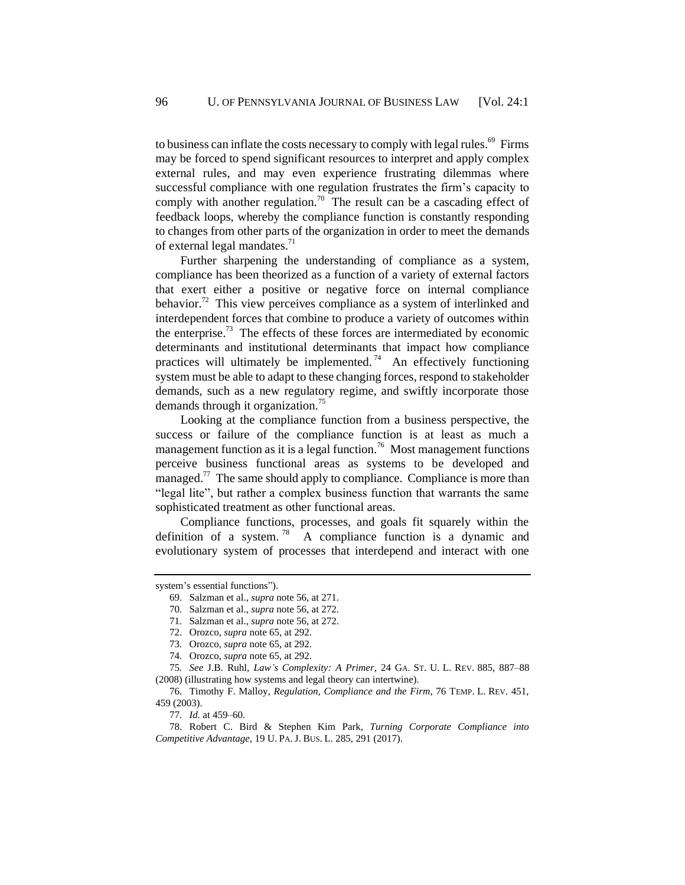to business can inflate the costs necessary to comply with legal rules.[69] Firms may be forced to spend significant resources to interpret and apply complex external rules, and may even experience frustrating dilemmas where successful compliance with one regulation frustrates the firm's capacity to comply with another regulation.[70] The result can be a cascading effect of feedback loops, whereby the compliance function is constantly responding to changes from other parts of the organization in order to meet the demands of external legal mandates.[71]

Further sharpening the understanding of compliance as a system, compliance has been theorized as a function of a variety of external factors that exert either a positive or negative force on internal compliance behavior.[72] This view perceives compliance as a system of interlinked and interdependent forces that combine to produce a variety of outcomes within the enterprise.[73] The effects of these forces are intermediated by economic determinants and institutional determinants that impact how compliance practices will ultimately be implemented.[74] An effectively functioning system must be able to adapt to these changing forces, respond to stakeholder demands, such as a new regulatory regime, and swiftly incorporate those demands through it organization.[75]

Looking at the compliance function from a business perspective, the success or failure of the compliance function is at least as much a management function as it is a legal function.[76] Most management functions perceive business functional areas as systems to be developed and managed.[77] The same should apply to compliance. Compliance is more than "legal lite", but rather a complex business function that warrants the same sophisticated treatment as other functional areas.

Compliance functions, processes, and goals fit squarely within the definition of a system.[78] A compliance function is a dynamic and evolutionary system of processes that interdepend and interact with one

---

system's essential functions").

69. Salzman et al., *supra* note 56, at 271.

70. Salzman et al., *supra* note 56, at 272.

71. Salzman et al., *supra* note 56, at 272.

72. Orozco, *supra* note 65, at 292.

73. Orozco, *supra* note 65, at 292.

74. Orozco, *supra* note 65, at 292.

75. *See* J.B. Ruhl, *Law's Complexity: A Primer*, 24 GA. ST. U. L. REV. 885, 887–88 (2008) (illustrating how systems and legal theory can intertwine).

76. Timothy F. Malloy, *Regulation, Compliance and the Firm*, 76 TEMP. L. REV. 451, 459 (2003).

77. *Id.* at 459–60.

78. Robert C. Bird & Stephen Kim Park, *Turning Corporate Compliance into Competitive Advantage*, 19 U. PA. J. BUS. L. 285, 291 (2017).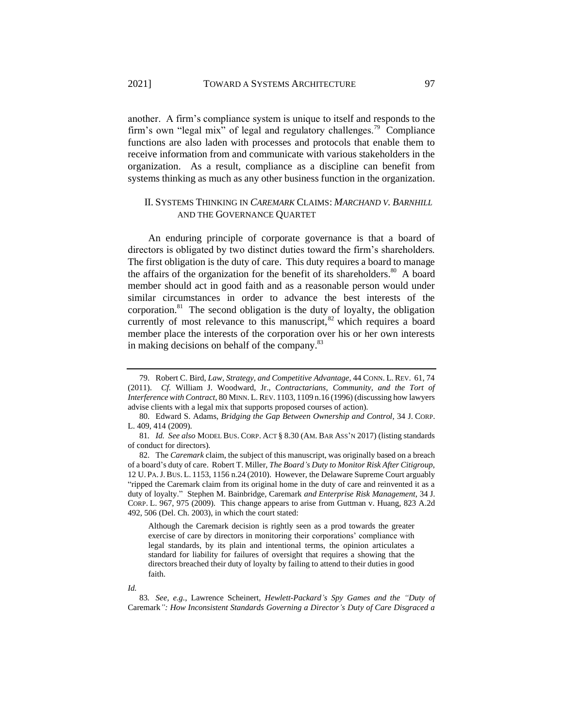another. A firm's compliance system is unique to itself and responds to the firm's own "legal mix" of legal and regulatory challenges.[79] Compliance functions are also laden with processes and protocols that enable them to receive information from and communicate with various stakeholders in the organization. As a result, compliance as a discipline can benefit from systems thinking as much as any other business function in the organization.

## II. SYSTEMS THINKING IN *CAREMARK* CLAIMS: *MARCHAND V. BARNHILL* AND THE GOVERNANCE QUARTET

An enduring principle of corporate governance is that a board of directors is obligated by two distinct duties toward the firm's shareholders. The first obligation is the duty of care. This duty requires a board to manage the affairs of the organization for the benefit of its shareholders.[80] A board member should act in good faith and as a reasonable person would under similar circumstances in order to advance the best interests of the corporation.[81] The second obligation is the duty of loyalty, the obligation currently of most relevance to this manuscript,[82] which requires a board member place the interests of the corporation over his or her own interests in making decisions on behalf of the company.[83]

---

79. Robert C. Bird, *Law, Strategy, and Competitive Advantage*, 44 CONN. L. REV. 61, 74 (2011). *Cf.* William J. Woodward, Jr., *Contractarians, Community, and the Tort of Interference with Contract*, 80 MINN. L. REV. 1103, 1109 n.16 (1996) (discussing how lawyers advise clients with a legal mix that supports proposed courses of action).

80. Edward S. Adams, *Bridging the Gap Between Ownership and Control*, 34 J. CORP. L. 409, 414 (2009).

81. *Id. See also* MODEL BUS. CORP. ACT § 8.30 (AM. BAR ASS'N 2017) (listing standards of conduct for directors).

82. The *Caremark* claim, the subject of this manuscript, was originally based on a breach of a board's duty of care. Robert T. Miller, *The Board's Duty to Monitor Risk After Citigroup*, 12 U. PA. J. BUS. L. 1153, 1156 n.24 (2010). However, the Delaware Supreme Court arguably "ripped the Caremark claim from its original home in the duty of care and reinvented it as a duty of loyalty." Stephen M. Bainbridge, Caremark *and Enterprise Risk Management*, 34 J. CORP. L. 967, 975 (2009). This change appears to arise from Guttman v. Huang, 823 A.2d 492, 506 (Del. Ch. 2003), in which the court stated:

> Although the Caremark decision is rightly seen as a prod towards the greater exercise of care by directors in monitoring their corporations' compliance with legal standards, by its plain and intentional terms, the opinion articulates a standard for liability for failures of oversight that requires a showing that the directors breached their duty of loyalty by failing to attend to their duties in good faith.

*Id.*

83. *See, e.g.*, Lawrence Scheinert, *Hewlett-Packard's Spy Games and the "Duty of* Caremark*": How Inconsistent Standards Governing a Director's Duty of Care Disgraced a*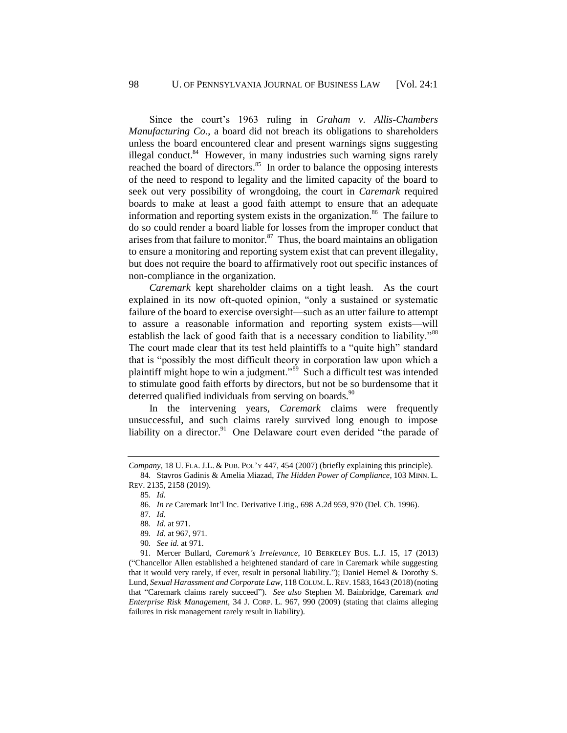Since the court's 1963 ruling in *Graham v. Allis-Chambers Manufacturing Co.*, a board did not breach its obligations to shareholders unless the board encountered clear and present warnings signs suggesting illegal conduct.[84] However, in many industries such warning signs rarely reached the board of directors.[85] In order to balance the opposing interests of the need to respond to legality and the limited capacity of the board to seek out very possibility of wrongdoing, the court in *Caremark* required boards to make at least a good faith attempt to ensure that an adequate information and reporting system exists in the organization.[86] The failure to do so could render a board liable for losses from the improper conduct that arises from that failure to monitor.[87] Thus, the board maintains an obligation to ensure a monitoring and reporting system exist that can prevent illegality, but does not require the board to affirmatively root out specific instances of non-compliance in the organization.

*Caremark* kept shareholder claims on a tight leash. As the court explained in its now oft-quoted opinion, "only a sustained or systematic failure of the board to exercise oversight—such as an utter failure to attempt to assure a reasonable information and reporting system exists—will establish the lack of good faith that is a necessary condition to liability."[88] The court made clear that its test held plaintiffs to a "quite high" standard that is "possibly the most difficult theory in corporation law upon which a plaintiff might hope to win a judgment."[89] Such a difficult test was intended to stimulate good faith efforts by directors, but not be so burdensome that it deterred qualified individuals from serving on boards.[90]

In the intervening years, *Caremark* claims were frequently unsuccessful, and such claims rarely survived long enough to impose liability on a director.[91] One Delaware court even derided "the parade of

---

*Company*, 18 U. FLA. J.L. & PUB. POL'Y 447, 454 (2007) (briefly explaining this principle).

84. Stavros Gadinis & Amelia Miazad, *The Hidden Power of Compliance*, 103 MINN. L. REV. 2135, 2158 (2019).

85. *Id.*

86. *In re* Caremark Int'l Inc. Derivative Litig., 698 A.2d 959, 970 (Del. Ch. 1996).

87. *Id.*

88. *Id.* at 971.

89. *Id.* at 967, 971.

90. *See id.* at 971.

91. Mercer Bullard, *Caremark's Irrelevance*, 10 BERKELEY BUS. L.J. 15, 17 (2013) ("Chancellor Allen established a heightened standard of care in Caremark while suggesting that it would very rarely, if ever, result in personal liability."); Daniel Hemel & Dorothy S. Lund, *Sexual Harassment and Corporate Law*, 118 COLUM. L. REV. 1583, 1643 (2018) (noting that "Caremark claims rarely succeed"). *See also* Stephen M. Bainbridge, Caremark *and Enterprise Risk Management*, 34 J. CORP. L. 967, 990 (2009) (stating that claims alleging failures in risk management rarely result in liability).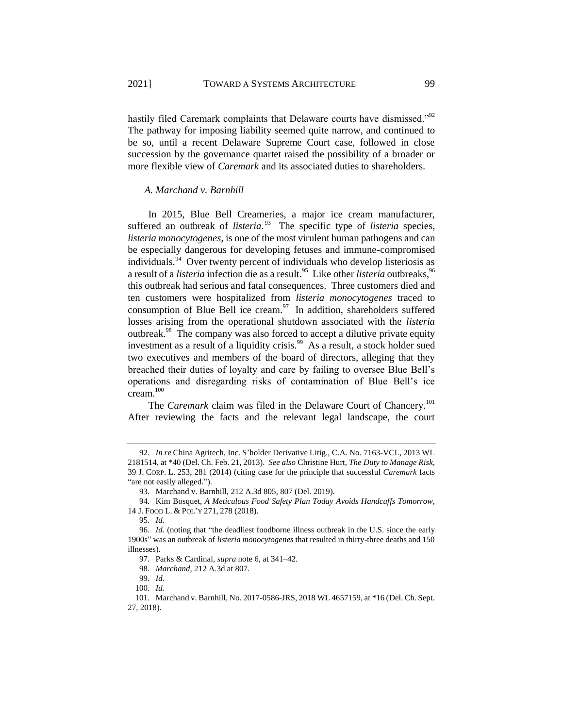hastily filed Caremark complaints that Delaware courts have dismissed."[92] The pathway for imposing liability seemed quite narrow, and continued to be so, until a recent Delaware Supreme Court case, followed in close succession by the governance quartet raised the possibility of a broader or more flexible view of *Caremark* and its associated duties to shareholders.

### *A. Marchand v. Barnhill*

In 2015, Blue Bell Creameries, a major ice cream manufacturer, suffered an outbreak of *listeria*.[93] The specific type of *listeria* species, *listeria monocytogenes*, is one of the most virulent human pathogens and can be especially dangerous for developing fetuses and immune-compromised individuals.[94] Over twenty percent of individuals who develop listeriosis as a result of a *listeria* infection die as a result.[95] Like other *listeria* outbreaks,[96] this outbreak had serious and fatal consequences. Three customers died and ten customers were hospitalized from *listeria monocytogenes* traced to consumption of Blue Bell ice cream.[97] In addition, shareholders suffered losses arising from the operational shutdown associated with the *listeria* outbreak.[98] The company was also forced to accept a dilutive private equity investment as a result of a liquidity crisis.[99] As a result, a stock holder sued two executives and members of the board of directors, alleging that they breached their duties of loyalty and care by failing to oversee Blue Bell's operations and disregarding risks of contamination of Blue Bell's ice cream.[100]

The *Caremark* claim was filed in the Delaware Court of Chancery.[101] After reviewing the facts and the relevant legal landscape, the court

---

92. *In re* China Agritech, Inc. S'holder Derivative Litig., C.A. No. 7163-VCL, 2013 WL 2181514, at *40 (Del. Ch. Feb. 21, 2013). *See also* Christine Hurt, *The Duty to Manage Risk*, 39 J. CORP. L. 253, 281 (2014) (citing case for the principle that successful *Caremark* facts "are not easily alleged.").

93. Marchand v. Barnhill, 212 A.3d 805, 807 (Del. 2019).

94. Kim Bosquet, *A Meticulous Food Safety Plan Today Avoids Handcuffs Tomorrow*, 14 J. FOOD L. & POL'Y 271, 278 (2018).

95. *Id.*

96. *Id.* (noting that "the deadliest foodborne illness outbreak in the U.S. since the early 1900s" was an outbreak of *listeria monocytogenes* that resulted in thirty-three deaths and 150 illnesses).

97. Parks & Cardinal, *supra* note 6, at 341–42.

98. *Marchand*, 212 A.3d at 807.

99. *Id.*

100. *Id.*

101. Marchand v. Barnhill, No. 2017-0586-JRS, 2018 WL 4657159, at *16 (Del. Ch. Sept. 27, 2018).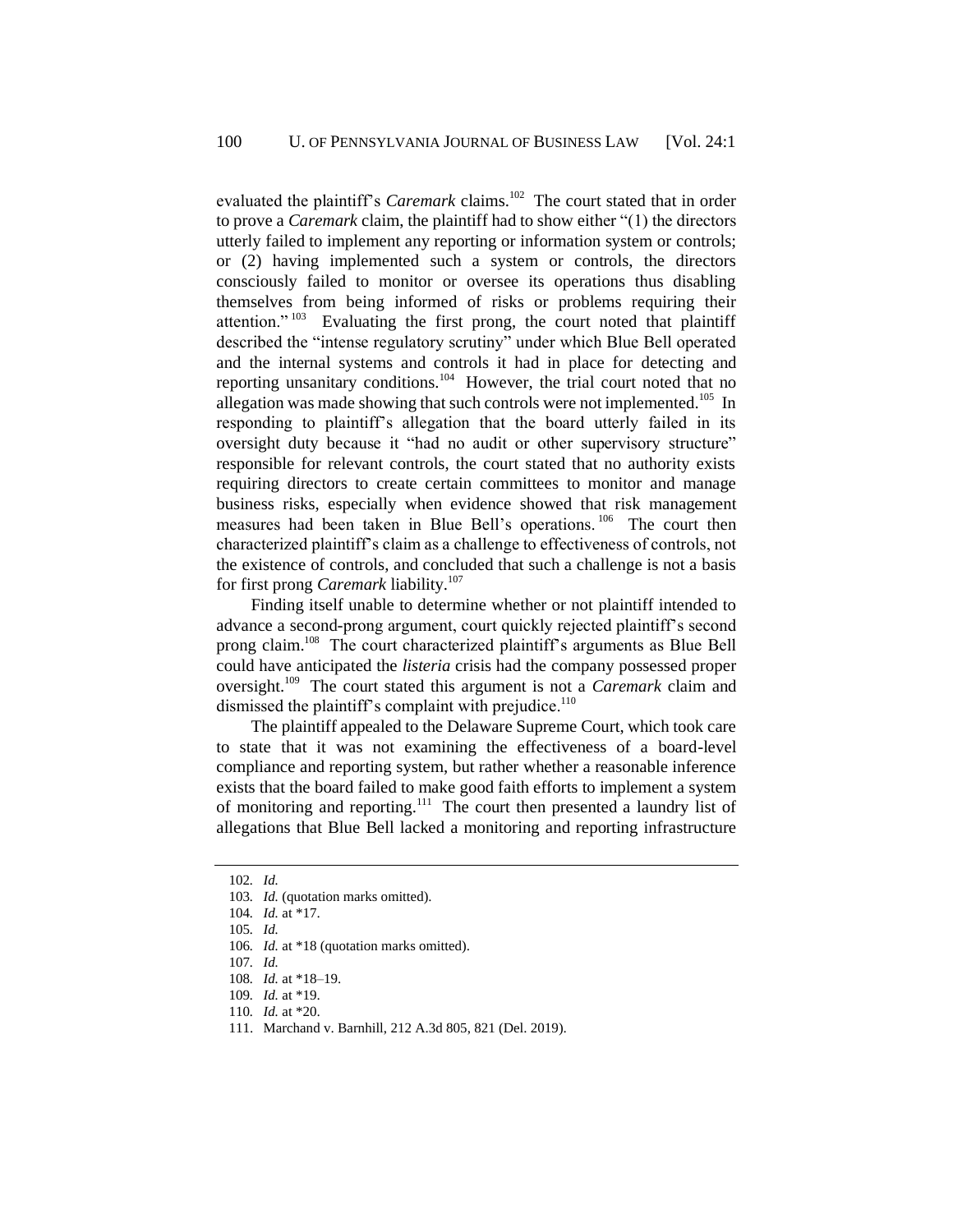evaluated the plaintiff's *Caremark* claims.[102] The court stated that in order to prove a *Caremark* claim, the plaintiff had to show either "(1) the directors utterly failed to implement any reporting or information system or controls; or (2) having implemented such a system or controls, the directors consciously failed to monitor or oversee its operations thus disabling themselves from being informed of risks or problems requiring their attention."[103] Evaluating the first prong, the court noted that plaintiff described the "intense regulatory scrutiny" under which Blue Bell operated and the internal systems and controls it had in place for detecting and reporting unsanitary conditions.[104] However, the trial court noted that no allegation was made showing that such controls were not implemented.[105] In responding to plaintiff's allegation that the board utterly failed in its oversight duty because it "had no audit or other supervisory structure" responsible for relevant controls, the court stated that no authority exists requiring directors to create certain committees to monitor and manage business risks, especially when evidence showed that risk management measures had been taken in Blue Bell's operations.[106] The court then characterized plaintiff's claim as a challenge to effectiveness of controls, not the existence of controls, and concluded that such a challenge is not a basis for first prong *Caremark* liability.[107]

Finding itself unable to determine whether or not plaintiff intended to advance a second-prong argument, court quickly rejected plaintiff's second prong claim.[108] The court characterized plaintiff's arguments as Blue Bell could have anticipated the *listeria* crisis had the company possessed proper oversight.[109] The court stated this argument is not a *Caremark* claim and dismissed the plaintiff's complaint with prejudice.[110]

The plaintiff appealed to the Delaware Supreme Court, which took care to state that it was not examining the effectiveness of a board-level compliance and reporting system, but rather whether a reasonable inference exists that the board failed to make good faith efforts to implement a system of monitoring and reporting.[111] The court then presented a laundry list of allegations that Blue Bell lacked a monitoring and reporting infrastructure

---

102. *Id.*

103. *Id.* (quotation marks omitted).

104. *Id.* at *17.

105. *Id.*

106. *Id.* at *18 (quotation marks omitted).

107. *Id.*

108. *Id.* at *18–19.

109. *Id.* at *19.

110. *Id.* at *20.

111. Marchand v. Barnhill, 212 A.3d 805, 821 (Del. 2019).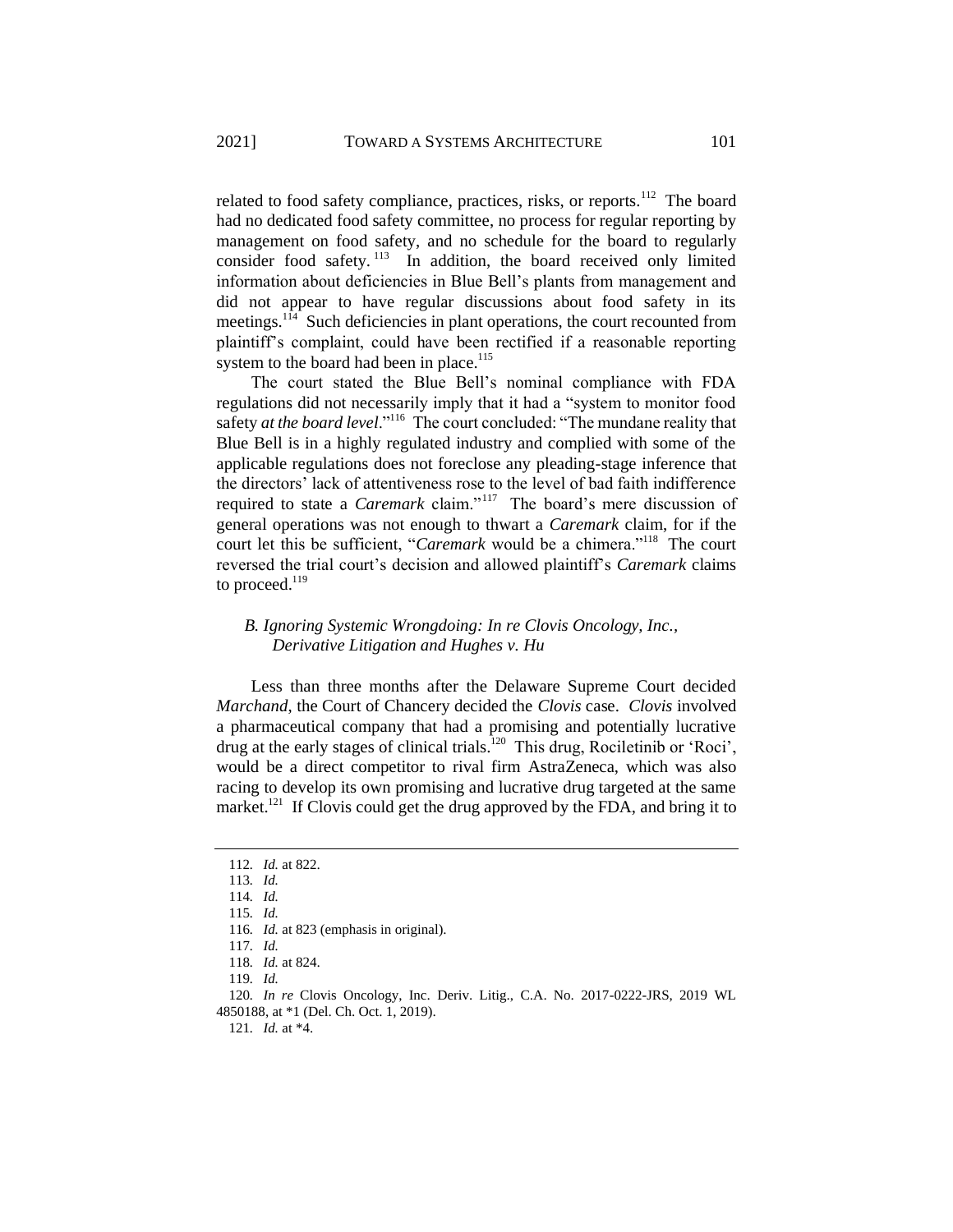related to food safety compliance, practices, risks, or reports.[112] The board had no dedicated food safety committee, no process for regular reporting by management on food safety, and no schedule for the board to regularly consider food safety.[113] In addition, the board received only limited information about deficiencies in Blue Bell's plants from management and did not appear to have regular discussions about food safety in its meetings.[114] Such deficiencies in plant operations, the court recounted from plaintiff's complaint, could have been rectified if a reasonable reporting system to the board had been in place.[115]

The court stated the Blue Bell's nominal compliance with FDA regulations did not necessarily imply that it had a "system to monitor food safety *at the board level*."[116] The court concluded: "The mundane reality that Blue Bell is in a highly regulated industry and complied with some of the applicable regulations does not foreclose any pleading-stage inference that the directors' lack of attentiveness rose to the level of bad faith indifference required to state a *Caremark* claim."[117] The board's mere discussion of general operations was not enough to thwart a *Caremark* claim, for if the court let this be sufficient, "*Caremark* would be a chimera."[118] The court reversed the trial court's decision and allowed plaintiff's *Caremark* claims to proceed.[119]

### *B. Ignoring Systemic Wrongdoing: In re Clovis Oncology, Inc., Derivative Litigation and Hughes v. Hu*

Less than three months after the Delaware Supreme Court decided *Marchand*, the Court of Chancery decided the *Clovis* case. *Clovis* involved a pharmaceutical company that had a promising and potentially lucrative drug at the early stages of clinical trials.[120] This drug, Rociletinib or 'Roci', would be a direct competitor to rival firm AstraZeneca, which was also racing to develop its own promising and lucrative drug targeted at the same market.[121] If Clovis could get the drug approved by the FDA, and bring it to

---

112. *Id.* at 822.

113. *Id.*

114. *Id.*

115. *Id.*

116. *Id.* at 823 (emphasis in original).

117. *Id.*

118. *Id.* at 824.

119. *Id.*

120. *In re* Clovis Oncology, Inc. Deriv. Litig., C.A. No. 2017-0222-JRS, 2019 WL 4850188, at *1 (Del. Ch. Oct. 1, 2019).

121. *Id.* at *4.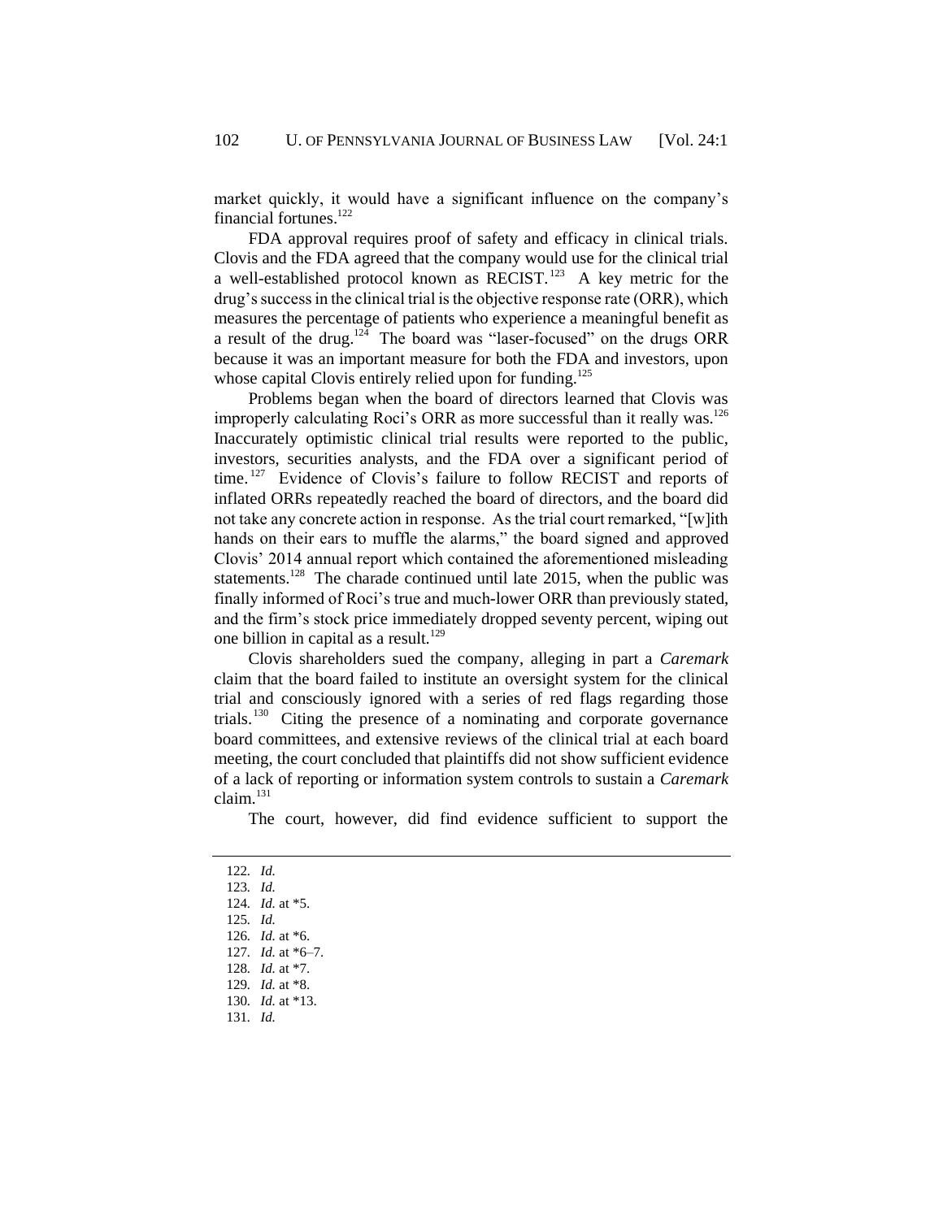market quickly, it would have a significant influence on the company's financial fortunes.[122]

FDA approval requires proof of safety and efficacy in clinical trials. Clovis and the FDA agreed that the company would use for the clinical trial a well-established protocol known as RECIST.[123] A key metric for the drug's success in the clinical trial is the objective response rate (ORR), which measures the percentage of patients who experience a meaningful benefit as a result of the drug.[124] The board was "laser-focused" on the drugs ORR because it was an important measure for both the FDA and investors, upon whose capital Clovis entirely relied upon for funding.[125]

Problems began when the board of directors learned that Clovis was improperly calculating Roci's ORR as more successful than it really was.[126] Inaccurately optimistic clinical trial results were reported to the public, investors, securities analysts, and the FDA over a significant period of time.[127] Evidence of Clovis's failure to follow RECIST and reports of inflated ORRs repeatedly reached the board of directors, and the board did not take any concrete action in response. As the trial court remarked, "[w]ith hands on their ears to muffle the alarms," the board signed and approved Clovis' 2014 annual report which contained the aforementioned misleading statements.[128] The charade continued until late 2015, when the public was finally informed of Roci's true and much-lower ORR than previously stated, and the firm's stock price immediately dropped seventy percent, wiping out one billion in capital as a result.[129]

Clovis shareholders sued the company, alleging in part a *Caremark* claim that the board failed to institute an oversight system for the clinical trial and consciously ignored with a series of red flags regarding those trials.[130] Citing the presence of a nominating and corporate governance board committees, and extensive reviews of the clinical trial at each board meeting, the court concluded that plaintiffs did not show sufficient evidence of a lack of reporting or information system controls to sustain a *Caremark* claim.[131]

The court, however, did find evidence sufficient to support the

---

122. *Id.*
123. *Id.*
124. *Id.* at *5.
125. *Id.*
126. *Id.* at *6.
127. *Id.* at *6–7.
128. *Id.* at *7.
129. *Id.* at *8.
130. *Id.* at *13.
131. *Id.*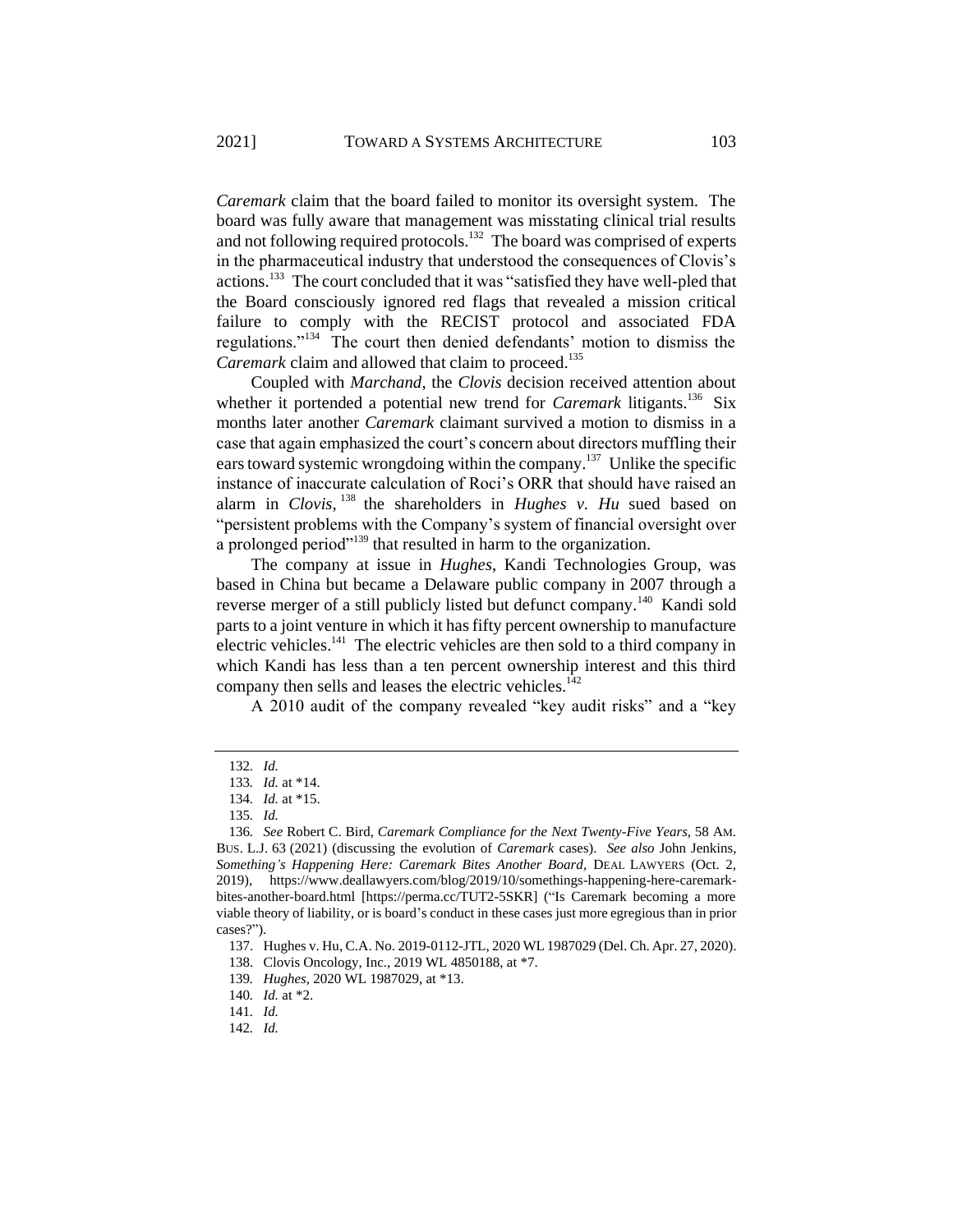*Caremark* claim that the board failed to monitor its oversight system. The board was fully aware that management was misstating clinical trial results and not following required protocols.[132] The board was comprised of experts in the pharmaceutical industry that understood the consequences of Clovis's actions.[133] The court concluded that it was "satisfied they have well-pled that the Board consciously ignored red flags that revealed a mission critical failure to comply with the RECIST protocol and associated FDA regulations."[134] The court then denied defendants' motion to dismiss the *Caremark* claim and allowed that claim to proceed.[135]

Coupled with *Marchand*, the *Clovis* decision received attention about whether it portended a potential new trend for *Caremark* litigants.[136] Six months later another *Caremark* claimant survived a motion to dismiss in a case that again emphasized the court's concern about directors muffling their ears toward systemic wrongdoing within the company.[137] Unlike the specific instance of inaccurate calculation of Roci's ORR that should have raised an alarm in *Clovis*,[138] the shareholders in *Hughes v. Hu* sued based on "persistent problems with the Company's system of financial oversight over a prolonged period"[139] that resulted in harm to the organization.

The company at issue in *Hughes*, Kandi Technologies Group, was based in China but became a Delaware public company in 2007 through a reverse merger of a still publicly listed but defunct company.[140] Kandi sold parts to a joint venture in which it has fifty percent ownership to manufacture electric vehicles.[141] The electric vehicles are then sold to a third company in which Kandi has less than a ten percent ownership interest and this third company then sells and leases the electric vehicles.[142]

A 2010 audit of the company revealed "key audit risks" and a "key

---

132. *Id.*

133. *Id.* at \*14.

134. *Id.* at \*15.

135. *Id.*

136. *See* Robert C. Bird, *Caremark Compliance for the Next Twenty-Five Years*, 58 AM. BUS. L.J. 63 (2021) (discussing the evolution of *Caremark* cases). *See also* John Jenkins, *Something's Happening Here: Caremark Bites Another Board*, DEAL LAWYERS (Oct. 2, 2019), https://www.deallawyers.com/blog/2019/10/somethings-happening-here-caremark-bites-another-board.html [https://perma.cc/TUT2-5SKR] ("Is Caremark becoming a more viable theory of liability, or is board's conduct in these cases just more egregious than in prior cases?").

137. Hughes v. Hu, C.A. No. 2019-0112-JTL, 2020 WL 1987029 (Del. Ch. Apr. 27, 2020).

138. Clovis Oncology, Inc., 2019 WL 4850188, at \*7.

139. *Hughes*, 2020 WL 1987029, at \*13.

140. *Id.* at \*2.

141. *Id.*

142. *Id.*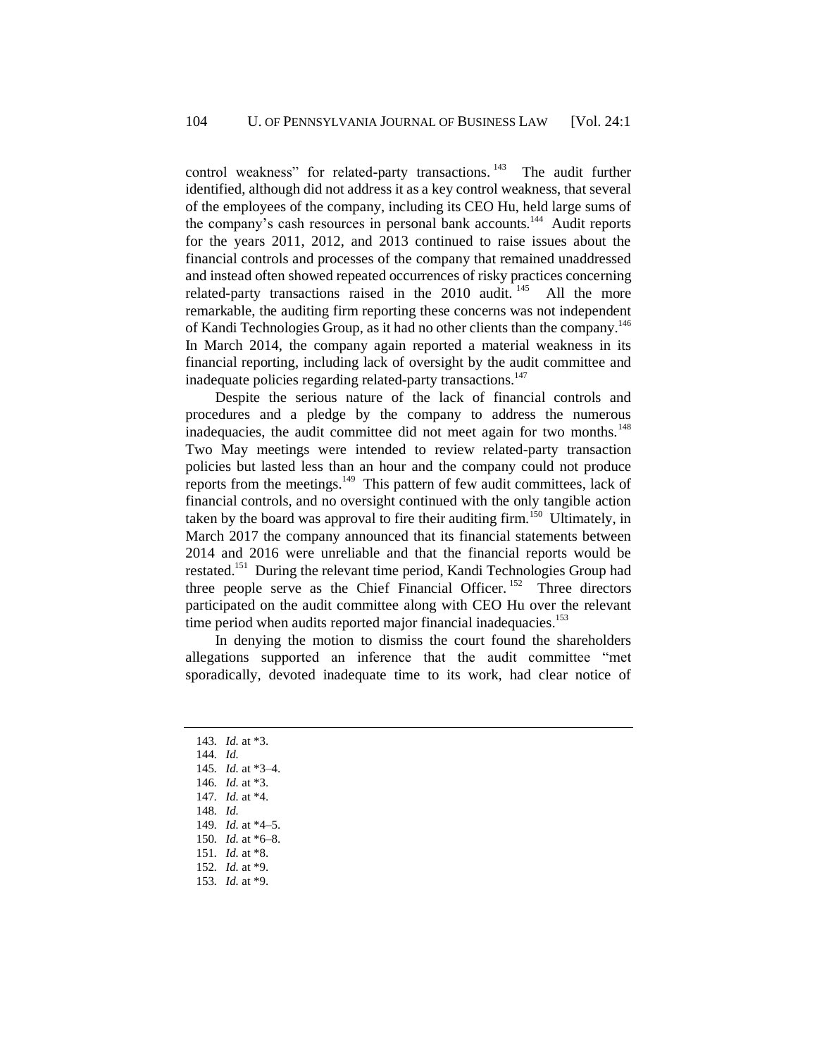control weakness" for related-party transactions.[143] The audit further identified, although did not address it as a key control weakness, that several of the employees of the company, including its CEO Hu, held large sums of the company's cash resources in personal bank accounts.[144] Audit reports for the years 2011, 2012, and 2013 continued to raise issues about the financial controls and processes of the company that remained unaddressed and instead often showed repeated occurrences of risky practices concerning related-party transactions raised in the 2010 audit.[145] All the more remarkable, the auditing firm reporting these concerns was not independent of Kandi Technologies Group, as it had no other clients than the company.[146] In March 2014, the company again reported a material weakness in its financial reporting, including lack of oversight by the audit committee and inadequate policies regarding related-party transactions.[147]

Despite the serious nature of the lack of financial controls and procedures and a pledge by the company to address the numerous inadequacies, the audit committee did not meet again for two months.[148] Two May meetings were intended to review related-party transaction policies but lasted less than an hour and the company could not produce reports from the meetings.[149] This pattern of few audit committees, lack of financial controls, and no oversight continued with the only tangible action taken by the board was approval to fire their auditing firm.[150] Ultimately, in March 2017 the company announced that its financial statements between 2014 and 2016 were unreliable and that the financial reports would be restated.[151] During the relevant time period, Kandi Technologies Group had three people serve as the Chief Financial Officer.[152] Three directors participated on the audit committee along with CEO Hu over the relevant time period when audits reported major financial inadequacies.[153]

In denying the motion to dismiss the court found the shareholders allegations supported an inference that the audit committee "met sporadically, devoted inadequate time to its work, had clear notice of

---

143. *Id.* at *3.
144. *Id.*
145. *Id.* at *3–4.
146. *Id.* at *3.
147. *Id.* at *4.
148. *Id.*
149. *Id.* at *4–5.
150. *Id.* at *6–8.
151. *Id.* at *8.
152. *Id.* at *9.
153. *Id.* at *9.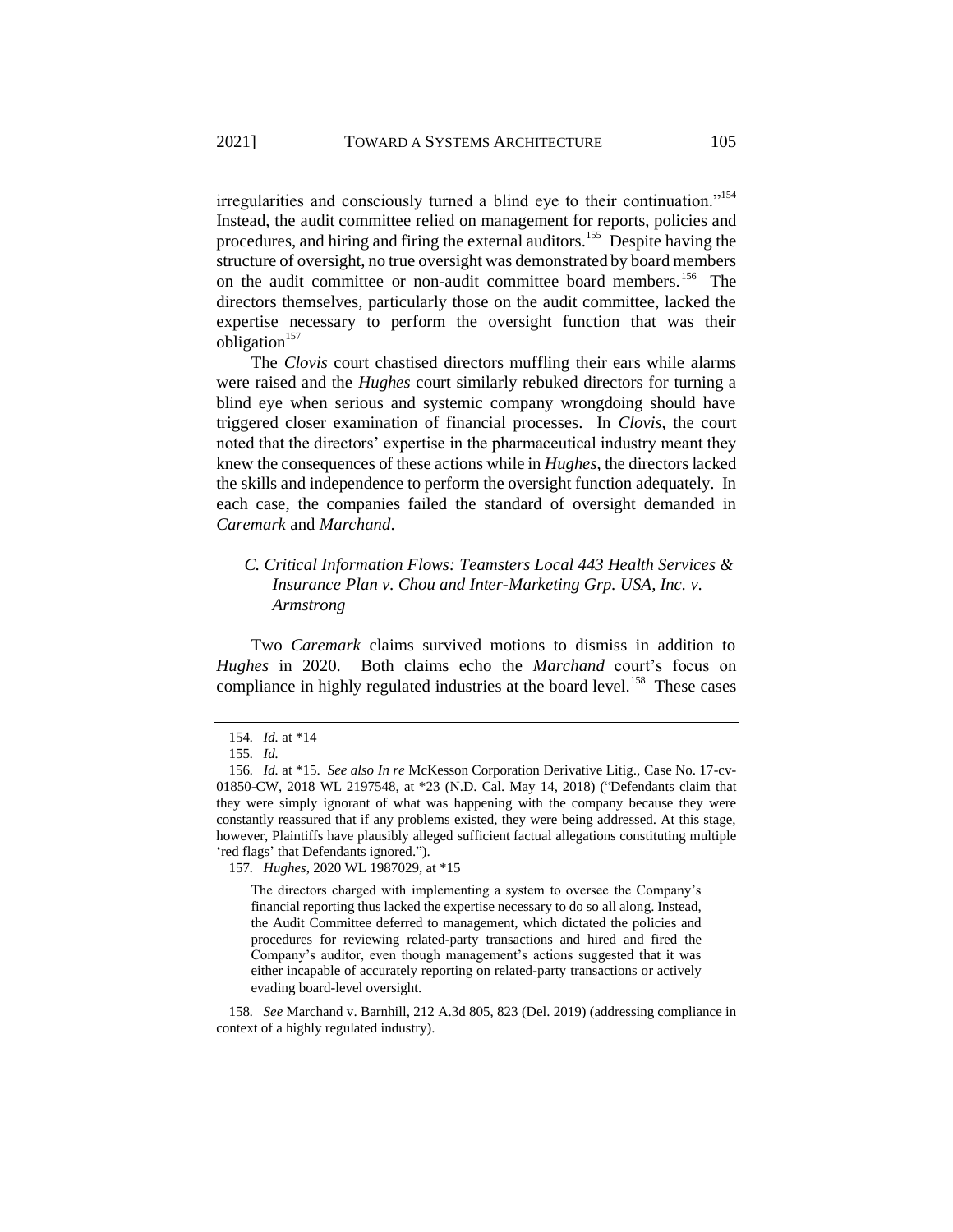irregularities and consciously turned a blind eye to their continuation."[154] Instead, the audit committee relied on management for reports, policies and procedures, and hiring and firing the external auditors.[155] Despite having the structure of oversight, no true oversight was demonstrated by board members on the audit committee or non-audit committee board members.[156] The directors themselves, particularly those on the audit committee, lacked the expertise necessary to perform the oversight function that was their obligation[157]

The *Clovis* court chastised directors muffling their ears while alarms were raised and the *Hughes* court similarly rebuked directors for turning a blind eye when serious and systemic company wrongdoing should have triggered closer examination of financial processes. In *Clovis*, the court noted that the directors' expertise in the pharmaceutical industry meant they knew the consequences of these actions while in *Hughes*, the directors lacked the skills and independence to perform the oversight function adequately. In each case, the companies failed the standard of oversight demanded in *Caremark* and *Marchand*.

### *C. Critical Information Flows: Teamsters Local 443 Health Services & Insurance Plan v. Chou and Inter-Marketing Grp. USA, Inc. v. Armstrong*

Two *Caremark* claims survived motions to dismiss in addition to *Hughes* in 2020. Both claims echo the *Marchand* court's focus on compliance in highly regulated industries at the board level.[158] These cases

---

154. *Id.* at \*14

155. *Id.*

156. *Id.* at \*15. *See also In re* McKesson Corporation Derivative Litig., Case No. 17-cv-01850-CW, 2018 WL 2197548, at \*23 (N.D. Cal. May 14, 2018) ("Defendants claim that they were simply ignorant of what was happening with the company because they were constantly reassured that if any problems existed, they were being addressed. At this stage, however, Plaintiffs have plausibly alleged sufficient factual allegations constituting multiple 'red flags' that Defendants ignored.").

157. *Hughes*, 2020 WL 1987029, at \*15

> The directors charged with implementing a system to oversee the Company's financial reporting thus lacked the expertise necessary to do so all along. Instead, the Audit Committee deferred to management, which dictated the policies and procedures for reviewing related-party transactions and hired and fired the Company's auditor, even though management's actions suggested that it was either incapable of accurately reporting on related-party transactions or actively evading board-level oversight.

158. *See* Marchand v. Barnhill, 212 A.3d 805, 823 (Del. 2019) (addressing compliance in context of a highly regulated industry).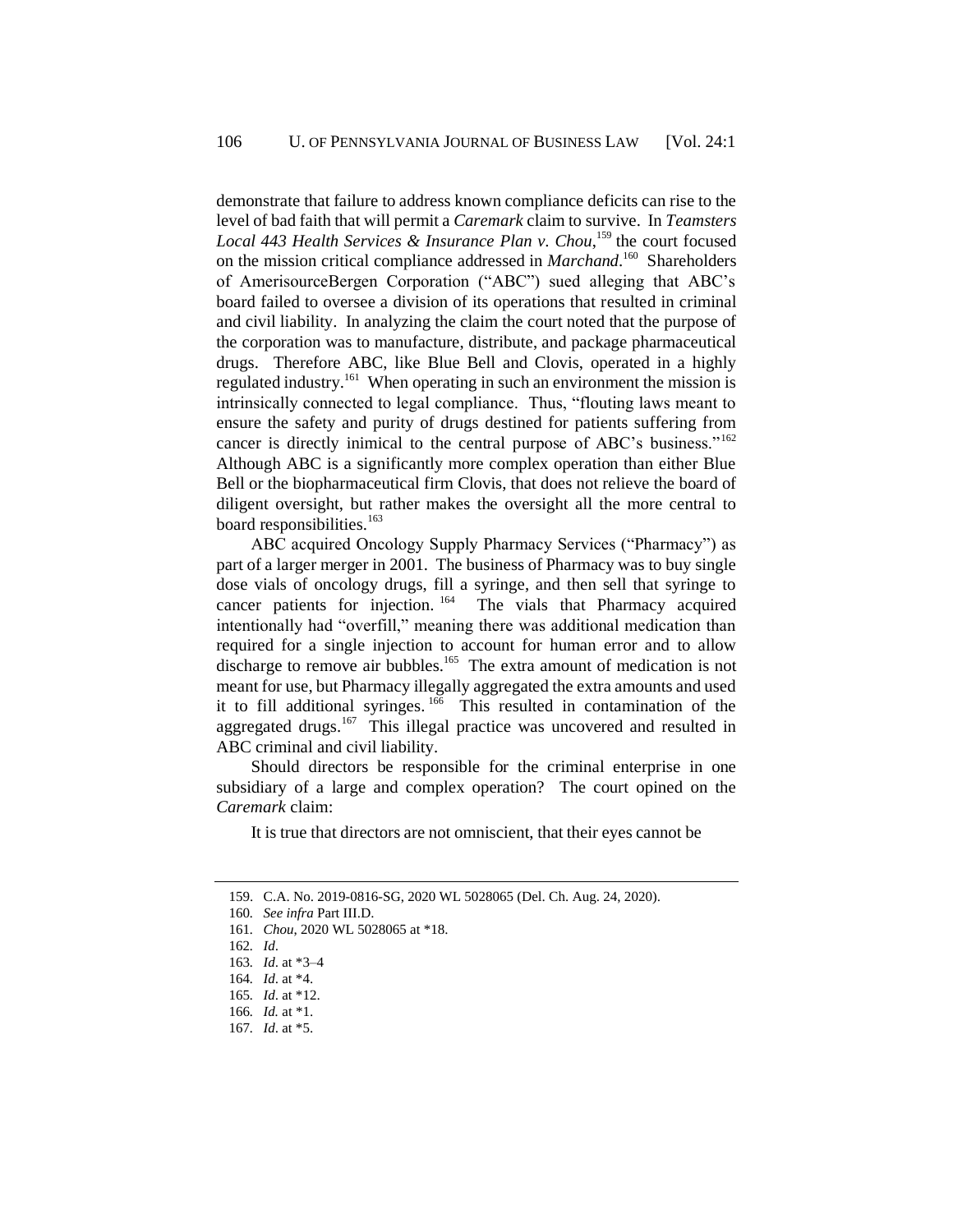demonstrate that failure to address known compliance deficits can rise to the level of bad faith that will permit a *Caremark* claim to survive. In *Teamsters Local 443 Health Services & Insurance Plan v. Chou*,[159] the court focused on the mission critical compliance addressed in *Marchand*.[160] Shareholders of AmerisourceBergen Corporation ("ABC") sued alleging that ABC's board failed to oversee a division of its operations that resulted in criminal and civil liability. In analyzing the claim the court noted that the purpose of the corporation was to manufacture, distribute, and package pharmaceutical drugs. Therefore ABC, like Blue Bell and Clovis, operated in a highly regulated industry.[161] When operating in such an environment the mission is intrinsically connected to legal compliance. Thus, "flouting laws meant to ensure the safety and purity of drugs destined for patients suffering from cancer is directly inimical to the central purpose of ABC's business."[162] Although ABC is a significantly more complex operation than either Blue Bell or the biopharmaceutical firm Clovis, that does not relieve the board of diligent oversight, but rather makes the oversight all the more central to board responsibilities.[163]

ABC acquired Oncology Supply Pharmacy Services ("Pharmacy") as part of a larger merger in 2001. The business of Pharmacy was to buy single dose vials of oncology drugs, fill a syringe, and then sell that syringe to cancer patients for injection.[164] The vials that Pharmacy acquired intentionally had "overfill," meaning there was additional medication than required for a single injection to account for human error and to allow discharge to remove air bubbles.[165] The extra amount of medication is not meant for use, but Pharmacy illegally aggregated the extra amounts and used it to fill additional syringes.[166] This resulted in contamination of the aggregated drugs.[167] This illegal practice was uncovered and resulted in ABC criminal and civil liability.

Should directors be responsible for the criminal enterprise in one subsidiary of a large and complex operation? The court opined on the *Caremark* claim:

It is true that directors are not omniscient, that their eyes cannot be

---

159. C.A. No. 2019-0816-SG, 2020 WL 5028065 (Del. Ch. Aug. 24, 2020).

160. *See infra* Part III.D.

161. *Chou*, 2020 WL 5028065 at *18.

162. *Id*.

163. *Id*. at *3–4

164. *Id*. at *4.

165. *Id*. at *12.

166. *Id.* at *1.

167. *Id*. at *5.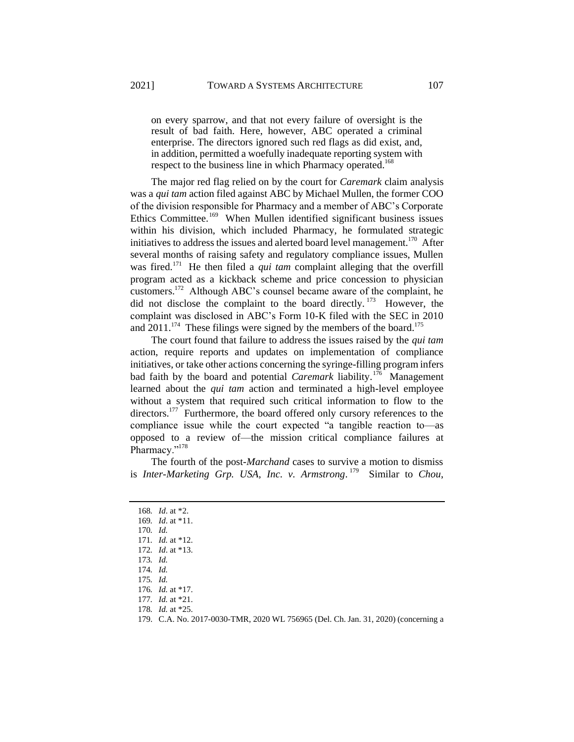> on every sparrow, and that not every failure of oversight is the result of bad faith. Here, however, ABC operated a criminal enterprise. The directors ignored such red flags as did exist, and, in addition, permitted a woefully inadequate reporting system with respect to the business line in which Pharmacy operated.[168]

The major red flag relied on by the court for *Caremark* claim analysis was a *qui tam* action filed against ABC by Michael Mullen, the former COO of the division responsible for Pharmacy and a member of ABC's Corporate Ethics Committee.[169] When Mullen identified significant business issues within his division, which included Pharmacy, he formulated strategic initiatives to address the issues and alerted board level management.[170] After several months of raising safety and regulatory compliance issues, Mullen was fired.[171] He then filed a *qui tam* complaint alleging that the overfill program acted as a kickback scheme and price concession to physician customers.[172] Although ABC's counsel became aware of the complaint, he did not disclose the complaint to the board directly.[173] However, the complaint was disclosed in ABC's Form 10-K filed with the SEC in 2010 and 2011.[174] These filings were signed by the members of the board.[175]

The court found that failure to address the issues raised by the *qui tam* action, require reports and updates on implementation of compliance initiatives, or take other actions concerning the syringe-filling program infers bad faith by the board and potential *Caremark* liability.[176] Management learned about the *qui tam* action and terminated a high-level employee without a system that required such critical information to flow to the directors.[177] Furthermore, the board offered only cursory references to the compliance issue while the court expected "a tangible reaction to—as opposed to a review of—the mission critical compliance failures at Pharmacy."[178]

The fourth of the post-*Marchand* cases to survive a motion to dismiss is *Inter-Marketing Grp. USA, Inc. v. Armstrong*.[179] Similar to *Chou*,

---

168. *Id*. at *2.
169. *Id*. at *11.
170. *Id.*
171. *Id.* at *12.
172. *Id*. at *13.
173. *Id.*
174. *Id.*
175. *Id.*
176. *Id.* at *17.
177. *Id.* at *21.
178. *Id.* at *25.
179. C.A. No. 2017-0030-TMR, 2020 WL 756965 (Del. Ch. Jan. 31, 2020) (concerning a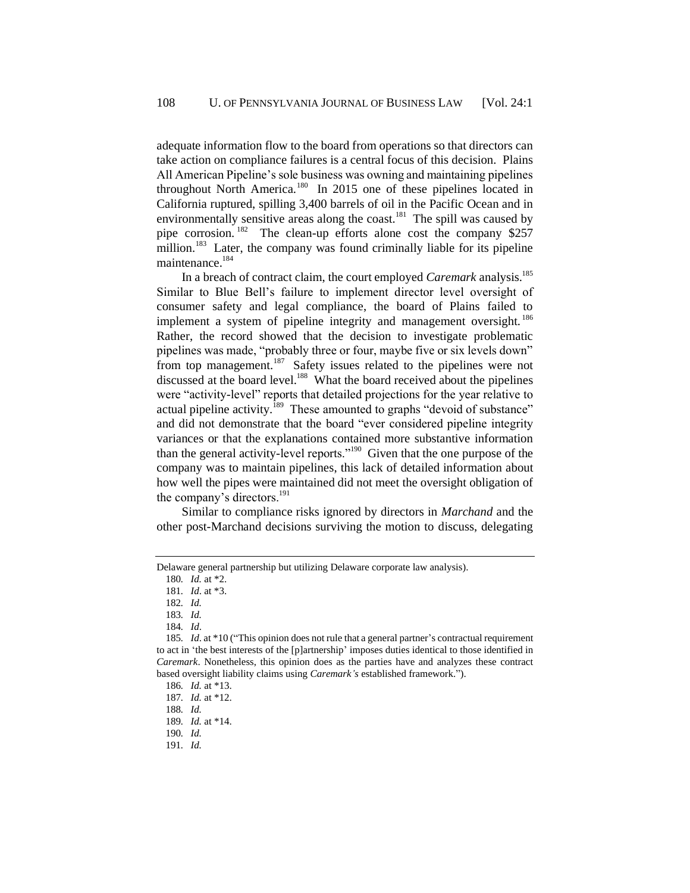adequate information flow to the board from operations so that directors can take action on compliance failures is a central focus of this decision. Plains All American Pipeline's sole business was owning and maintaining pipelines throughout North America.[180] In 2015 one of these pipelines located in California ruptured, spilling 3,400 barrels of oil in the Pacific Ocean and in environmentally sensitive areas along the coast.[181] The spill was caused by pipe corrosion.[182] The clean-up efforts alone cost the company $257 million.[183] Later, the company was found criminally liable for its pipeline maintenance.[184]

In a breach of contract claim, the court employed *Caremark* analysis.[185] Similar to Blue Bell's failure to implement director level oversight of consumer safety and legal compliance, the board of Plains failed to implement a system of pipeline integrity and management oversight.[186] Rather, the record showed that the decision to investigate problematic pipelines was made, "probably three or four, maybe five or six levels down" from top management.[187] Safety issues related to the pipelines were not discussed at the board level.[188] What the board received about the pipelines were "activity-level" reports that detailed projections for the year relative to actual pipeline activity.[189] These amounted to graphs "devoid of substance" and did not demonstrate that the board "ever considered pipeline integrity variances or that the explanations contained more substantive information than the general activity-level reports."[190] Given that the one purpose of the company was to maintain pipelines, this lack of detailed information about how well the pipes were maintained did not meet the oversight obligation of the company's directors.[191]

Similar to compliance risks ignored by directors in *Marchand* and the other post-Marchand decisions surviving the motion to discuss, delegating

---

Delaware general partnership but utilizing Delaware corporate law analysis).

180. *Id.* at *2.

181. *Id*. at *3.

182. *Id.*

183. *Id.*

184. *Id*.

185. *Id*. at *10 ("This opinion does not rule that a general partner's contractual requirement to act in 'the best interests of the [p]artnership' imposes duties identical to those identified in *Caremark*. Nonetheless, this opinion does as the parties have and analyzes these contract based oversight liability claims using *Caremark's* established framework.").

186. *Id.* at *13.

187. *Id.* at *12.

188. *Id.*

189. *Id.* at *14.

190. *Id.*

191. *Id.*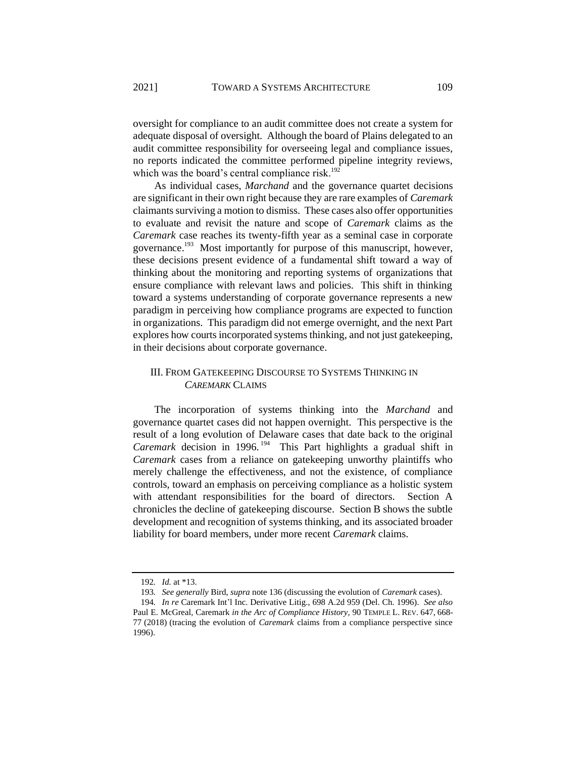oversight for compliance to an audit committee does not create a system for adequate disposal of oversight. Although the board of Plains delegated to an audit committee responsibility for overseeing legal and compliance issues, no reports indicated the committee performed pipeline integrity reviews, which was the board's central compliance risk.[192]

As individual cases, *Marchand* and the governance quartet decisions are significant in their own right because they are rare examples of *Caremark* claimants surviving a motion to dismiss. These cases also offer opportunities to evaluate and revisit the nature and scope of *Caremark* claims as the *Caremark* case reaches its twenty-fifth year as a seminal case in corporate governance.[193] Most importantly for purpose of this manuscript, however, these decisions present evidence of a fundamental shift toward a way of thinking about the monitoring and reporting systems of organizations that ensure compliance with relevant laws and policies. This shift in thinking toward a systems understanding of corporate governance represents a new paradigm in perceiving how compliance programs are expected to function in organizations. This paradigm did not emerge overnight, and the next Part explores how courts incorporated systems thinking, and not just gatekeeping, in their decisions about corporate governance.

## III. From Gatekeeping Discourse to Systems Thinking in *Caremark* Claims

The incorporation of systems thinking into the *Marchand* and governance quartet cases did not happen overnight. This perspective is the result of a long evolution of Delaware cases that date back to the original *Caremark* decision in 1996.[194] This Part highlights a gradual shift in *Caremark* cases from a reliance on gatekeeping unworthy plaintiffs who merely challenge the effectiveness, and not the existence, of compliance controls, toward an emphasis on perceiving compliance as a holistic system with attendant responsibilities for the board of directors. Section A chronicles the decline of gatekeeping discourse. Section B shows the subtle development and recognition of systems thinking, and its associated broader liability for board members, under more recent *Caremark* claims.

---

192. *Id.* at *13.

193. *See generally* Bird, *supra* note 136 (discussing the evolution of *Caremark* cases).

194. *In re* Caremark Int'l Inc. Derivative Litig., 698 A.2d 959 (Del. Ch. 1996). *See also* Paul E. McGreal, Caremark *in the Arc of Compliance History*, 90 TEMPLE L. REV. 647, 668-77 (2018) (tracing the evolution of *Caremark* claims from a compliance perspective since 1996).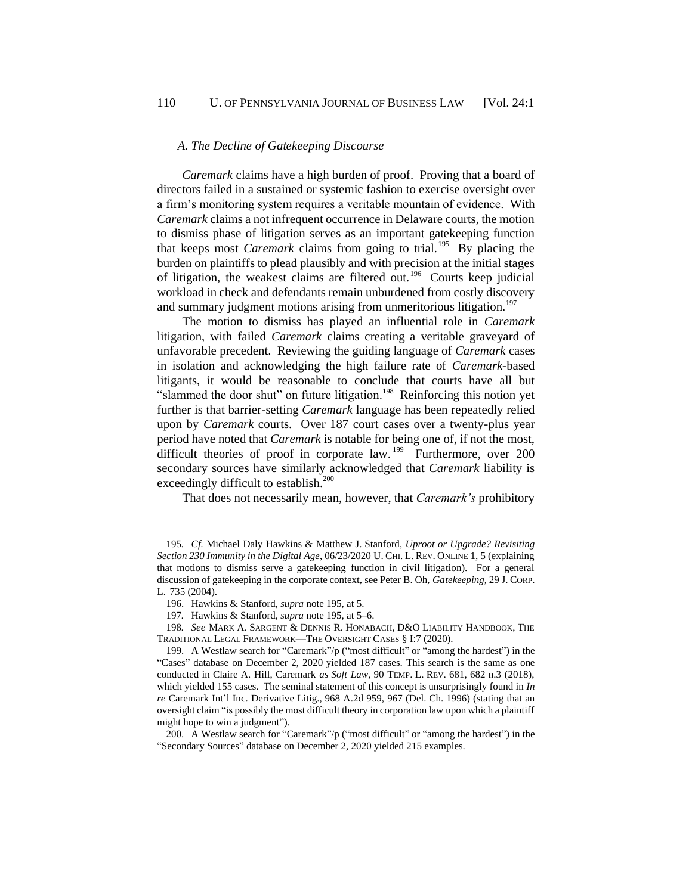### *A. The Decline of Gatekeeping Discourse*

*Caremark* claims have a high burden of proof. Proving that a board of directors failed in a sustained or systemic fashion to exercise oversight over a firm's monitoring system requires a veritable mountain of evidence. With *Caremark* claims a not infrequent occurrence in Delaware courts, the motion to dismiss phase of litigation serves as an important gatekeeping function that keeps most *Caremark* claims from going to trial.[195] By placing the burden on plaintiffs to plead plausibly and with precision at the initial stages of litigation, the weakest claims are filtered out.[196] Courts keep judicial workload in check and defendants remain unburdened from costly discovery and summary judgment motions arising from unmeritorious litigation.[197]

The motion to dismiss has played an influential role in *Caremark* litigation, with failed *Caremark* claims creating a veritable graveyard of unfavorable precedent. Reviewing the guiding language of *Caremark* cases in isolation and acknowledging the high failure rate of *Caremark*-based litigants, it would be reasonable to conclude that courts have all but "slammed the door shut" on future litigation.[198] Reinforcing this notion yet further is that barrier-setting *Caremark* language has been repeatedly relied upon by *Caremark* courts. Over 187 court cases over a twenty-plus year period have noted that *Caremark* is notable for being one of, if not the most, difficult theories of proof in corporate law.[199] Furthermore, over 200 secondary sources have similarly acknowledged that *Caremark* liability is exceedingly difficult to establish.[200]

That does not necessarily mean, however, that *Caremark's* prohibitory

---

195. *Cf.* Michael Daly Hawkins & Matthew J. Stanford, *Uproot or Upgrade? Revisiting Section 230 Immunity in the Digital Age*, 06/23/2020 U. CHI. L. REV. ONLINE 1, 5 (explaining that motions to dismiss serve a gatekeeping function in civil litigation). For a general discussion of gatekeeping in the corporate context, see Peter B. Oh, *Gatekeeping*, 29 J. CORP. L. 735 (2004).

196. Hawkins & Stanford, *supra* note 195, at 5.

197. Hawkins & Stanford, *supra* note 195, at 5–6.

198. *See* MARK A. SARGENT & DENNIS R. HONABACH, D&O LIABILITY HANDBOOK, THE TRADITIONAL LEGAL FRAMEWORK—THE OVERSIGHT CASES § I:7 (2020).

199. A Westlaw search for "Caremark"/p ("most difficult" or "among the hardest") in the "Cases" database on December 2, 2020 yielded 187 cases. This search is the same as one conducted in Claire A. Hill, Caremark *as Soft Law*, 90 TEMP. L. REV. 681, 682 n.3 (2018), which yielded 155 cases. The seminal statement of this concept is unsurprisingly found in *In re* Caremark Int'l Inc. Derivative Litig., 968 A.2d 959, 967 (Del. Ch. 1996) (stating that an oversight claim "is possibly the most difficult theory in corporation law upon which a plaintiff might hope to win a judgment").

200. A Westlaw search for "Caremark"/p ("most difficult" or "among the hardest") in the "Secondary Sources" database on December 2, 2020 yielded 215 examples.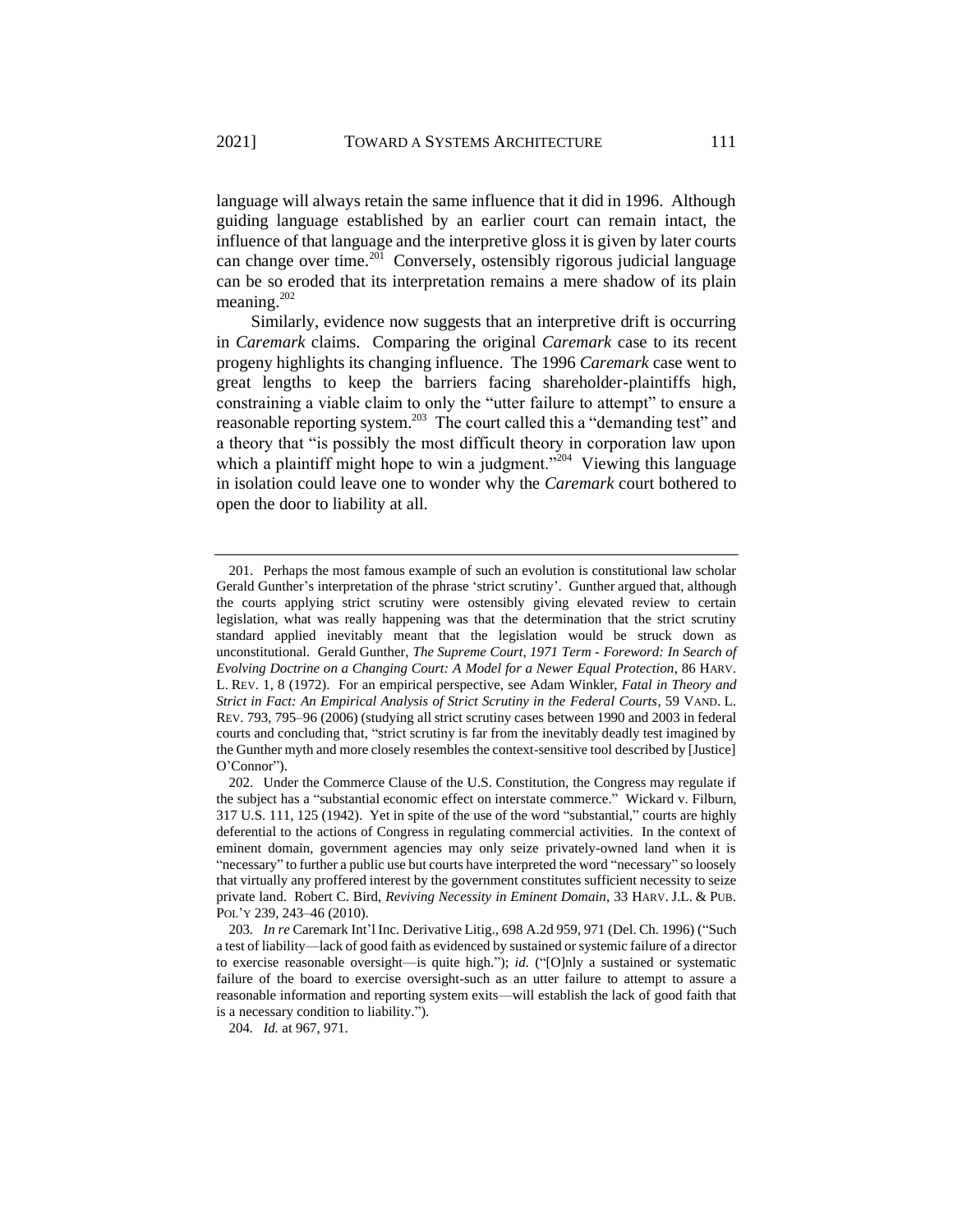language will always retain the same influence that it did in 1996. Although guiding language established by an earlier court can remain intact, the influence of that language and the interpretive gloss it is given by later courts can change over time.[201] Conversely, ostensibly rigorous judicial language can be so eroded that its interpretation remains a mere shadow of its plain meaning.[202]

Similarly, evidence now suggests that an interpretive drift is occurring in *Caremark* claims. Comparing the original *Caremark* case to its recent progeny highlights its changing influence. The 1996 *Caremark* case went to great lengths to keep the barriers facing shareholder-plaintiffs high, constraining a viable claim to only the "utter failure to attempt" to ensure a reasonable reporting system.[203] The court called this a "demanding test" and a theory that "is possibly the most difficult theory in corporation law upon which a plaintiff might hope to win a judgment."[204] Viewing this language in isolation could leave one to wonder why the *Caremark* court bothered to open the door to liability at all.

---

201. Perhaps the most famous example of such an evolution is constitutional law scholar Gerald Gunther's interpretation of the phrase 'strict scrutiny'. Gunther argued that, although the courts applying strict scrutiny were ostensibly giving elevated review to certain legislation, what was really happening was that the determination that the strict scrutiny standard applied inevitably meant that the legislation would be struck down as unconstitutional. Gerald Gunther, *The Supreme Court, 1971 Term - Foreword: In Search of Evolving Doctrine on a Changing Court: A Model for a Newer Equal Protection*, 86 HARV. L. REV. 1, 8 (1972). For an empirical perspective, see Adam Winkler, *Fatal in Theory and Strict in Fact: An Empirical Analysis of Strict Scrutiny in the Federal Courts*, 59 VAND. L. REV. 793, 795–96 (2006) (studying all strict scrutiny cases between 1990 and 2003 in federal courts and concluding that, "strict scrutiny is far from the inevitably deadly test imagined by the Gunther myth and more closely resembles the context-sensitive tool described by [Justice] O'Connor").

202. Under the Commerce Clause of the U.S. Constitution, the Congress may regulate if the subject has a "substantial economic effect on interstate commerce." Wickard v. Filburn, 317 U.S. 111, 125 (1942). Yet in spite of the use of the word "substantial," courts are highly deferential to the actions of Congress in regulating commercial activities. In the context of eminent domain, government agencies may only seize privately-owned land when it is "necessary" to further a public use but courts have interpreted the word "necessary" so loosely that virtually any proffered interest by the government constitutes sufficient necessity to seize private land. Robert C. Bird, *Reviving Necessity in Eminent Domain*, 33 HARV. J.L. & PUB. POL'Y 239, 243–46 (2010).

203. *In re* Caremark Int'l Inc. Derivative Litig., 698 A.2d 959, 971 (Del. Ch. 1996) ("Such a test of liability—lack of good faith as evidenced by sustained or systemic failure of a director to exercise reasonable oversight—is quite high."); *id.* ("[O]nly a sustained or systematic failure of the board to exercise oversight-such as an utter failure to attempt to assure a reasonable information and reporting system exits—will establish the lack of good faith that is a necessary condition to liability.").

204. *Id.* at 967, 971.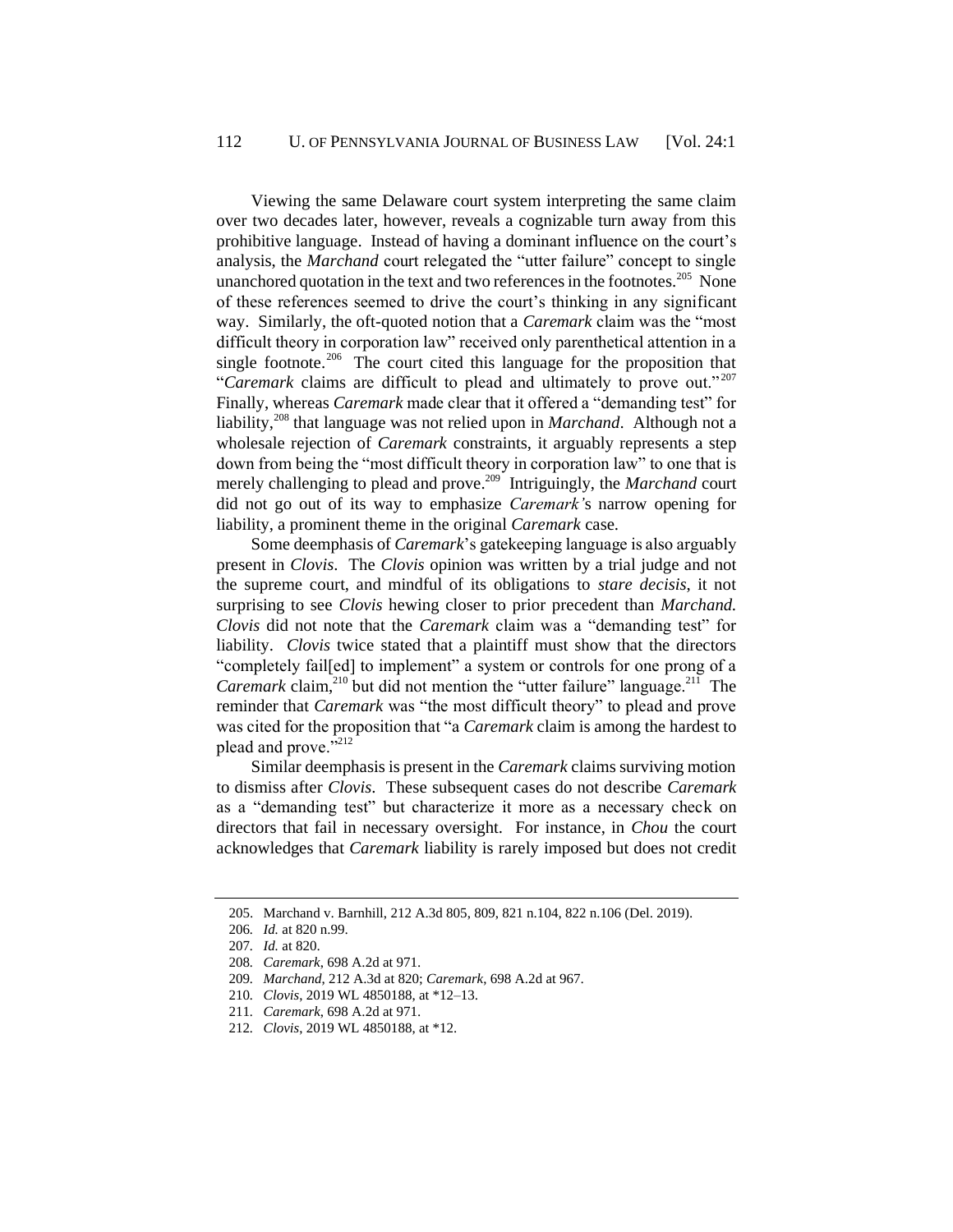Viewing the same Delaware court system interpreting the same claim over two decades later, however, reveals a cognizable turn away from this prohibitive language. Instead of having a dominant influence on the court's analysis, the *Marchand* court relegated the "utter failure" concept to single unanchored quotation in the text and two references in the footnotes.[205] None of these references seemed to drive the court's thinking in any significant way. Similarly, the oft-quoted notion that a *Caremark* claim was the "most difficult theory in corporation law" received only parenthetical attention in a single footnote.[206] The court cited this language for the proposition that "*Caremark* claims are difficult to plead and ultimately to prove out."[207] Finally, whereas *Caremark* made clear that it offered a "demanding test" for liability,[208] that language was not relied upon in *Marchand*. Although not a wholesale rejection of *Caremark* constraints, it arguably represents a step down from being the "most difficult theory in corporation law" to one that is merely challenging to plead and prove.[209] Intriguingly, the *Marchand* court did not go out of its way to emphasize *Caremark'*s narrow opening for liability, a prominent theme in the original *Caremark* case.

Some deemphasis of *Caremark*'s gatekeeping language is also arguably present in *Clovis*. The *Clovis* opinion was written by a trial judge and not the supreme court, and mindful of its obligations to *stare decisis*, it not surprising to see *Clovis* hewing closer to prior precedent than *Marchand. Clovis* did not note that the *Caremark* claim was a "demanding test" for liability. *Clovis* twice stated that a plaintiff must show that the directors "completely fail[ed] to implement" a system or controls for one prong of a *Caremark* claim,[210] but did not mention the "utter failure" language.[211] The reminder that *Caremark* was "the most difficult theory" to plead and prove was cited for the proposition that "a *Caremark* claim is among the hardest to plead and prove."[212]

Similar deemphasis is present in the *Caremark* claims surviving motion to dismiss after *Clovis*. These subsequent cases do not describe *Caremark* as a "demanding test" but characterize it more as a necessary check on directors that fail in necessary oversight. For instance, in *Chou* the court acknowledges that *Caremark* liability is rarely imposed but does not credit

---

205. Marchand v. Barnhill, 212 A.3d 805, 809, 821 n.104, 822 n.106 (Del. 2019).

206. *Id.* at 820 n.99.

207. *Id.* at 820.

208. *Caremark*, 698 A.2d at 971.

209. *Marchand*, 212 A.3d at 820; *Caremark*, 698 A.2d at 967.

210. *Clovis*, 2019 WL 4850188, at *12–13.

211. *Caremark*, 698 A.2d at 971.

212. *Clovis*, 2019 WL 4850188, at *12.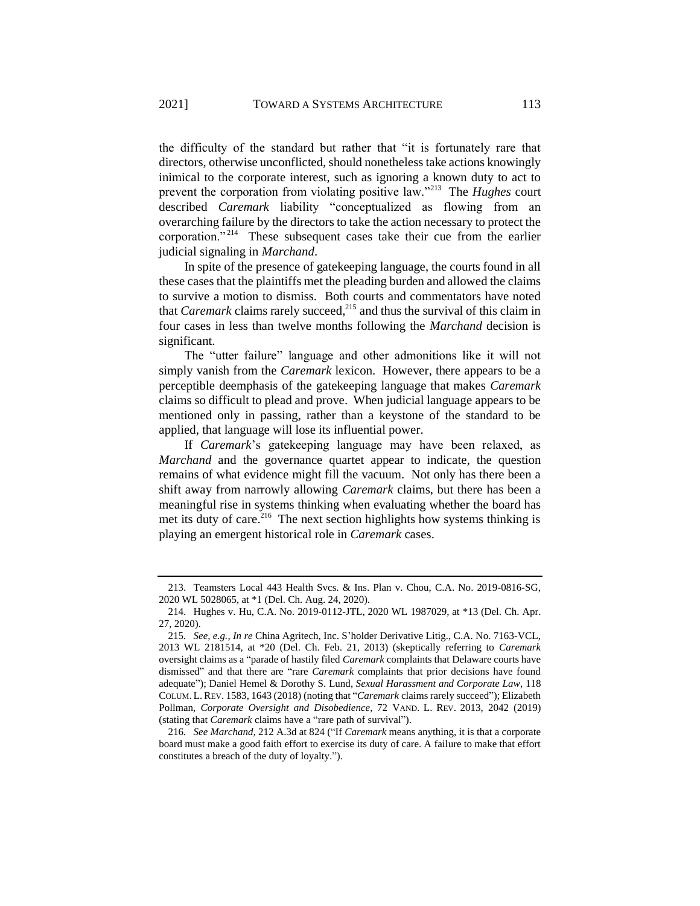the difficulty of the standard but rather that "it is fortunately rare that directors, otherwise unconflicted, should nonetheless take actions knowingly inimical to the corporate interest, such as ignoring a known duty to act to prevent the corporation from violating positive law."[213] The *Hughes* court described *Caremark* liability "conceptualized as flowing from an overarching failure by the directors to take the action necessary to protect the corporation."[214] These subsequent cases take their cue from the earlier judicial signaling in *Marchand*.

In spite of the presence of gatekeeping language, the courts found in all these cases that the plaintiffs met the pleading burden and allowed the claims to survive a motion to dismiss. Both courts and commentators have noted that *Caremark* claims rarely succeed,[215] and thus the survival of this claim in four cases in less than twelve months following the *Marchand* decision is significant.

The "utter failure" language and other admonitions like it will not simply vanish from the *Caremark* lexicon. However, there appears to be a perceptible deemphasis of the gatekeeping language that makes *Caremark* claims so difficult to plead and prove. When judicial language appears to be mentioned only in passing, rather than a keystone of the standard to be applied, that language will lose its influential power.

If *Caremark*'s gatekeeping language may have been relaxed, as *Marchand* and the governance quartet appear to indicate, the question remains of what evidence might fill the vacuum. Not only has there been a shift away from narrowly allowing *Caremark* claims, but there has been a meaningful rise in systems thinking when evaluating whether the board has met its duty of care.[216] The next section highlights how systems thinking is playing an emergent historical role in *Caremark* cases.

---

213. Teamsters Local 443 Health Svcs. & Ins. Plan v. Chou, C.A. No. 2019-0816-SG, 2020 WL 5028065, at *1 (Del. Ch. Aug. 24, 2020).

214. Hughes v. Hu, C.A. No. 2019-0112-JTL, 2020 WL 1987029, at *13 (Del. Ch. Apr. 27, 2020).

215. *See, e.g.*, *In re* China Agritech, Inc. S'holder Derivative Litig., C.A. No. 7163-VCL, 2013 WL 2181514, at *20 (Del. Ch. Feb. 21, 2013) (skeptically referring to *Caremark* oversight claims as a "parade of hastily filed *Caremark* complaints that Delaware courts have dismissed" and that there are "rare *Caremark* complaints that prior decisions have found adequate"); Daniel Hemel & Dorothy S. Lund, *Sexual Harassment and Corporate Law*, 118 COLUM. L. REV. 1583, 1643 (2018) (noting that "*Caremark* claims rarely succeed"); Elizabeth Pollman, *Corporate Oversight and Disobedience*, 72 VAND. L. REV. 2013, 2042 (2019) (stating that *Caremark* claims have a "rare path of survival").

216. *See Marchand*, 212 A.3d at 824 ("If *Caremark* means anything, it is that a corporate board must make a good faith effort to exercise its duty of care. A failure to make that effort constitutes a breach of the duty of loyalty.").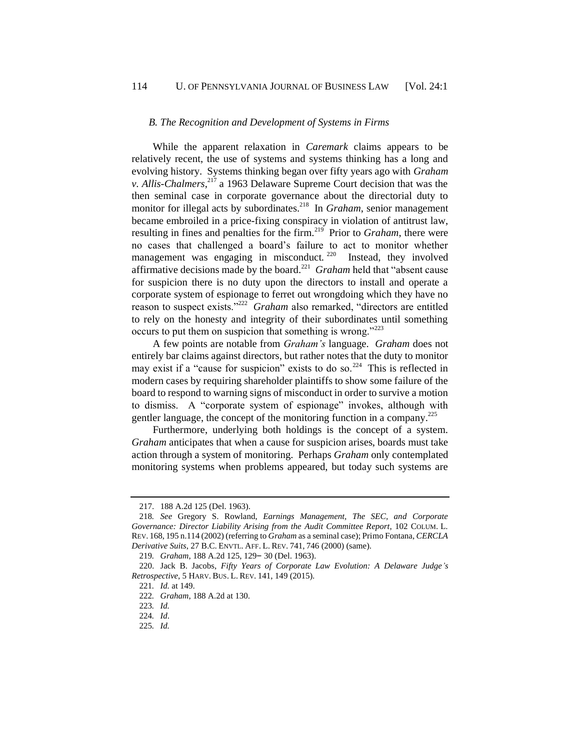### *B. The Recognition and Development of Systems in Firms*

While the apparent relaxation in *Caremark* claims appears to be relatively recent, the use of systems and systems thinking has a long and evolving history. Systems thinking began over fifty years ago with *Graham v. Allis-Chalmers*,[217] a 1963 Delaware Supreme Court decision that was the then seminal case in corporate governance about the directorial duty to monitor for illegal acts by subordinates.[218] In *Graham*, senior management became embroiled in a price-fixing conspiracy in violation of antitrust law, resulting in fines and penalties for the firm.[219] Prior to *Graham*, there were no cases that challenged a board's failure to act to monitor whether management was engaging in misconduct.[220] Instead, they involved affirmative decisions made by the board.[221] *Graham* held that "absent cause for suspicion there is no duty upon the directors to install and operate a corporate system of espionage to ferret out wrongdoing which they have no reason to suspect exists."[222] *Graham* also remarked, "directors are entitled to rely on the honesty and integrity of their subordinates until something occurs to put them on suspicion that something is wrong."[223]

A few points are notable from *Graham's* language. *Graham* does not entirely bar claims against directors, but rather notes that the duty to monitor may exist if a "cause for suspicion" exists to do so.[224] This is reflected in modern cases by requiring shareholder plaintiffs to show some failure of the board to respond to warning signs of misconduct in order to survive a motion to dismiss. A "corporate system of espionage" invokes, although with gentler language, the concept of the monitoring function in a company.[225]

Furthermore, underlying both holdings is the concept of a system. *Graham* anticipates that when a cause for suspicion arises, boards must take action through a system of monitoring. Perhaps *Graham* only contemplated monitoring systems when problems appeared, but today such systems are

---

217. 188 A.2d 125 (Del. 1963).

218. *See* Gregory S. Rowland, *Earnings Management, The SEC, and Corporate Governance: Director Liability Arising from the Audit Committee Report*, 102 COLUM. L. REV. 168, 195 n.114 (2002) (referring to *Graham* as a seminal case); Primo Fontana, *CERCLA Derivative Suits*, 27 B.C. ENVTL. AFF. L. REV. 741, 746 (2000) (same).

219. *Graham*, 188 A.2d 125, 129–30 (Del. 1963).

220. Jack B. Jacobs, *Fifty Years of Corporate Law Evolution: A Delaware Judge's Retrospective*, 5 HARV. BUS. L. REV. 141, 149 (2015).

221. *Id.* at 149.

222. *Graham*, 188 A.2d at 130.

223. *Id.*

224. *Id*.

225. *Id.*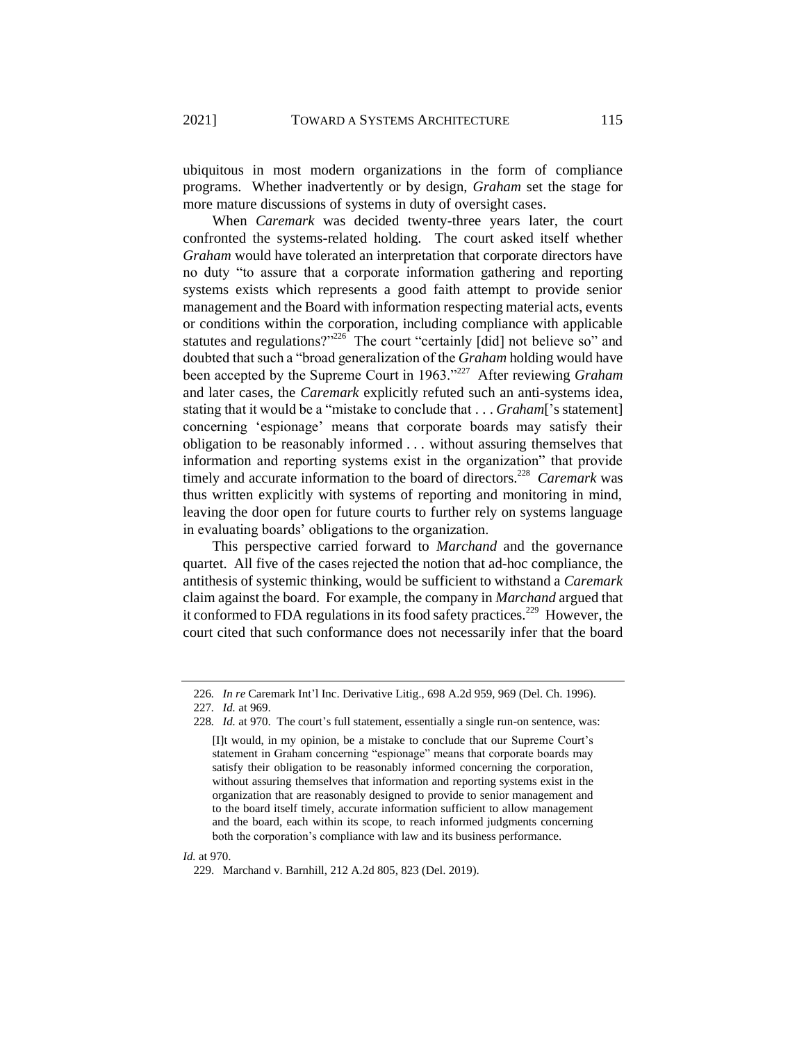ubiquitous in most modern organizations in the form of compliance programs. Whether inadvertently or by design, *Graham* set the stage for more mature discussions of systems in duty of oversight cases.

When *Caremark* was decided twenty-three years later, the court confronted the systems-related holding. The court asked itself whether *Graham* would have tolerated an interpretation that corporate directors have no duty "to assure that a corporate information gathering and reporting systems exists which represents a good faith attempt to provide senior management and the Board with information respecting material acts, events or conditions within the corporation, including compliance with applicable statutes and regulations?"[226] The court "certainly [did] not believe so" and doubted that such a "broad generalization of the *Graham* holding would have been accepted by the Supreme Court in 1963."[227] After reviewing *Graham* and later cases, the *Caremark* explicitly refuted such an anti-systems idea, stating that it would be a "mistake to conclude that . . . *Graham*['s statement] concerning 'espionage' means that corporate boards may satisfy their obligation to be reasonably informed . . . without assuring themselves that information and reporting systems exist in the organization" that provide timely and accurate information to the board of directors.[228] *Caremark* was thus written explicitly with systems of reporting and monitoring in mind, leaving the door open for future courts to further rely on systems language in evaluating boards' obligations to the organization.

This perspective carried forward to *Marchand* and the governance quartet. All five of the cases rejected the notion that ad-hoc compliance, the antithesis of systemic thinking, would be sufficient to withstand a *Caremark* claim against the board. For example, the company in *Marchand* argued that it conformed to FDA regulations in its food safety practices.[229] However, the court cited that such conformance does not necessarily infer that the board

---

226. *In re* Caremark Int'l Inc. Derivative Litig., 698 A.2d 959, 969 (Del. Ch. 1996).

227. *Id.* at 969.

228. *Id.* at 970. The court's full statement, essentially a single run-on sentence, was:

> [I]t would, in my opinion, be a mistake to conclude that our Supreme Court's statement in Graham concerning "espionage" means that corporate boards may satisfy their obligation to be reasonably informed concerning the corporation, without assuring themselves that information and reporting systems exist in the organization that are reasonably designed to provide to senior management and to the board itself timely, accurate information sufficient to allow management and the board, each within its scope, to reach informed judgments concerning both the corporation's compliance with law and its business performance.

*Id.* at 970.

229. Marchand v. Barnhill, 212 A.2d 805, 823 (Del. 2019).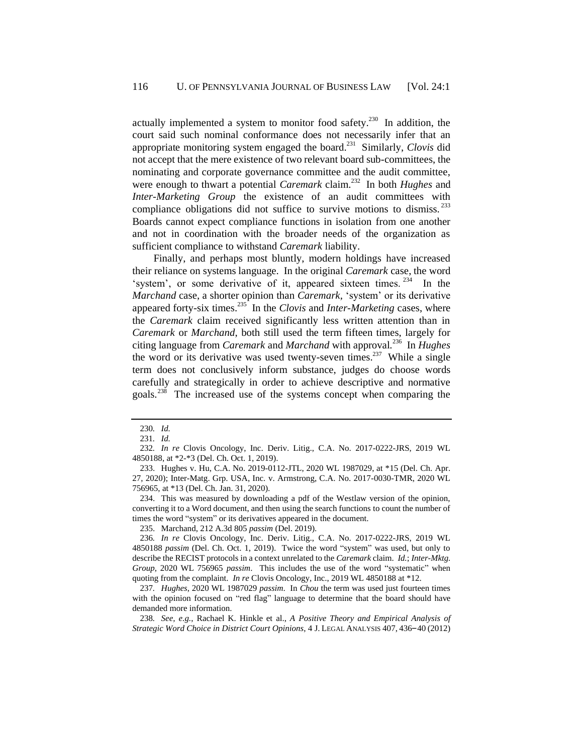actually implemented a system to monitor food safety.[230] In addition, the court said such nominal conformance does not necessarily infer that an appropriate monitoring system engaged the board.[231] Similarly, *Clovis* did not accept that the mere existence of two relevant board sub-committees, the nominating and corporate governance committee and the audit committee, were enough to thwart a potential *Caremark* claim.[232] In both *Hughes* and *Inter-Marketing Group* the existence of an audit committees with compliance obligations did not suffice to survive motions to dismiss.[233] Boards cannot expect compliance functions in isolation from one another and not in coordination with the broader needs of the organization as sufficient compliance to withstand *Caremark* liability.

Finally, and perhaps most bluntly, modern holdings have increased their reliance on systems language. In the original *Caremark* case, the word 'system', or some derivative of it, appeared sixteen times.[234] In the *Marchand* case, a shorter opinion than *Caremark*, 'system' or its derivative appeared forty-six times.[235] In the *Clovis* and *Inter-Marketing* cases, where the *Caremark* claim received significantly less written attention than in *Caremark* or *Marchand*, both still used the term fifteen times, largely for citing language from *Caremark* and *Marchand* with approval.[236] In *Hughes* the word or its derivative was used twenty-seven times.[237] While a single term does not conclusively inform substance, judges do choose words carefully and strategically in order to achieve descriptive and normative goals.[238] The increased use of the systems concept when comparing the

---

230. *Id.*

231. *Id.*

232. *In re* Clovis Oncology, Inc. Deriv. Litig., C.A. No. 2017-0222-JRS, 2019 WL 4850188, at \*2-\*3 (Del. Ch. Oct. 1, 2019).

233. Hughes v. Hu, C.A. No. 2019-0112-JTL, 2020 WL 1987029, at \*15 (Del. Ch. Apr. 27, 2020); Inter-Matg. Grp. USA, Inc. v. Armstrong, C.A. No. 2017-0030-TMR, 2020 WL 756965, at \*13 (Del. Ch. Jan. 31, 2020).

234. This was measured by downloading a pdf of the Westlaw version of the opinion, converting it to a Word document, and then using the search functions to count the number of times the word "system" or its derivatives appeared in the document.

235. Marchand, 212 A.3d 805 *passim* (Del. 2019).

236. *In re* Clovis Oncology, Inc. Deriv. Litig., C.A. No. 2017-0222-JRS, 2019 WL 4850188 *passim* (Del. Ch. Oct. 1, 2019). Twice the word "system" was used, but only to describe the RECIST protocols in a context unrelated to the *Caremark* claim. *Id.*; *Inter-Mktg. Group*, 2020 WL 756965 *passim*. This includes the use of the word "systematic" when quoting from the complaint. *In re* Clovis Oncology, Inc., 2019 WL 4850188 at \*12.

237. *Hughes*, 2020 WL 1987029 *passim*. In *Chou* the term was used just fourteen times with the opinion focused on "red flag" language to determine that the board should have demanded more information.

238. *See, e.g.*, Rachael K. Hinkle et al., *A Positive Theory and Empirical Analysis of Strategic Word Choice in District Court Opinions*, 4 J. LEGAL ANALYSIS 407, 436–40 (2012)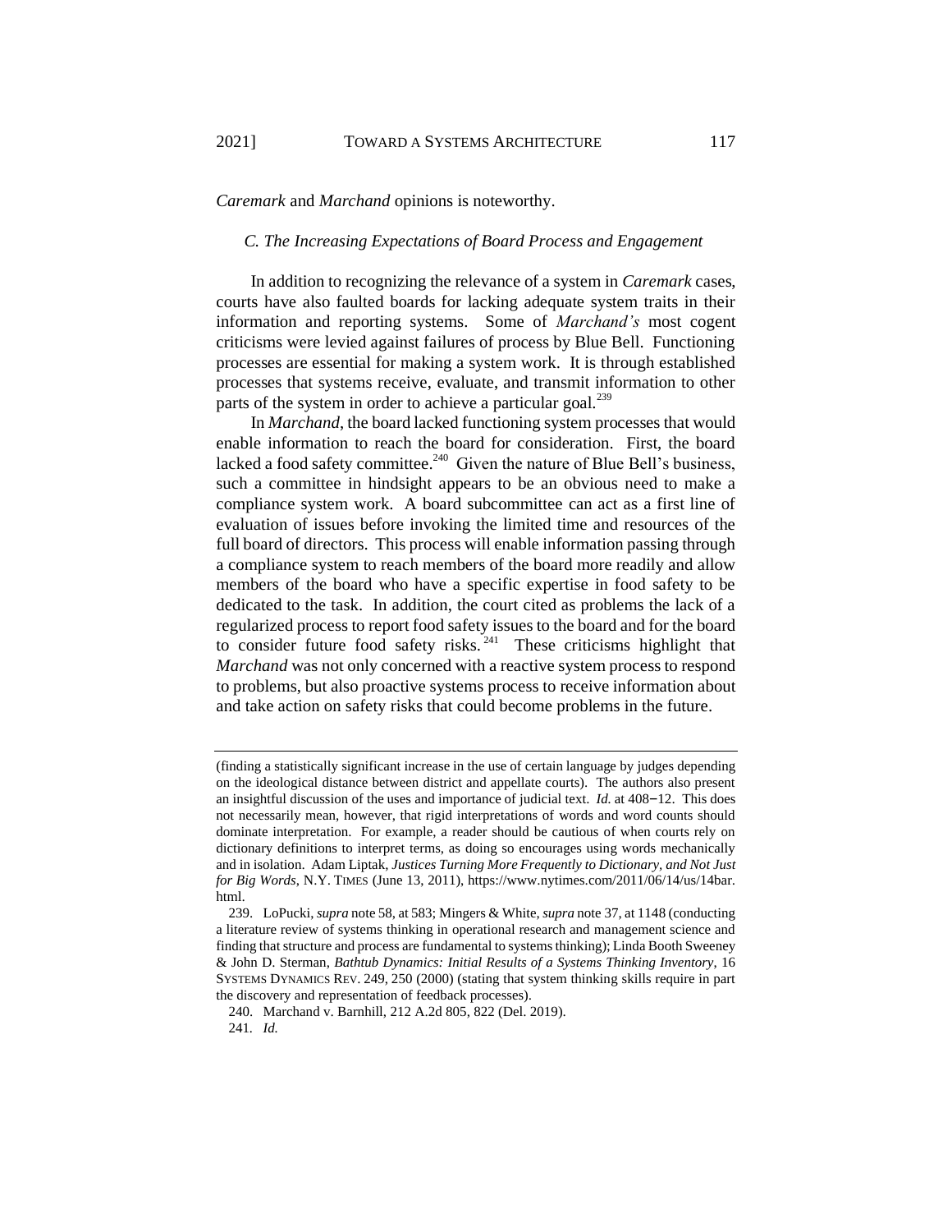*Caremark* and *Marchand* opinions is noteworthy.

### *C. The Increasing Expectations of Board Process and Engagement*

In addition to recognizing the relevance of a system in *Caremark* cases, courts have also faulted boards for lacking adequate system traits in their information and reporting systems. Some of *Marchand's* most cogent criticisms were levied against failures of process by Blue Bell. Functioning processes are essential for making a system work. It is through established processes that systems receive, evaluate, and transmit information to other parts of the system in order to achieve a particular goal.[239]

In *Marchand*, the board lacked functioning system processes that would enable information to reach the board for consideration. First, the board lacked a food safety committee.[240] Given the nature of Blue Bell's business, such a committee in hindsight appears to be an obvious need to make a compliance system work. A board subcommittee can act as a first line of evaluation of issues before invoking the limited time and resources of the full board of directors. This process will enable information passing through a compliance system to reach members of the board more readily and allow members of the board who have a specific expertise in food safety to be dedicated to the task. In addition, the court cited as problems the lack of a regularized process to report food safety issues to the board and for the board to consider future food safety risks.[241] These criticisms highlight that *Marchand* was not only concerned with a reactive system process to respond to problems, but also proactive systems process to receive information about and take action on safety risks that could become problems in the future.

---

(finding a statistically significant increase in the use of certain language by judges depending on the ideological distance between district and appellate courts). The authors also present an insightful discussion of the uses and importance of judicial text. *Id.* at 408–12. This does not necessarily mean, however, that rigid interpretations of words and word counts should dominate interpretation. For example, a reader should be cautious of when courts rely on dictionary definitions to interpret terms, as doing so encourages using words mechanically and in isolation. Adam Liptak, *Justices Turning More Frequently to Dictionary, and Not Just for Big Words*, N.Y. TIMES (June 13, 2011), https://www.nytimes.com/2011/06/14/us/14bar.html.

239. LoPucki, *supra* note 58, at 583; Mingers & White, *supra* note 37, at 1148 (conducting a literature review of systems thinking in operational research and management science and finding that structure and process are fundamental to systems thinking); Linda Booth Sweeney & John D. Sterman, *Bathtub Dynamics: Initial Results of a Systems Thinking Inventory*, 16 SYSTEMS DYNAMICS REV. 249, 250 (2000) (stating that system thinking skills require in part the discovery and representation of feedback processes).

240. Marchand v. Barnhill, 212 A.2d 805, 822 (Del. 2019).

241. *Id.*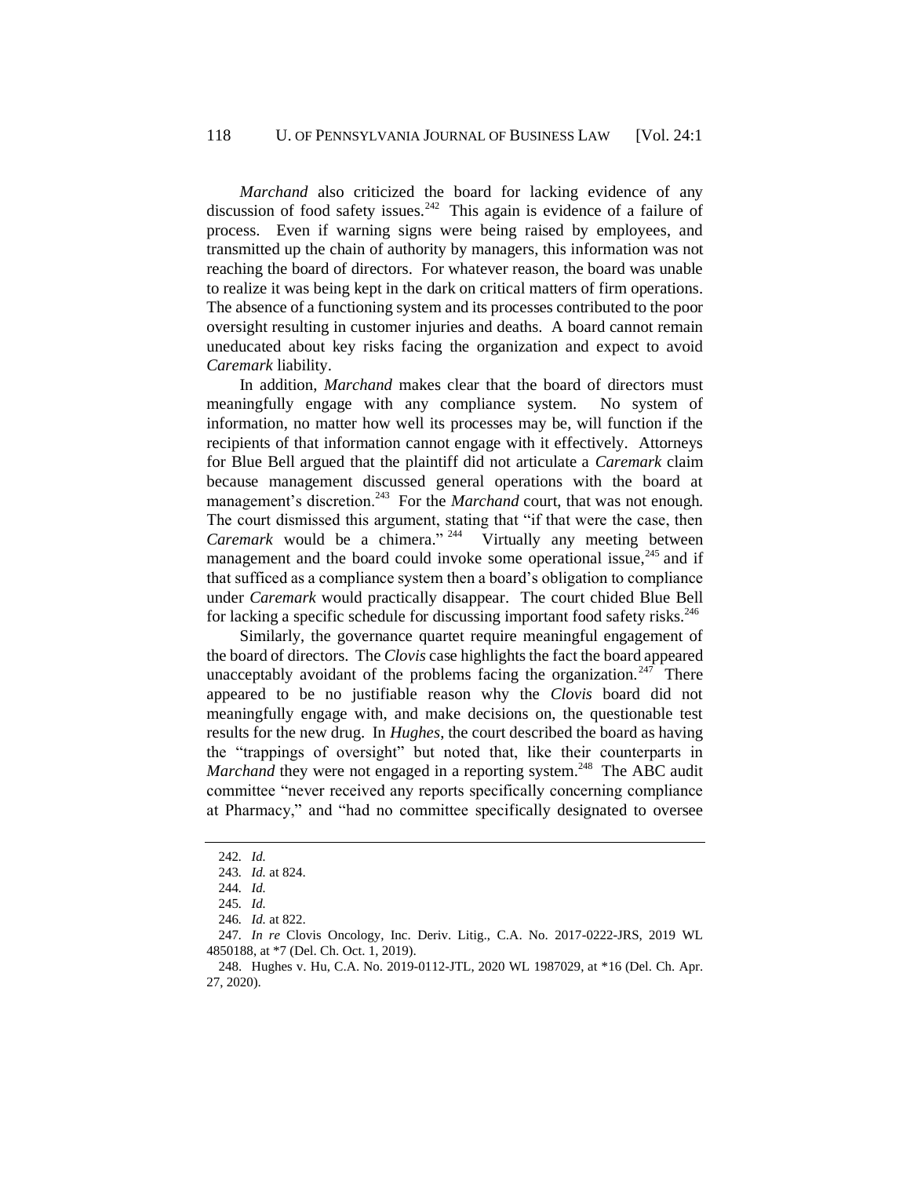*Marchand* also criticized the board for lacking evidence of any discussion of food safety issues.[242] This again is evidence of a failure of process. Even if warning signs were being raised by employees, and transmitted up the chain of authority by managers, this information was not reaching the board of directors. For whatever reason, the board was unable to realize it was being kept in the dark on critical matters of firm operations. The absence of a functioning system and its processes contributed to the poor oversight resulting in customer injuries and deaths. A board cannot remain uneducated about key risks facing the organization and expect to avoid *Caremark* liability.

In addition, *Marchand* makes clear that the board of directors must meaningfully engage with any compliance system. No system of information, no matter how well its processes may be, will function if the recipients of that information cannot engage with it effectively. Attorneys for Blue Bell argued that the plaintiff did not articulate a *Caremark* claim because management discussed general operations with the board at management's discretion.[243] For the *Marchand* court, that was not enough. The court dismissed this argument, stating that "if that were the case, then *Caremark* would be a chimera."[244] Virtually any meeting between management and the board could invoke some operational issue,[245] and if that sufficed as a compliance system then a board's obligation to compliance under *Caremark* would practically disappear. The court chided Blue Bell for lacking a specific schedule for discussing important food safety risks.[246]

Similarly, the governance quartet require meaningful engagement of the board of directors. The *Clovis* case highlights the fact the board appeared unacceptably avoidant of the problems facing the organization.[247] There appeared to be no justifiable reason why the *Clovis* board did not meaningfully engage with, and make decisions on, the questionable test results for the new drug. In *Hughes*, the court described the board as having the "trappings of oversight" but noted that, like their counterparts in *Marchand* they were not engaged in a reporting system.[248] The ABC audit committee "never received any reports specifically concerning compliance at Pharmacy," and "had no committee specifically designated to oversee

---

242. *Id.*

243. *Id.* at 824.

244. *Id.*

245. *Id.*

246. *Id.* at 822.

247. *In re* Clovis Oncology, Inc. Deriv. Litig., C.A. No. 2017-0222-JRS, 2019 WL 4850188, at *7 (Del. Ch. Oct. 1, 2019).

248. Hughes v. Hu, C.A. No. 2019-0112-JTL, 2020 WL 1987029, at *16 (Del. Ch. Apr. 27, 2020).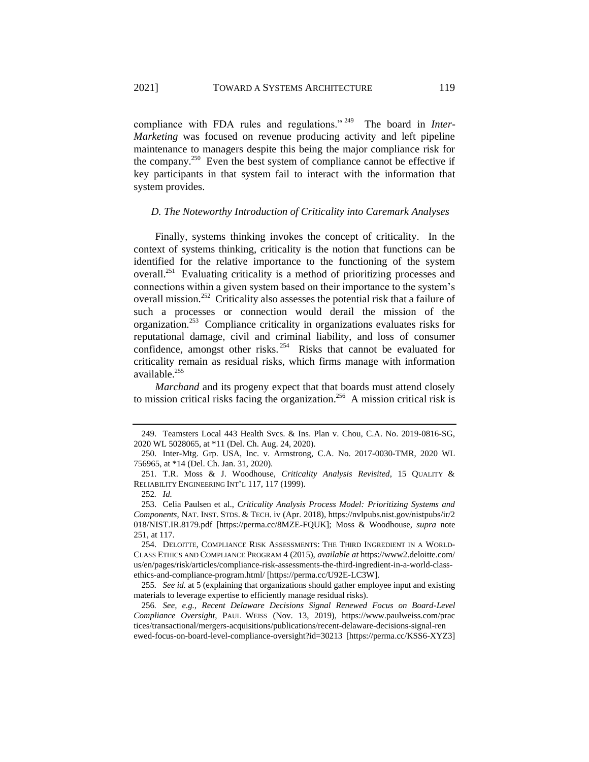compliance with FDA rules and regulations."[249] The board in *Inter-Marketing* was focused on revenue producing activity and left pipeline maintenance to managers despite this being the major compliance risk for the company.[250] Even the best system of compliance cannot be effective if key participants in that system fail to interact with the information that system provides.

### *D. The Noteworthy Introduction of Criticality into Caremark Analyses*

Finally, systems thinking invokes the concept of criticality. In the context of systems thinking, criticality is the notion that functions can be identified for the relative importance to the functioning of the system overall.[251] Evaluating criticality is a method of prioritizing processes and connections within a given system based on their importance to the system's overall mission.[252] Criticality also assesses the potential risk that a failure of such a processes or connection would derail the mission of the organization.[253] Compliance criticality in organizations evaluates risks for reputational damage, civil and criminal liability, and loss of consumer confidence, amongst other risks.[254] Risks that cannot be evaluated for criticality remain as residual risks, which firms manage with information available.[255]

*Marchand* and its progeny expect that that boards must attend closely to mission critical risks facing the organization.[256] A mission critical risk is

---

249. Teamsters Local 443 Health Svcs. & Ins. Plan v. Chou, C.A. No. 2019-0816-SG, 2020 WL 5028065, at *11 (Del. Ch. Aug. 24, 2020).

250. Inter-Mtg. Grp. USA, Inc. v. Armstrong, C.A. No. 2017-0030-TMR, 2020 WL 756965, at *14 (Del. Ch. Jan. 31, 2020).

251. T.R. Moss & J. Woodhouse, *Criticality Analysis Revisited*, 15 QUALITY & RELIABILITY ENGINEERING INT'L 117, 117 (1999).

252. *Id.*

253. Celia Paulsen et al., *Criticality Analysis Process Model: Prioritizing Systems and Components*, NAT. INST. STDS. & TECH. iv (Apr. 2018), https://nvlpubs.nist.gov/nistpubs/ir/2018/NIST.IR.8179.pdf [https://perma.cc/8MZE-FQUK]; Moss & Woodhouse, *supra* note 251, at 117.

254. DELOITTE, COMPLIANCE RISK ASSESSMENTS: THE THIRD INGREDIENT IN A WORLD-CLASS ETHICS AND COMPLIANCE PROGRAM 4 (2015), *available at* https://www2.deloitte.com/us/en/pages/risk/articles/compliance-risk-assessments-the-third-ingredient-in-a-world-class-ethics-and-compliance-program.html/ [https://perma.cc/U92E-LC3W].

255. *See id.* at 5 (explaining that organizations should gather employee input and existing materials to leverage expertise to efficiently manage residual risks).

256. *See, e.g.*, *Recent Delaware Decisions Signal Renewed Focus on Board-Level Compliance Oversight*, PAUL WEISS (Nov. 13, 2019), https://www.paulweiss.com/practices/transactional/mergers-acquisitions/publications/recent-delaware-decisions-signal-renewed-focus-on-board-level-compliance-oversight?id=30213 [https://perma.cc/KSS6-XYZ3]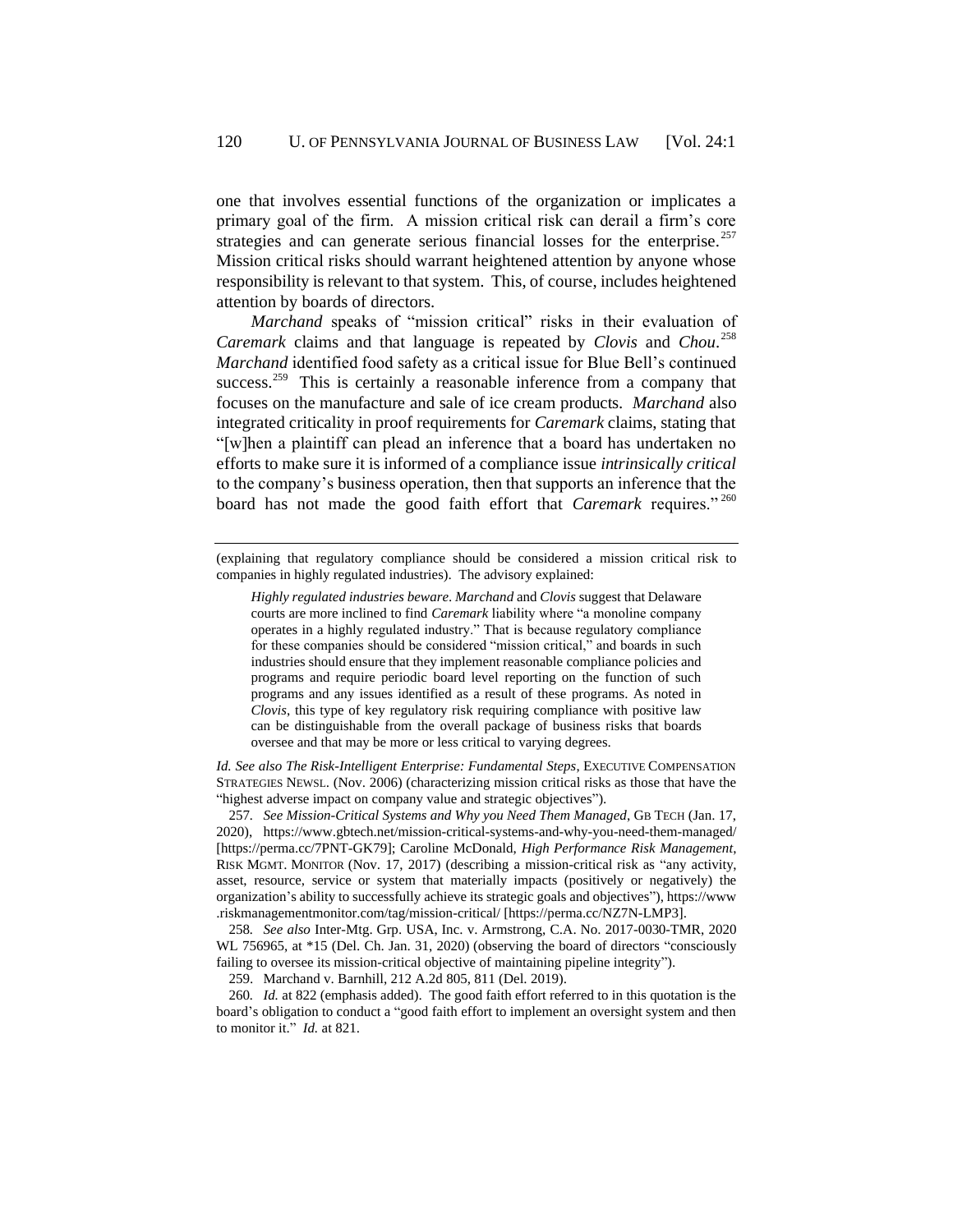one that involves essential functions of the organization or implicates a primary goal of the firm. A mission critical risk can derail a firm's core strategies and can generate serious financial losses for the enterprise.[257] Mission critical risks should warrant heightened attention by anyone whose responsibility is relevant to that system. This, of course, includes heightened attention by boards of directors.

*Marchand* speaks of "mission critical" risks in their evaluation of *Caremark* claims and that language is repeated by *Clovis* and *Chou*.[258] *Marchand* identified food safety as a critical issue for Blue Bell's continued success.[259] This is certainly a reasonable inference from a company that focuses on the manufacture and sale of ice cream products. *Marchand* also integrated criticality in proof requirements for *Caremark* claims, stating that "[w]hen a plaintiff can plead an inference that a board has undertaken no efforts to make sure it is informed of a compliance issue *intrinsically critical* to the company's business operation, then that supports an inference that the board has not made the good faith effort that *Caremark* requires."[260]

---

(explaining that regulatory compliance should be considered a mission critical risk to companies in highly regulated industries). The advisory explained:

> *Highly regulated industries beware*. *Marchand* and *Clovis* suggest that Delaware courts are more inclined to find *Caremark* liability where "a monoline company operates in a highly regulated industry." That is because regulatory compliance for these companies should be considered "mission critical," and boards in such industries should ensure that they implement reasonable compliance policies and programs and require periodic board level reporting on the function of such programs and any issues identified as a result of these programs. As noted in *Clovis*, this type of key regulatory risk requiring compliance with positive law can be distinguishable from the overall package of business risks that boards oversee and that may be more or less critical to varying degrees.

*Id. See also The Risk-Intelligent Enterprise: Fundamental Steps*, EXECUTIVE COMPENSATION STRATEGIES NEWSL. (Nov. 2006) (characterizing mission critical risks as those that have the "highest adverse impact on company value and strategic objectives").

257. *See Mission-Critical Systems and Why you Need Them Managed*, GB TECH (Jan. 17, 2020), https://www.gbtech.net/mission-critical-systems-and-why-you-need-them-managed/ [https://perma.cc/7PNT-GK79]; Caroline McDonald, *High Performance Risk Management*, RISK MGMT. MONITOR (Nov. 17, 2017) (describing a mission-critical risk as "any activity, asset, resource, service or system that materially impacts (positively or negatively) the organization's ability to successfully achieve its strategic goals and objectives"), https://www.riskmanagementmonitor.com/tag/mission-critical/ [https://perma.cc/NZ7N-LMP3].

258. *See also* Inter-Mtg. Grp. USA, Inc. v. Armstrong, C.A. No. 2017-0030-TMR, 2020 WL 756965, at *15 (Del. Ch. Jan. 31, 2020) (observing the board of directors "consciously failing to oversee its mission-critical objective of maintaining pipeline integrity").

259. Marchand v. Barnhill, 212 A.2d 805, 811 (Del. 2019).

260. *Id.* at 822 (emphasis added). The good faith effort referred to in this quotation is the board's obligation to conduct a "good faith effort to implement an oversight system and then to monitor it." *Id.* at 821.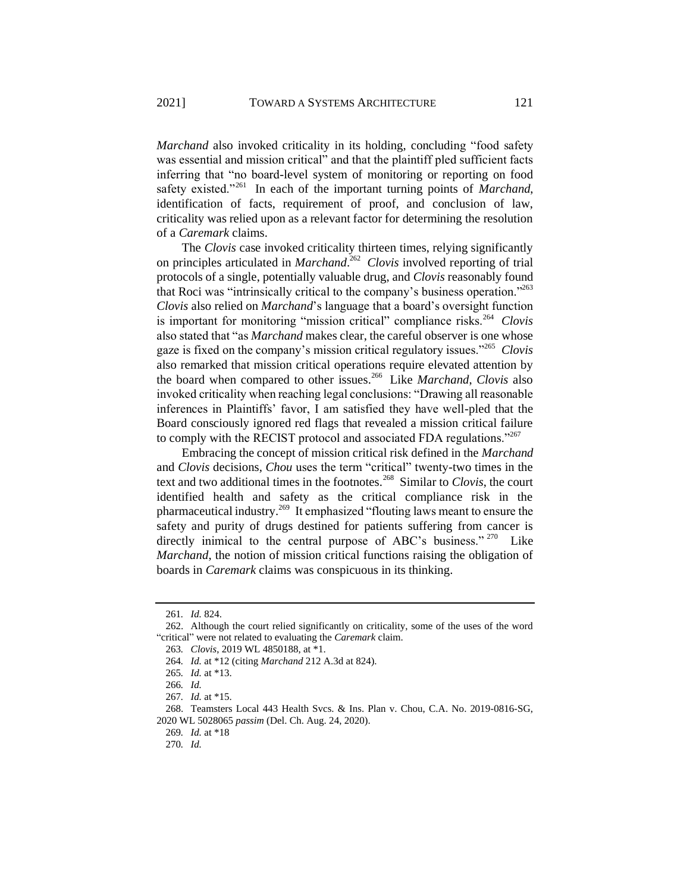*Marchand* also invoked criticality in its holding, concluding "food safety was essential and mission critical" and that the plaintiff pled sufficient facts inferring that "no board-level system of monitoring or reporting on food safety existed."[261] In each of the important turning points of *Marchand*, identification of facts, requirement of proof, and conclusion of law, criticality was relied upon as a relevant factor for determining the resolution of a *Caremark* claims.

The *Clovis* case invoked criticality thirteen times, relying significantly on principles articulated in *Marchand*.[262] *Clovis* involved reporting of trial protocols of a single, potentially valuable drug, and *Clovis* reasonably found that Roci was "intrinsically critical to the company's business operation."[263] *Clovis* also relied on *Marchand*'s language that a board's oversight function is important for monitoring "mission critical" compliance risks.[264] *Clovis* also stated that "as *Marchand* makes clear, the careful observer is one whose gaze is fixed on the company's mission critical regulatory issues."[265] *Clovis* also remarked that mission critical operations require elevated attention by the board when compared to other issues.[266] Like *Marchand*, *Clovis* also invoked criticality when reaching legal conclusions: "Drawing all reasonable inferences in Plaintiffs' favor, I am satisfied they have well-pled that the Board consciously ignored red flags that revealed a mission critical failure to comply with the RECIST protocol and associated FDA regulations."[267]

Embracing the concept of mission critical risk defined in the *Marchand* and *Clovis* decisions, *Chou* uses the term "critical" twenty-two times in the text and two additional times in the footnotes.[268] Similar to *Clovis*, the court identified health and safety as the critical compliance risk in the pharmaceutical industry.[269] It emphasized "flouting laws meant to ensure the safety and purity of drugs destined for patients suffering from cancer is directly inimical to the central purpose of ABC's business."[270] Like *Marchand*, the notion of mission critical functions raising the obligation of boards in *Caremark* claims was conspicuous in its thinking.

---

261. *Id.* 824.

262. Although the court relied significantly on criticality, some of the uses of the word "critical" were not related to evaluating the *Caremark* claim.

263. *Clovis*, 2019 WL 4850188, at *1.

264. *Id.* at *12 (citing *Marchand* 212 A.3d at 824).

265. *Id.* at *13.

266. *Id.*

267. *Id.* at *15.

268. Teamsters Local 443 Health Svcs. & Ins. Plan v. Chou, C.A. No. 2019-0816-SG, 2020 WL 5028065 *passim* (Del. Ch. Aug. 24, 2020).

269. *Id.* at *18

270. *Id.*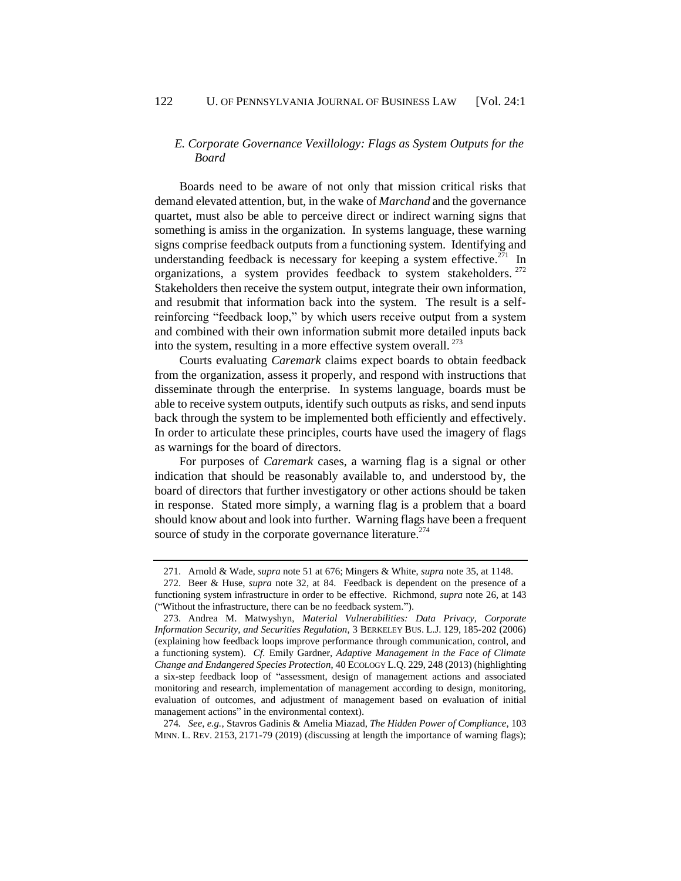### *E. Corporate Governance Vexillology: Flags as System Outputs for the Board*

Boards need to be aware of not only that mission critical risks that demand elevated attention, but, in the wake of *Marchand* and the governance quartet, must also be able to perceive direct or indirect warning signs that something is amiss in the organization. In systems language, these warning signs comprise feedback outputs from a functioning system. Identifying and understanding feedback is necessary for keeping a system effective.[271] In organizations, a system provides feedback to system stakeholders.[272] Stakeholders then receive the system output, integrate their own information, and resubmit that information back into the system. The result is a self-reinforcing "feedback loop," by which users receive output from a system and combined with their own information submit more detailed inputs back into the system, resulting in a more effective system overall.[273]

Courts evaluating *Caremark* claims expect boards to obtain feedback from the organization, assess it properly, and respond with instructions that disseminate through the enterprise. In systems language, boards must be able to receive system outputs, identify such outputs as risks, and send inputs back through the system to be implemented both efficiently and effectively. In order to articulate these principles, courts have used the imagery of flags as warnings for the board of directors.

For purposes of *Caremark* cases, a warning flag is a signal or other indication that should be reasonably available to, and understood by, the board of directors that further investigatory or other actions should be taken in response. Stated more simply, a warning flag is a problem that a board should know about and look into further. Warning flags have been a frequent source of study in the corporate governance literature.[274]

---

271. Arnold & Wade, *supra* note 51 at 676; Mingers & White, *supra* note 35, at 1148.

272. Beer & Huse, *supra* note 32, at 84. Feedback is dependent on the presence of a functioning system infrastructure in order to be effective. Richmond, *supra* note 26, at 143 ("Without the infrastructure, there can be no feedback system.").

273. Andrea M. Matwyshyn, *Material Vulnerabilities: Data Privacy, Corporate Information Security, and Securities Regulation*, 3 BERKELEY BUS. L.J. 129, 185-202 (2006) (explaining how feedback loops improve performance through communication, control, and a functioning system). *Cf.* Emily Gardner, *Adaptive Management in the Face of Climate Change and Endangered Species Protection*, 40 ECOLOGY L.Q. 229, 248 (2013) (highlighting a six-step feedback loop of "assessment, design of management actions and associated monitoring and research, implementation of management according to design, monitoring, evaluation of outcomes, and adjustment of management based on evaluation of initial management actions" in the environmental context).

274. *See, e.g.*, Stavros Gadinis & Amelia Miazad, *The Hidden Power of Compliance*, 103 MINN. L. REV. 2153, 2171-79 (2019) (discussing at length the importance of warning flags);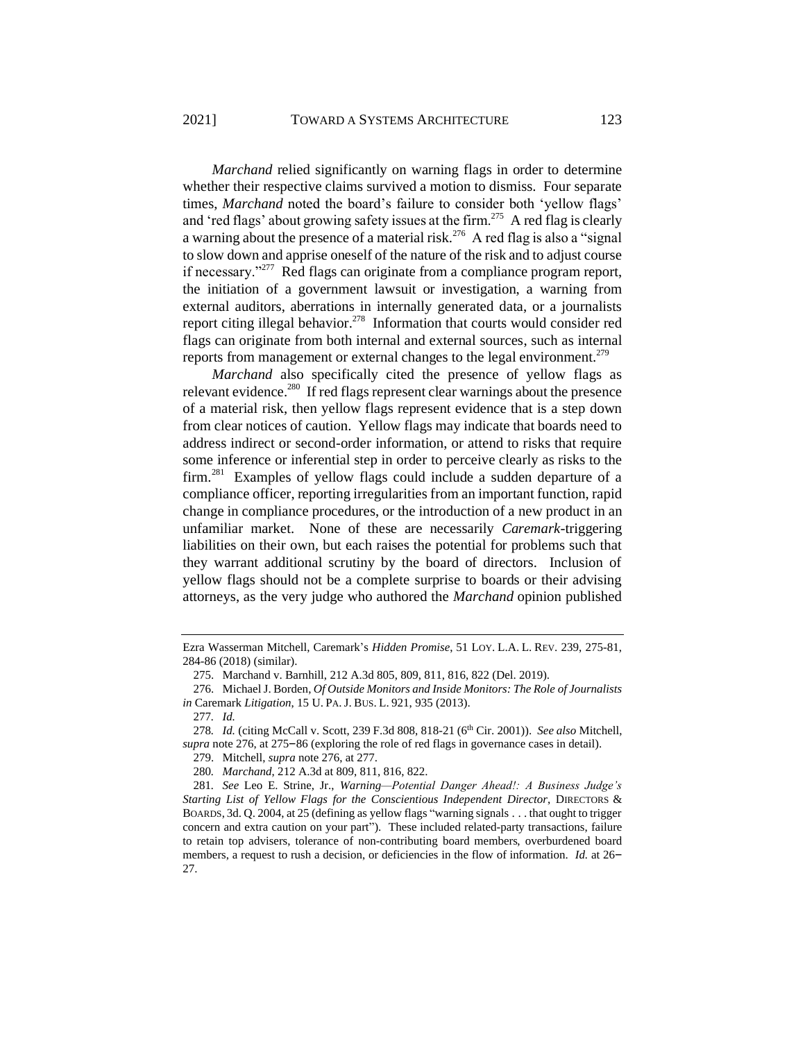*Marchand* relied significantly on warning flags in order to determine whether their respective claims survived a motion to dismiss. Four separate times, *Marchand* noted the board's failure to consider both 'yellow flags' and 'red flags' about growing safety issues at the firm.[275] A red flag is clearly a warning about the presence of a material risk.[276] A red flag is also a "signal to slow down and apprise oneself of the nature of the risk and to adjust course if necessary."[277] Red flags can originate from a compliance program report, the initiation of a government lawsuit or investigation, a warning from external auditors, aberrations in internally generated data, or a journalists report citing illegal behavior.[278] Information that courts would consider red flags can originate from both internal and external sources, such as internal reports from management or external changes to the legal environment.[279]

*Marchand* also specifically cited the presence of yellow flags as relevant evidence.[280] If red flags represent clear warnings about the presence of a material risk, then yellow flags represent evidence that is a step down from clear notices of caution. Yellow flags may indicate that boards need to address indirect or second-order information, or attend to risks that require some inference or inferential step in order to perceive clearly as risks to the firm.[281] Examples of yellow flags could include a sudden departure of a compliance officer, reporting irregularities from an important function, rapid change in compliance procedures, or the introduction of a new product in an unfamiliar market. None of these are necessarily *Caremark*-triggering liabilities on their own, but each raises the potential for problems such that they warrant additional scrutiny by the board of directors. Inclusion of yellow flags should not be a complete surprise to boards or their advising attorneys, as the very judge who authored the *Marchand* opinion published

---

Ezra Wasserman Mitchell, Caremark's *Hidden Promise*, 51 LOY. L.A. L. REV. 239, 275-81, 284-86 (2018) (similar).

275. Marchand v. Barnhill, 212 A.3d 805, 809, 811, 816, 822 (Del. 2019).

276. Michael J. Borden, *Of Outside Monitors and Inside Monitors: The Role of Journalists in* Caremark *Litigation*, 15 U. PA. J. BUS. L. 921, 935 (2013).

277. *Id.*

278. *Id.* (citing McCall v. Scott, 239 F.3d 808, 818-21 (6th Cir. 2001)). *See also* Mitchell, *supra* note 276, at 275–86 (exploring the role of red flags in governance cases in detail).

279. Mitchell, *supra* note 276, at 277.

280. *Marchand*, 212 A.3d at 809, 811, 816, 822.

281. *See* Leo E. Strine, Jr., *Warning—Potential Danger Ahead!: A Business Judge's Starting List of Yellow Flags for the Conscientious Independent Director*, DIRECTORS & BOARDS, 3d. Q. 2004, at 25 (defining as yellow flags "warning signals . . . that ought to trigger concern and extra caution on your part"). These included related-party transactions, failure to retain top advisers, tolerance of non-contributing board members, overburdened board members, a request to rush a decision, or deficiencies in the flow of information. *Id.* at 26–27.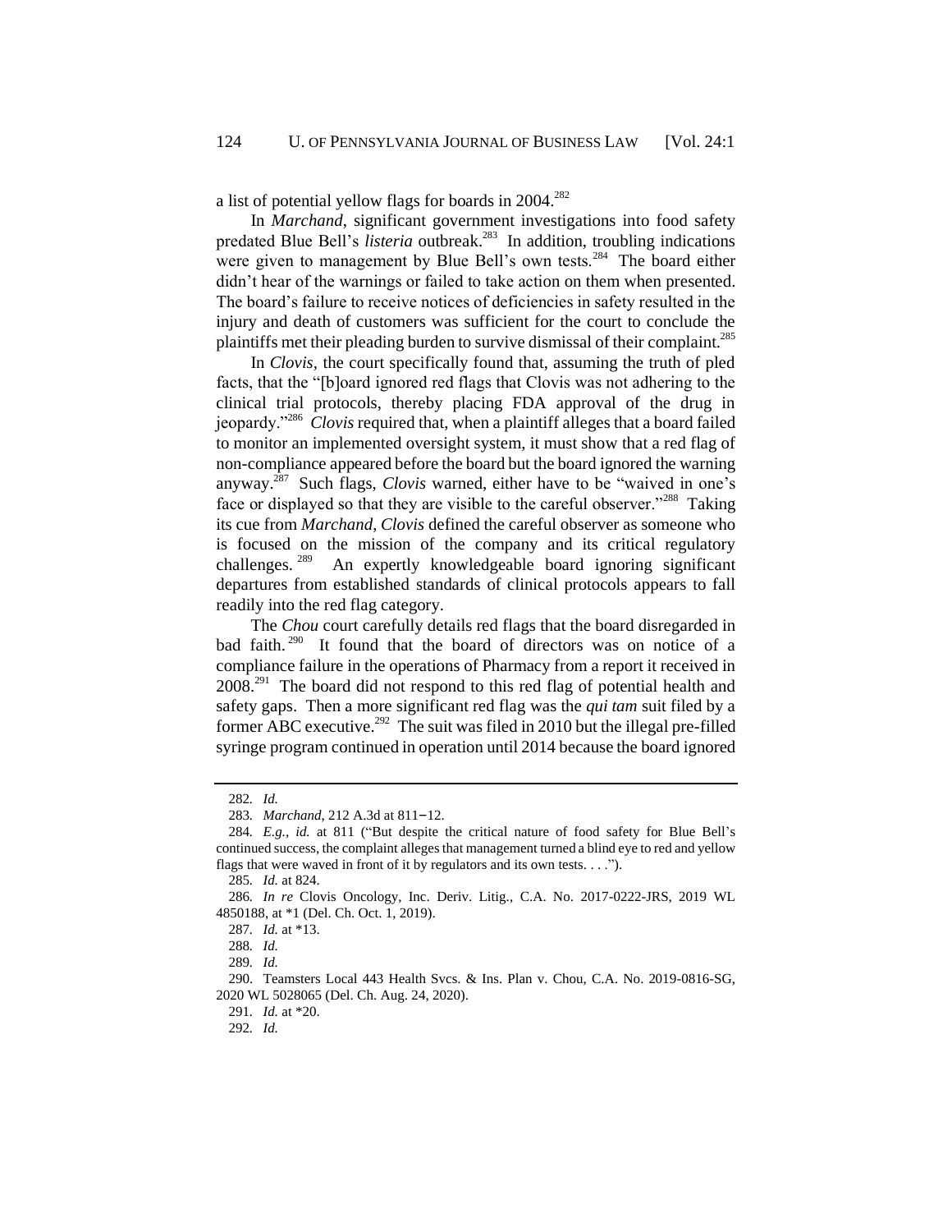a list of potential yellow flags for boards in 2004.[282]

In *Marchand*, significant government investigations into food safety predated Blue Bell's *listeria* outbreak.[283] In addition, troubling indications were given to management by Blue Bell's own tests.[284] The board either didn't hear of the warnings or failed to take action on them when presented. The board's failure to receive notices of deficiencies in safety resulted in the injury and death of customers was sufficient for the court to conclude the plaintiffs met their pleading burden to survive dismissal of their complaint.[285]

In *Clovis*, the court specifically found that, assuming the truth of pled facts, that the "[b]oard ignored red flags that Clovis was not adhering to the clinical trial protocols, thereby placing FDA approval of the drug in jeopardy."[286] *Clovis* required that, when a plaintiff alleges that a board failed to monitor an implemented oversight system, it must show that a red flag of non-compliance appeared before the board but the board ignored the warning anyway.[287] Such flags, *Clovis* warned, either have to be "waived in one's face or displayed so that they are visible to the careful observer."[288] Taking its cue from *Marchand*, *Clovis* defined the careful observer as someone who is focused on the mission of the company and its critical regulatory challenges.[289] An expertly knowledgeable board ignoring significant departures from established standards of clinical protocols appears to fall readily into the red flag category.

The *Chou* court carefully details red flags that the board disregarded in bad faith.[290] It found that the board of directors was on notice of a compliance failure in the operations of Pharmacy from a report it received in 2008.[291] The board did not respond to this red flag of potential health and safety gaps. Then a more significant red flag was the *qui tam* suit filed by a former ABC executive.[292] The suit was filed in 2010 but the illegal pre-filled syringe program continued in operation until 2014 because the board ignored

---

282. *Id.*

283. *Marchand*, 212 A.3d at 811–12.

284. *E.g.*, *id.* at 811 ("But despite the critical nature of food safety for Blue Bell's continued success, the complaint alleges that management turned a blind eye to red and yellow flags that were waved in front of it by regulators and its own tests. . . .").

285. *Id.* at 824.

286. *In re* Clovis Oncology, Inc. Deriv. Litig., C.A. No. 2017-0222-JRS, 2019 WL 4850188, at *1 (Del. Ch. Oct. 1, 2019).

287. *Id.* at *13.

288. *Id.*

289. *Id.*

290. Teamsters Local 443 Health Svcs. & Ins. Plan v. Chou, C.A. No. 2019-0816-SG, 2020 WL 5028065 (Del. Ch. Aug. 24, 2020).

291. *Id.* at *20.

292. *Id.*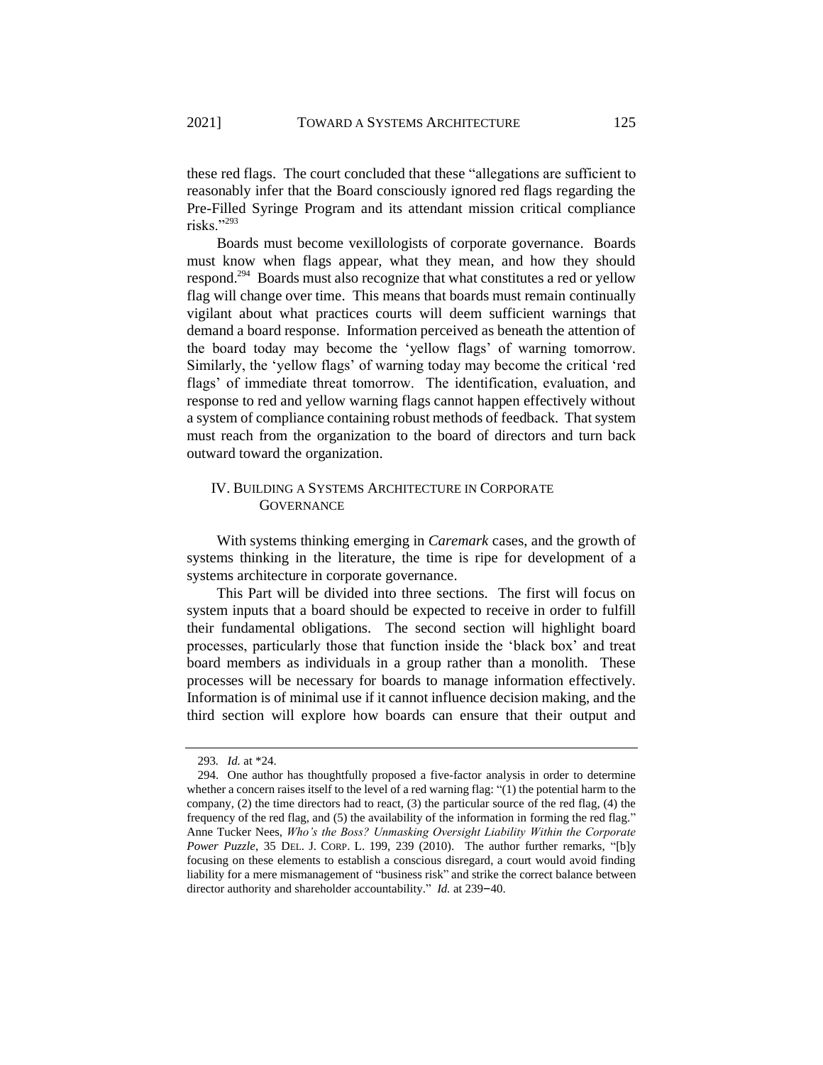these red flags. The court concluded that these "allegations are sufficient to reasonably infer that the Board consciously ignored red flags regarding the Pre-Filled Syringe Program and its attendant mission critical compliance risks."[293]

Boards must become vexillologists of corporate governance. Boards must know when flags appear, what they mean, and how they should respond.[294] Boards must also recognize that what constitutes a red or yellow flag will change over time. This means that boards must remain continually vigilant about what practices courts will deem sufficient warnings that demand a board response. Information perceived as beneath the attention of the board today may become the 'yellow flags' of warning tomorrow. Similarly, the 'yellow flags' of warning today may become the critical 'red flags' of immediate threat tomorrow. The identification, evaluation, and response to red and yellow warning flags cannot happen effectively without a system of compliance containing robust methods of feedback. That system must reach from the organization to the board of directors and turn back outward toward the organization.

## IV. Building a Systems Architecture in Corporate Governance

With systems thinking emerging in *Caremark* cases, and the growth of systems thinking in the literature, the time is ripe for development of a systems architecture in corporate governance.

This Part will be divided into three sections. The first will focus on system inputs that a board should be expected to receive in order to fulfill their fundamental obligations. The second section will highlight board processes, particularly those that function inside the 'black box' and treat board members as individuals in a group rather than a monolith. These processes will be necessary for boards to manage information effectively. Information is of minimal use if it cannot influence decision making, and the third section will explore how boards can ensure that their output and

---

293. *Id.* at *24.

294. One author has thoughtfully proposed a five-factor analysis in order to determine whether a concern raises itself to the level of a red warning flag: "(1) the potential harm to the company, (2) the time directors had to react, (3) the particular source of the red flag, (4) the frequency of the red flag, and (5) the availability of the information in forming the red flag." Anne Tucker Nees, *Who's the Boss? Unmasking Oversight Liability Within the Corporate Power Puzzle*, 35 Del. J. Corp. L. 199, 239 (2010). The author further remarks, "[b]y focusing on these elements to establish a conscious disregard, a court would avoid finding liability for a mere mismanagement of "business risk" and strike the correct balance between director authority and shareholder accountability." *Id.* at 239–40.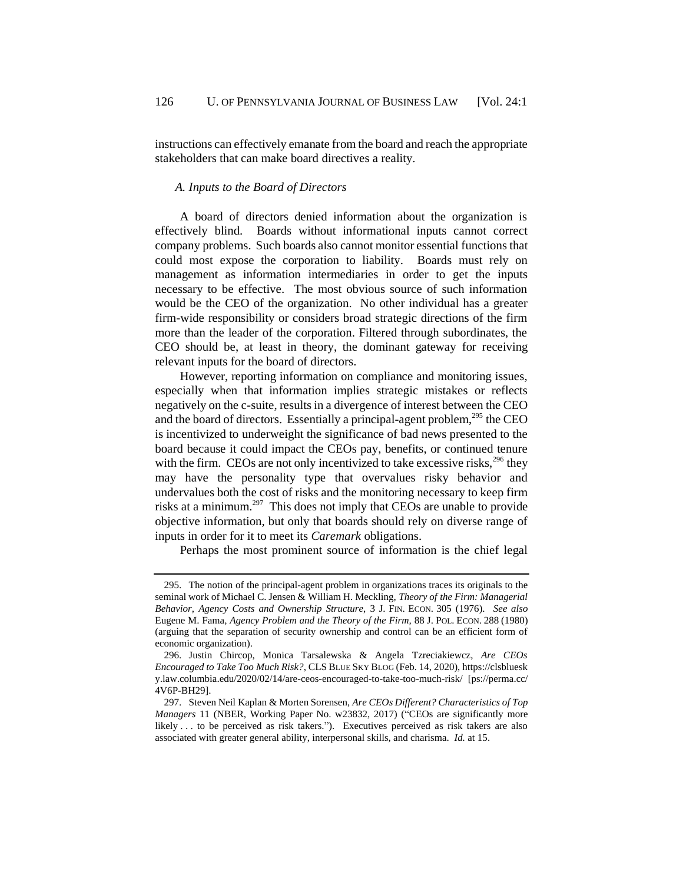instructions can effectively emanate from the board and reach the appropriate stakeholders that can make board directives a reality.

### *A. Inputs to the Board of Directors*

A board of directors denied information about the organization is effectively blind. Boards without informational inputs cannot correct company problems. Such boards also cannot monitor essential functions that could most expose the corporation to liability. Boards must rely on management as information intermediaries in order to get the inputs necessary to be effective. The most obvious source of such information would be the CEO of the organization. No other individual has a greater firm-wide responsibility or considers broad strategic directions of the firm more than the leader of the corporation. Filtered through subordinates, the CEO should be, at least in theory, the dominant gateway for receiving relevant inputs for the board of directors.

However, reporting information on compliance and monitoring issues, especially when that information implies strategic mistakes or reflects negatively on the c-suite, results in a divergence of interest between the CEO and the board of directors. Essentially a principal-agent problem,[295] the CEO is incentivized to underweight the significance of bad news presented to the board because it could impact the CEOs pay, benefits, or continued tenure with the firm. CEOs are not only incentivized to take excessive risks,[296] they may have the personality type that overvalues risky behavior and undervalues both the cost of risks and the monitoring necessary to keep firm risks at a minimum.[297] This does not imply that CEOs are unable to provide objective information, but only that boards should rely on diverse range of inputs in order for it to meet its *Caremark* obligations.

Perhaps the most prominent source of information is the chief legal

---

295. The notion of the principal-agent problem in organizations traces its originals to the seminal work of Michael C. Jensen & William H. Meckling, *Theory of the Firm: Managerial Behavior, Agency Costs and Ownership Structure*, 3 J. FIN. ECON. 305 (1976). *See also* Eugene M. Fama, *Agency Problem and the Theory of the Firm*, 88 J. POL. ECON. 288 (1980) (arguing that the separation of security ownership and control can be an efficient form of economic organization).

296. Justin Chircop, Monica Tarsalewska & Angela Tzreciakiewcz, *Are CEOs Encouraged to Take Too Much Risk?*, CLS BLUE SKY BLOG (Feb. 14, 2020), https://clsbluesky.law.columbia.edu/2020/02/14/are-ceos-encouraged-to-take-too-much-risk/ [ps://perma.cc/4V6P-BH29].

297. Steven Neil Kaplan & Morten Sorensen, *Are CEOs Different? Characteristics of Top Managers* 11 (NBER, Working Paper No. w23832, 2017) ("CEOs are significantly more likely . . . to be perceived as risk takers."). Executives perceived as risk takers are also associated with greater general ability, interpersonal skills, and charisma. *Id.* at 15.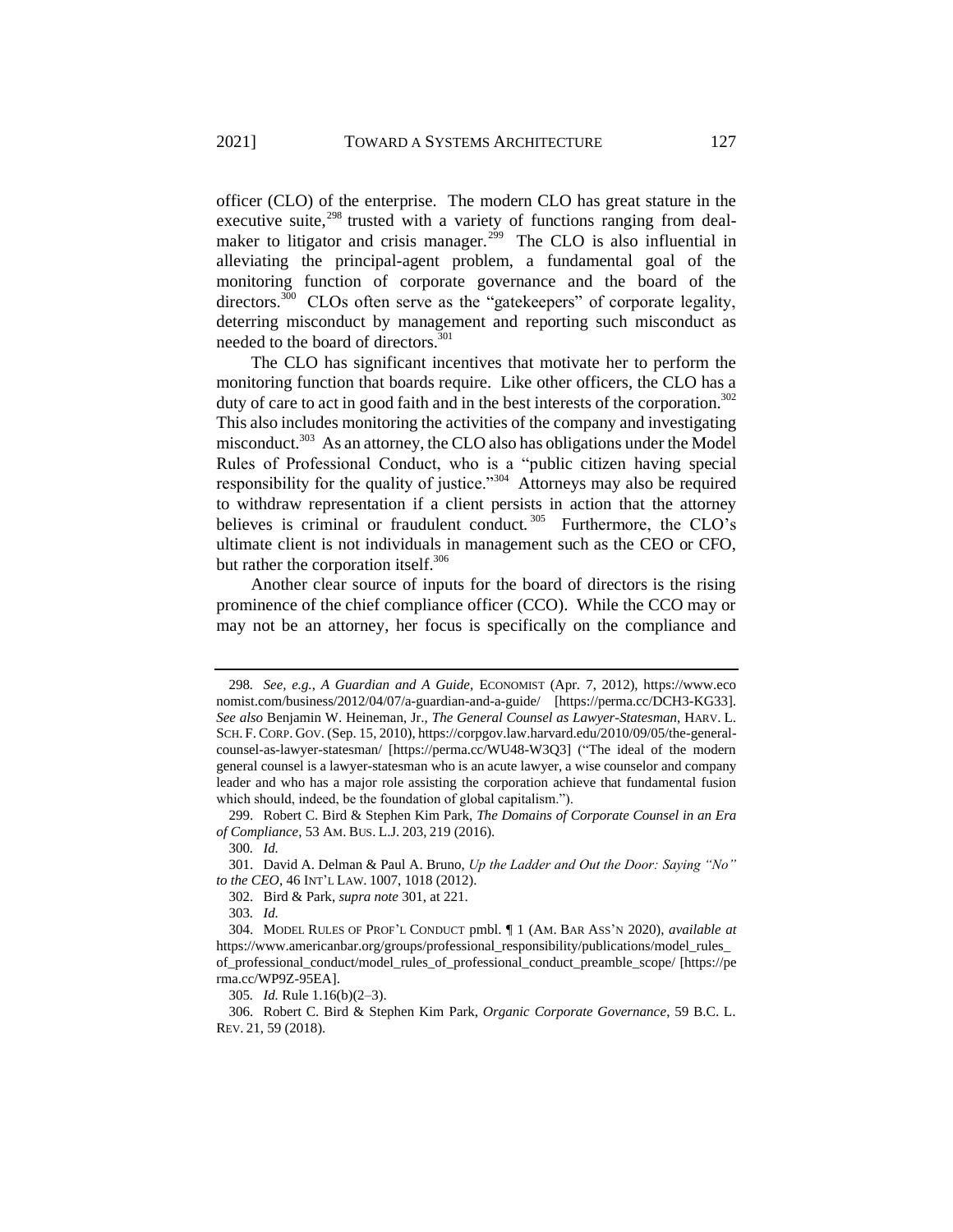officer (CLO) of the enterprise. The modern CLO has great stature in the executive suite,[298] trusted with a variety of functions ranging from deal-maker to litigator and crisis manager.[299] The CLO is also influential in alleviating the principal-agent problem, a fundamental goal of the monitoring function of corporate governance and the board of the directors.[300] CLOs often serve as the "gatekeepers" of corporate legality, deterring misconduct by management and reporting such misconduct as needed to the board of directors.[301]

The CLO has significant incentives that motivate her to perform the monitoring function that boards require. Like other officers, the CLO has a duty of care to act in good faith and in the best interests of the corporation.[302] This also includes monitoring the activities of the company and investigating misconduct.[303] As an attorney, the CLO also has obligations under the Model Rules of Professional Conduct, who is a "public citizen having special responsibility for the quality of justice."[304] Attorneys may also be required to withdraw representation if a client persists in action that the attorney believes is criminal or fraudulent conduct.[305] Furthermore, the CLO's ultimate client is not individuals in management such as the CEO or CFO, but rather the corporation itself.[306]

Another clear source of inputs for the board of directors is the rising prominence of the chief compliance officer (CCO). While the CCO may or may not be an attorney, her focus is specifically on the compliance and

---

298. *See, e.g.*, *A Guardian and A Guide*, ECONOMIST (Apr. 7, 2012), https://www.economist.com/business/2012/04/07/a-guardian-and-a-guide/ [https://perma.cc/DCH3-KG33]. *See also* Benjamin W. Heineman, Jr., *The General Counsel as Lawyer-Statesman*, HARV. L. SCH. F. CORP. GOV. (Sep. 15, 2010), https://corpgov.law.harvard.edu/2010/09/05/the-general-counsel-as-lawyer-statesman/ [https://perma.cc/WU48-W3Q3] ("The ideal of the modern general counsel is a lawyer-statesman who is an acute lawyer, a wise counselor and company leader and who has a major role assisting the corporation achieve that fundamental fusion which should, indeed, be the foundation of global capitalism.").

299. Robert C. Bird & Stephen Kim Park, *The Domains of Corporate Counsel in an Era of Compliance*, 53 AM. BUS. L.J. 203, 219 (2016).

300. *Id.*

301. David A. Delman & Paul A. Bruno, *Up the Ladder and Out the Door: Saying "No" to the CEO*, 46 INT'L LAW. 1007, 1018 (2012).

302. Bird & Park, *supra note* 301, at 221.

303. *Id.*

304. MODEL RULES OF PROF'L CONDUCT pmbl. ¶ 1 (AM. BAR ASS'N 2020), *available at* https://www.americanbar.org/groups/professional_responsibility/publications/model_rules_of_professional_conduct/model_rules_of_professional_conduct_preamble_scope/ [https://perma.cc/WP9Z-95EA].

305. *Id.* Rule 1.16(b)(2–3).

306. Robert C. Bird & Stephen Kim Park, *Organic Corporate Governance*, 59 B.C. L. REV. 21, 59 (2018).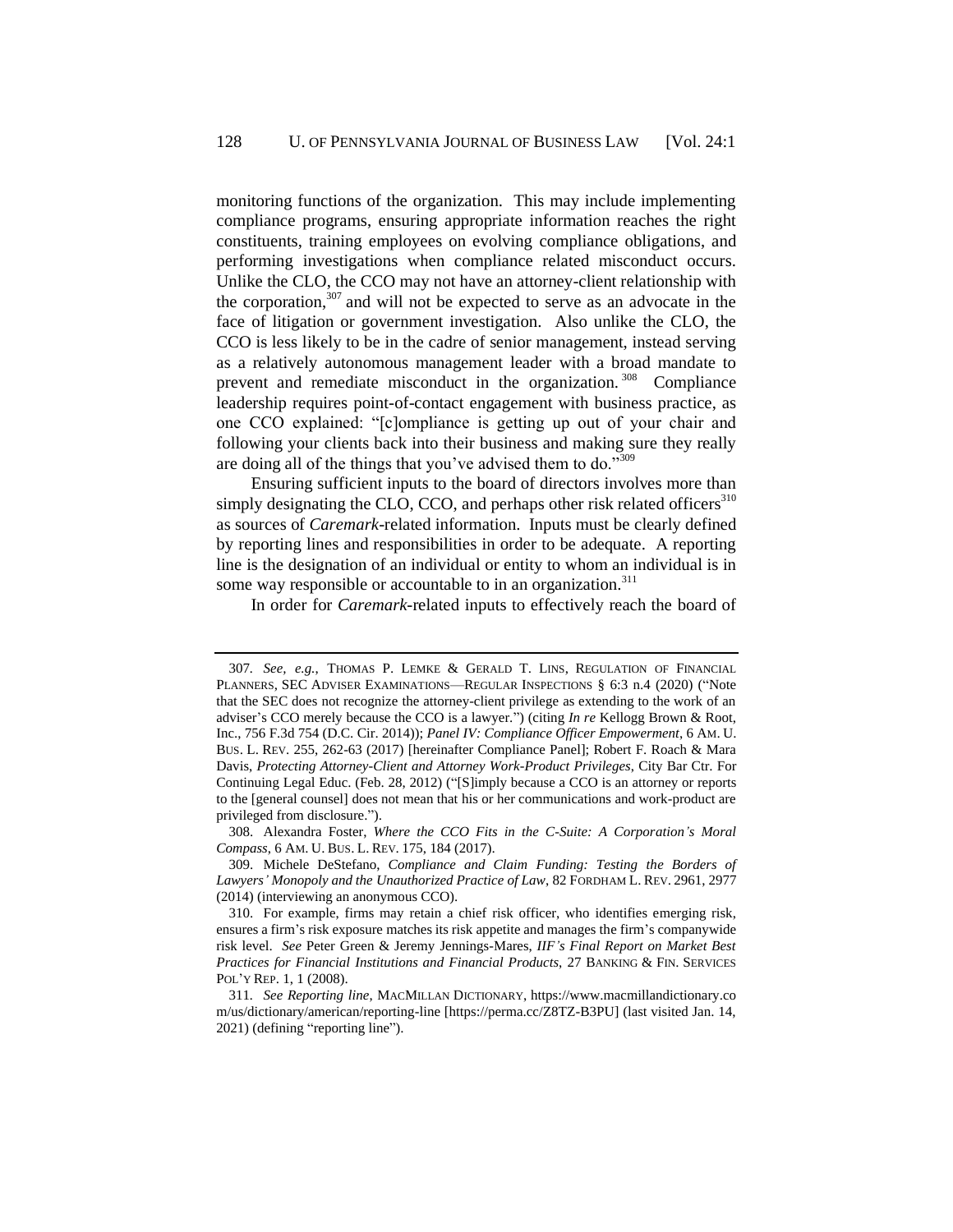monitoring functions of the organization. This may include implementing compliance programs, ensuring appropriate information reaches the right constituents, training employees on evolving compliance obligations, and performing investigations when compliance related misconduct occurs. Unlike the CLO, the CCO may not have an attorney-client relationship with the corporation,[307] and will not be expected to serve as an advocate in the face of litigation or government investigation. Also unlike the CLO, the CCO is less likely to be in the cadre of senior management, instead serving as a relatively autonomous management leader with a broad mandate to prevent and remediate misconduct in the organization.[308] Compliance leadership requires point-of-contact engagement with business practice, as one CCO explained: "[c]ompliance is getting up out of your chair and following your clients back into their business and making sure they really are doing all of the things that you've advised them to do."[309]

Ensuring sufficient inputs to the board of directors involves more than simply designating the CLO, CCO, and perhaps other risk related officers[310] as sources of *Caremark*-related information. Inputs must be clearly defined by reporting lines and responsibilities in order to be adequate. A reporting line is the designation of an individual or entity to whom an individual is in some way responsible or accountable to in an organization.[311]

In order for *Caremark*-related inputs to effectively reach the board of

---

307. *See, e.g.*, THOMAS P. LEMKE & GERALD T. LINS, REGULATION OF FINANCIAL PLANNERS, SEC ADVISER EXAMINATIONS—REGULAR INSPECTIONS § 6:3 n.4 (2020) ("Note that the SEC does not recognize the attorney-client privilege as extending to the work of an adviser's CCO merely because the CCO is a lawyer.") (citing *In re* Kellogg Brown & Root, Inc., 756 F.3d 754 (D.C. Cir. 2014)); *Panel IV: Compliance Officer Empowerment*, 6 AM. U. BUS. L. REV. 255, 262-63 (2017) [hereinafter Compliance Panel]; Robert F. Roach & Mara Davis, *Protecting Attorney-Client and Attorney Work-Product Privileges*, City Bar Ctr. For Continuing Legal Educ. (Feb. 28, 2012) ("[S]imply because a CCO is an attorney or reports to the [general counsel] does not mean that his or her communications and work-product are privileged from disclosure.").

308. Alexandra Foster, *Where the CCO Fits in the C-Suite: A Corporation's Moral Compass*, 6 AM. U. BUS. L. REV. 175, 184 (2017).

309. Michele DeStefano, *Compliance and Claim Funding: Testing the Borders of Lawyers' Monopoly and the Unauthorized Practice of Law*, 82 FORDHAM L. REV. 2961, 2977 (2014) (interviewing an anonymous CCO).

310. For example, firms may retain a chief risk officer, who identifies emerging risk, ensures a firm's risk exposure matches its risk appetite and manages the firm's companywide risk level. *See* Peter Green & Jeremy Jennings-Mares, *IIF's Final Report on Market Best Practices for Financial Institutions and Financial Products*, 27 BANKING & FIN. SERVICES POL'Y REP. 1, 1 (2008).

311. *See Reporting line*, MACMILLAN DICTIONARY, https://www.macmillandictionary.com/us/dictionary/american/reporting-line [https://perma.cc/Z8TZ-B3PU] (last visited Jan. 14, 2021) (defining "reporting line").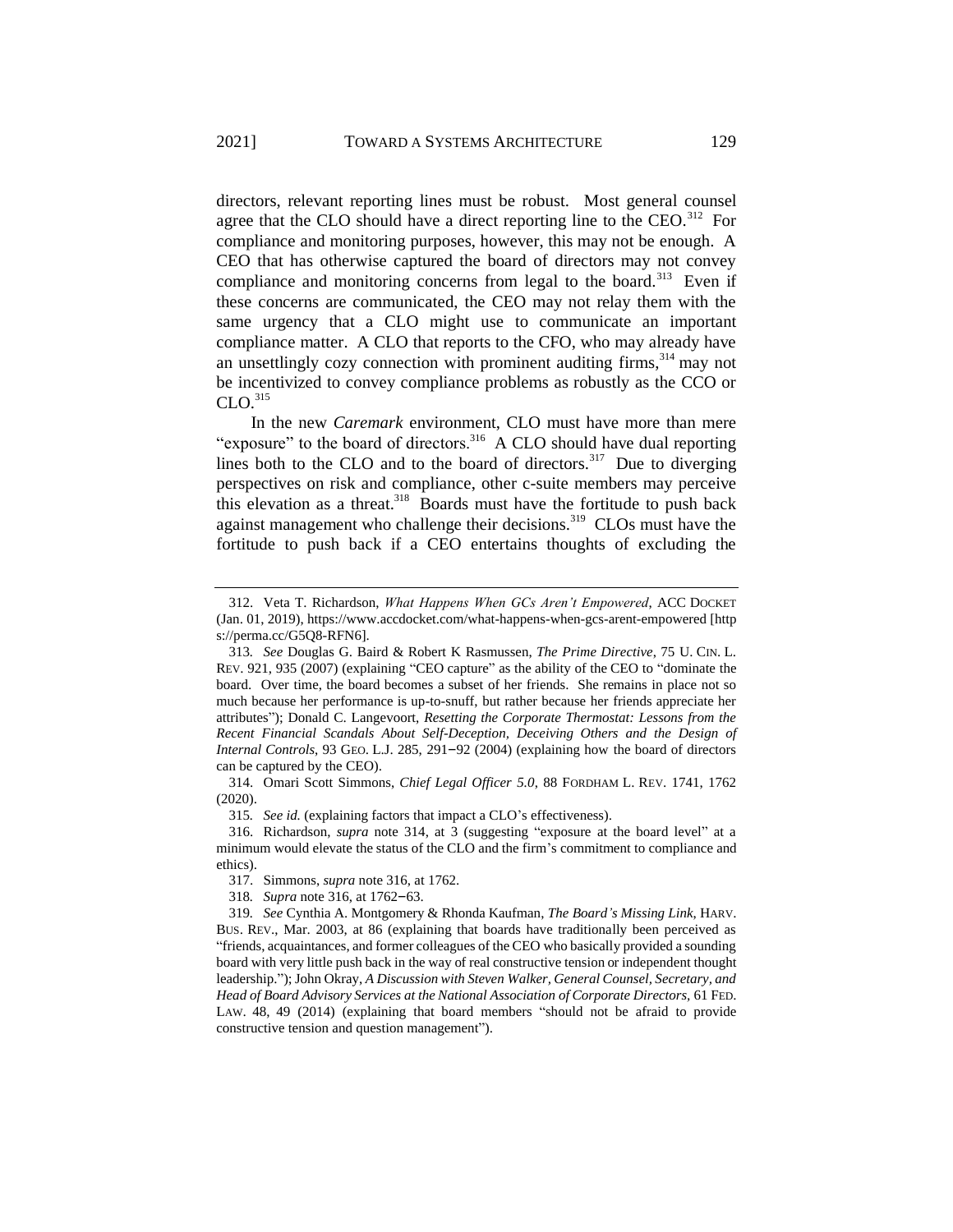directors, relevant reporting lines must be robust. Most general counsel agree that the CLO should have a direct reporting line to the CEO.[312] For compliance and monitoring purposes, however, this may not be enough. A CEO that has otherwise captured the board of directors may not convey compliance and monitoring concerns from legal to the board.[313] Even if these concerns are communicated, the CEO may not relay them with the same urgency that a CLO might use to communicate an important compliance matter. A CLO that reports to the CFO, who may already have an unsettlingly cozy connection with prominent auditing firms,[314] may not be incentivized to convey compliance problems as robustly as the CCO or CLO.[315]

In the new *Caremark* environment, CLO must have more than mere "exposure" to the board of directors.[316] A CLO should have dual reporting lines both to the CLO and to the board of directors.[317] Due to diverging perspectives on risk and compliance, other c-suite members may perceive this elevation as a threat.[318] Boards must have the fortitude to push back against management who challenge their decisions.[319] CLOs must have the fortitude to push back if a CEO entertains thoughts of excluding the

---

312. Veta T. Richardson, *What Happens When GCs Aren't Empowered*, ACC DOCKET (Jan. 01, 2019), https://www.accdocket.com/what-happens-when-gcs-arent-empowered [https://perma.cc/G5Q8-RFN6].

313. *See* Douglas G. Baird & Robert K Rasmussen, *The Prime Directive*, 75 U. CIN. L. REV. 921, 935 (2007) (explaining "CEO capture" as the ability of the CEO to "dominate the board. Over time, the board becomes a subset of her friends. She remains in place not so much because her performance is up-to-snuff, but rather because her friends appreciate her attributes"); Donald C. Langevoort, *Resetting the Corporate Thermostat: Lessons from the Recent Financial Scandals About Self-Deception, Deceiving Others and the Design of Internal Controls*, 93 GEO. L.J. 285, 291–92 (2004) (explaining how the board of directors can be captured by the CEO).

314. Omari Scott Simmons, *Chief Legal Officer 5.0*, 88 FORDHAM L. REV. 1741, 1762 (2020).

315. *See id.* (explaining factors that impact a CLO's effectiveness).

316. Richardson, *supra* note 314, at 3 (suggesting "exposure at the board level" at a minimum would elevate the status of the CLO and the firm's commitment to compliance and ethics).

317. Simmons, *supra* note 316, at 1762.

318. *Supra* note 316, at 1762–63.

319. *See* Cynthia A. Montgomery & Rhonda Kaufman, *The Board's Missing Link*, HARV. BUS. REV., Mar. 2003, at 86 (explaining that boards have traditionally been perceived as "friends, acquaintances, and former colleagues of the CEO who basically provided a sounding board with very little push back in the way of real constructive tension or independent thought leadership."); John Okray, *A Discussion with Steven Walker, General Counsel, Secretary, and Head of Board Advisory Services at the National Association of Corporate Directors*, 61 FED. LAW. 48, 49 (2014) (explaining that board members "should not be afraid to provide constructive tension and question management").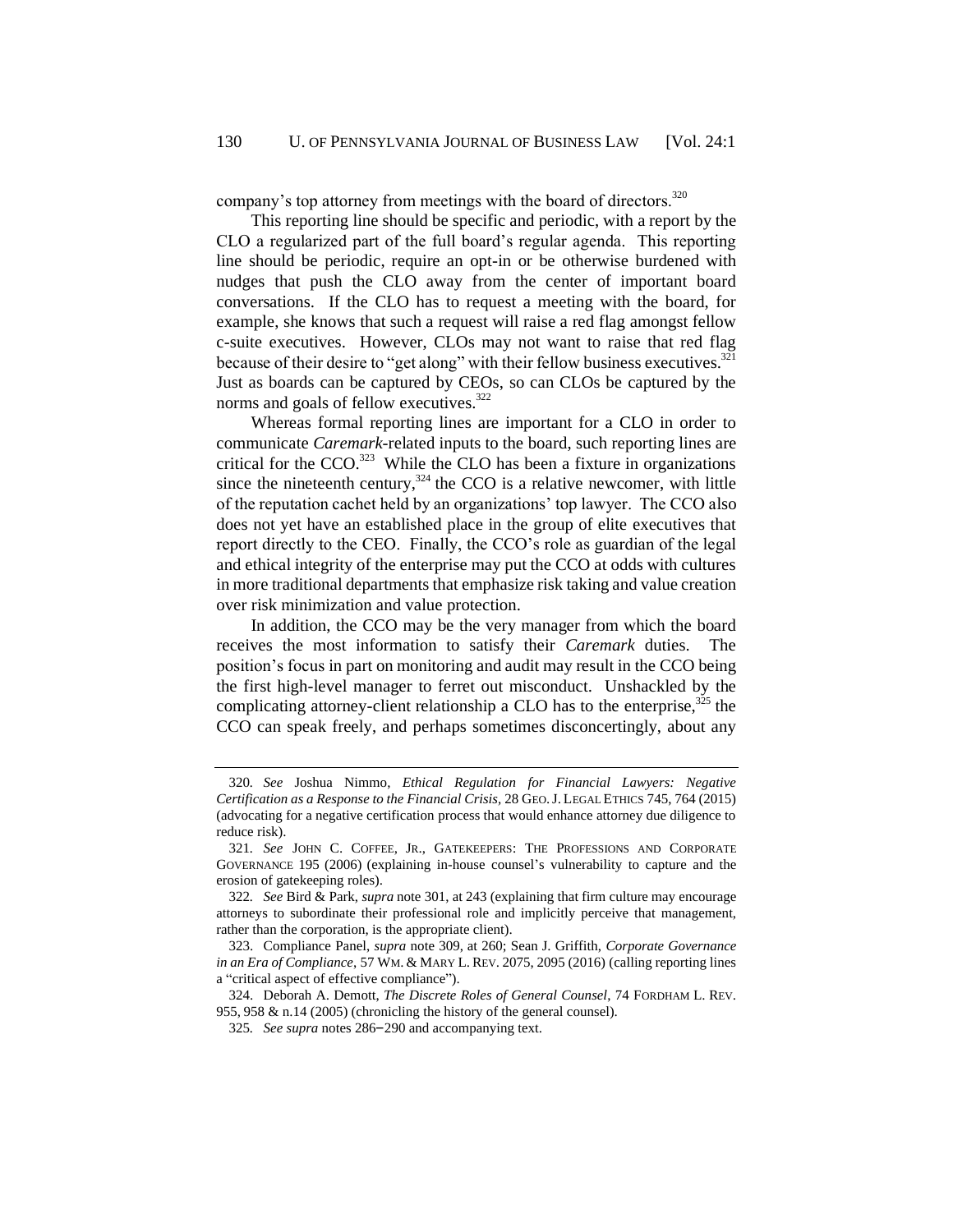company's top attorney from meetings with the board of directors.[320]

This reporting line should be specific and periodic, with a report by the CLO a regularized part of the full board's regular agenda. This reporting line should be periodic, require an opt-in or be otherwise burdened with nudges that push the CLO away from the center of important board conversations. If the CLO has to request a meeting with the board, for example, she knows that such a request will raise a red flag amongst fellow c-suite executives. However, CLOs may not want to raise that red flag because of their desire to "get along" with their fellow business executives.[321] Just as boards can be captured by CEOs, so can CLOs be captured by the norms and goals of fellow executives.[322]

Whereas formal reporting lines are important for a CLO in order to communicate *Caremark*-related inputs to the board, such reporting lines are critical for the CCO.[323] While the CLO has been a fixture in organizations since the nineteenth century,[324] the CCO is a relative newcomer, with little of the reputation cachet held by an organizations' top lawyer. The CCO also does not yet have an established place in the group of elite executives that report directly to the CEO. Finally, the CCO's role as guardian of the legal and ethical integrity of the enterprise may put the CCO at odds with cultures in more traditional departments that emphasize risk taking and value creation over risk minimization and value protection.

In addition, the CCO may be the very manager from which the board receives the most information to satisfy their *Caremark* duties. The position's focus in part on monitoring and audit may result in the CCO being the first high-level manager to ferret out misconduct. Unshackled by the complicating attorney-client relationship a CLO has to the enterprise,[325] the CCO can speak freely, and perhaps sometimes disconcertingly, about any

---

320. *See* Joshua Nimmo, *Ethical Regulation for Financial Lawyers: Negative Certification as a Response to the Financial Crisis*, 28 GEO. J. LEGAL ETHICS 745, 764 (2015) (advocating for a negative certification process that would enhance attorney due diligence to reduce risk).

321. *See* JOHN C. COFFEE, JR., GATEKEEPERS: THE PROFESSIONS AND CORPORATE GOVERNANCE 195 (2006) (explaining in-house counsel's vulnerability to capture and the erosion of gatekeeping roles).

322. *See* Bird & Park, *supra* note 301, at 243 (explaining that firm culture may encourage attorneys to subordinate their professional role and implicitly perceive that management, rather than the corporation, is the appropriate client).

323. Compliance Panel, *supra* note 309, at 260; Sean J. Griffith, *Corporate Governance in an Era of Compliance*, 57 WM. & MARY L. REV. 2075, 2095 (2016) (calling reporting lines a "critical aspect of effective compliance").

324. Deborah A. Demott, *The Discrete Roles of General Counsel*, 74 FORDHAM L. REV. 955, 958 & n.14 (2005) (chronicling the history of the general counsel).

325. *See supra* notes 286–290 and accompanying text.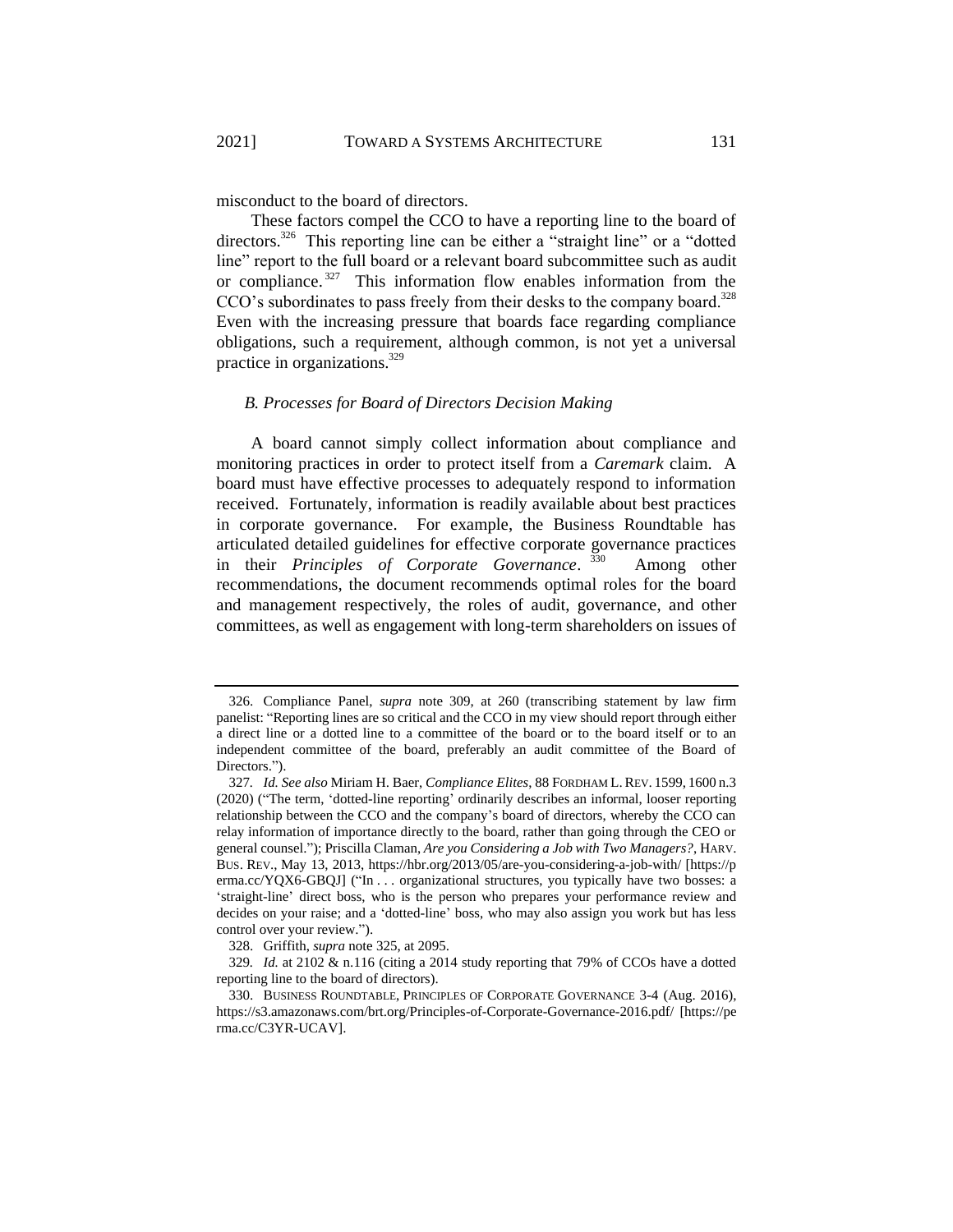misconduct to the board of directors.

These factors compel the CCO to have a reporting line to the board of directors.[326] This reporting line can be either a "straight line" or a "dotted line" report to the full board or a relevant board subcommittee such as audit or compliance.[327] This information flow enables information from the CCO's subordinates to pass freely from their desks to the company board.[328] Even with the increasing pressure that boards face regarding compliance obligations, such a requirement, although common, is not yet a universal practice in organizations.[329]

### *B. Processes for Board of Directors Decision Making*

A board cannot simply collect information about compliance and monitoring practices in order to protect itself from a *Caremark* claim. A board must have effective processes to adequately respond to information received. Fortunately, information is readily available about best practices in corporate governance. For example, the Business Roundtable has articulated detailed guidelines for effective corporate governance practices in their *Principles of Corporate Governance*.[330] Among other recommendations, the document recommends optimal roles for the board and management respectively, the roles of audit, governance, and other committees, as well as engagement with long-term shareholders on issues of

---

326. Compliance Panel, *supra* note 309, at 260 (transcribing statement by law firm panelist: "Reporting lines are so critical and the CCO in my view should report through either a direct line or a dotted line to a committee of the board or to the board itself or to an independent committee of the board, preferably an audit committee of the Board of Directors.").

327. *Id. See also* Miriam H. Baer, *Compliance Elites*, 88 FORDHAM L. REV. 1599, 1600 n.3 (2020) ("The term, 'dotted-line reporting' ordinarily describes an informal, looser reporting relationship between the CCO and the company's board of directors, whereby the CCO can relay information of importance directly to the board, rather than going through the CEO or general counsel."); Priscilla Claman, *Are you Considering a Job with Two Managers?*, HARV. BUS. REV., May 13, 2013, https://hbr.org/2013/05/are-you-considering-a-job-with/ [https://perma.cc/YQX6-GBQJ] ("In . . . organizational structures, you typically have two bosses: a 'straight-line' direct boss, who is the person who prepares your performance review and decides on your raise; and a 'dotted-line' boss, who may also assign you work but has less control over your review.").

328. Griffith, *supra* note 325, at 2095.

329. *Id.* at 2102 & n.116 (citing a 2014 study reporting that 79% of CCOs have a dotted reporting line to the board of directors).

330. BUSINESS ROUNDTABLE, PRINCIPLES OF CORPORATE GOVERNANCE 3-4 (Aug. 2016), https://s3.amazonaws.com/brt.org/Principles-of-Corporate-Governance-2016.pdf/ [https://perma.cc/C3YR-UCAV].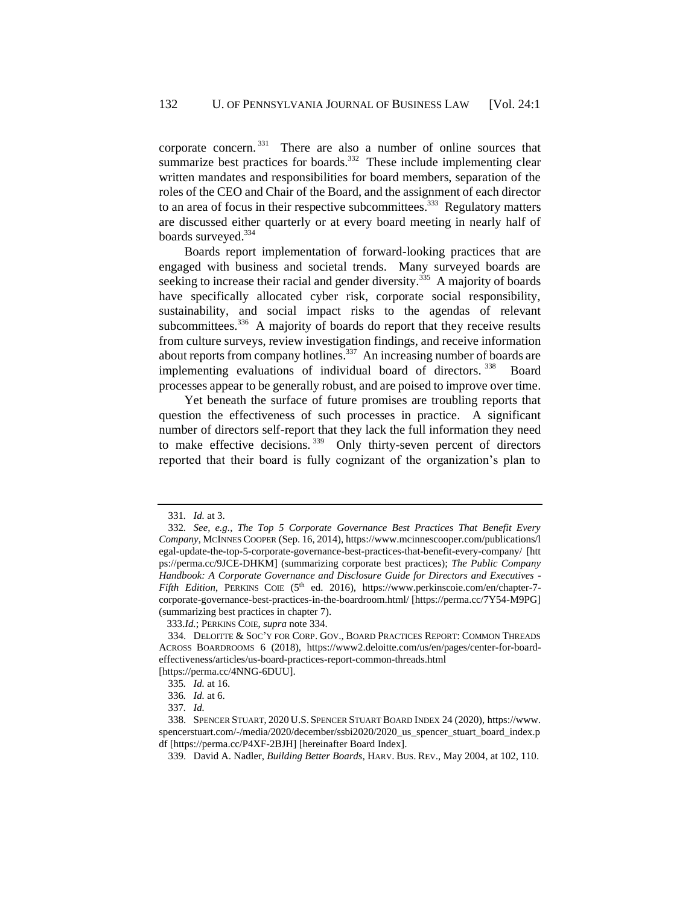corporate concern.[331] There are also a number of online sources that summarize best practices for boards.[332] These include implementing clear written mandates and responsibilities for board members, separation of the roles of the CEO and Chair of the Board, and the assignment of each director to an area of focus in their respective subcommittees.[333] Regulatory matters are discussed either quarterly or at every board meeting in nearly half of boards surveyed.[334]

Boards report implementation of forward-looking practices that are engaged with business and societal trends. Many surveyed boards are seeking to increase their racial and gender diversity.[335] A majority of boards have specifically allocated cyber risk, corporate social responsibility, sustainability, and social impact risks to the agendas of relevant subcommittees.[336] A majority of boards do report that they receive results from culture surveys, review investigation findings, and receive information about reports from company hotlines.[337] An increasing number of boards are implementing evaluations of individual board of directors.[338] Board processes appear to be generally robust, and are poised to improve over time.

Yet beneath the surface of future promises are troubling reports that question the effectiveness of such processes in practice. A significant number of directors self-report that they lack the full information they need to make effective decisions.[339] Only thirty-seven percent of directors reported that their board is fully cognizant of the organization's plan to

---

331. *Id.* at 3.

332. *See, e.g.*, *The Top 5 Corporate Governance Best Practices That Benefit Every Company*, MCINNES COOPER (Sep. 16, 2014), https://www.mcinnescooper.com/publications/legal-update-the-top-5-corporate-governance-best-practices-that-benefit-every-company/ [https://perma.cc/9JCE-DHKM] (summarizing corporate best practices); *The Public Company Handbook: A Corporate Governance and Disclosure Guide for Directors and Executives - Fifth Edition*, PERKINS COIE (5th ed. 2016), https://www.perkinscoie.com/en/chapter-7-corporate-governance-best-practices-in-the-boardroom.html/ [https://perma.cc/7Y54-M9PG] (summarizing best practices in chapter 7).

333. *Id.*; PERKINS COIE, *supra* note 334.

334. DELOITTE & SOC'Y FOR CORP. GOV., BOARD PRACTICES REPORT: COMMON THREADS ACROSS BOARDROOMS 6 (2018), https://www2.deloitte.com/us/en/pages/center-for-board-effectiveness/articles/us-board-practices-report-common-threads.html [https://perma.cc/4NNG-6DUU].

335. *Id.* at 16.

336. *Id.* at 6.

337. *Id.*

338. SPENCER STUART, 2020 U.S. SPENCER STUART BOARD INDEX 24 (2020), https://www.spencerstuart.com/-/media/2020/december/ssbi2020/2020_us_spencer_stuart_board_index.pdf [https://perma.cc/P4XF-2BJH] [hereinafter Board Index].

339. David A. Nadler, *Building Better Boards*, HARV. BUS. REV., May 2004, at 102, 110.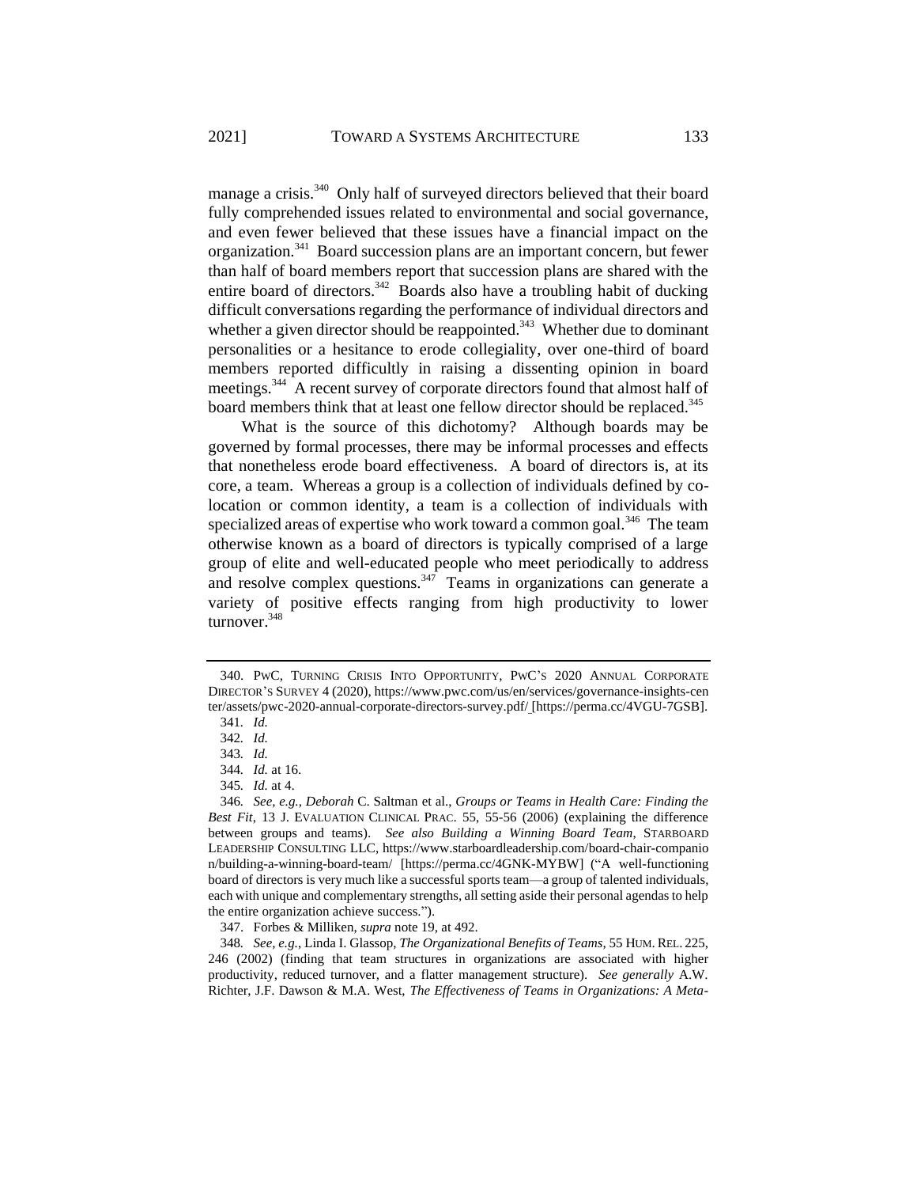manage a crisis.[340] Only half of surveyed directors believed that their board fully comprehended issues related to environmental and social governance, and even fewer believed that these issues have a financial impact on the organization.[341] Board succession plans are an important concern, but fewer than half of board members report that succession plans are shared with the entire board of directors.[342] Boards also have a troubling habit of ducking difficult conversations regarding the performance of individual directors and whether a given director should be reappointed.[343] Whether due to dominant personalities or a hesitance to erode collegiality, over one-third of board members reported difficultly in raising a dissenting opinion in board meetings.[344] A recent survey of corporate directors found that almost half of board members think that at least one fellow director should be replaced.[345]

What is the source of this dichotomy? Although boards may be governed by formal processes, there may be informal processes and effects that nonetheless erode board effectiveness. A board of directors is, at its core, a team. Whereas a group is a collection of individuals defined by co-location or common identity, a team is a collection of individuals with specialized areas of expertise who work toward a common goal.[346] The team otherwise known as a board of directors is typically comprised of a large group of elite and well-educated people who meet periodically to address and resolve complex questions.[347] Teams in organizations can generate a variety of positive effects ranging from high productivity to lower turnover.[348]

---

340. PWC, TURNING CRISIS INTO OPPORTUNITY, PWC'S 2020 ANNUAL CORPORATE DIRECTOR'S SURVEY 4 (2020), https://www.pwc.com/us/en/services/governance-insights-center/assets/pwc-2020-annual-corporate-directors-survey.pdf/ [https://perma.cc/4VGU-7GSB].

341. *Id.*

342. *Id.*

343. *Id.*

344. *Id.* at 16.

345. *Id.* at 4.

346. *See, e.g.*, *Deborah* C. Saltman et al., *Groups or Teams in Health Care: Finding the Best Fit*, 13 J. EVALUATION CLINICAL PRAC. 55, 55-56 (2006) (explaining the difference between groups and teams). *See also Building a Winning Board Team*, STARBOARD LEADERSHIP CONSULTING LLC, https://www.starboardleadership.com/board-chair-companion/building-a-winning-board-team/ [https://perma.cc/4GNK-MYBW] ("A well-functioning board of directors is very much like a successful sports team—a group of talented individuals, each with unique and complementary strengths, all setting aside their personal agendas to help the entire organization achieve success.").

347. Forbes & Milliken, *supra* note 19, at 492.

348. *See, e.g.*, Linda I. Glassop, *The Organizational Benefits of Teams*, 55 HUM. REL. 225, 246 (2002) (finding that team structures in organizations are associated with higher productivity, reduced turnover, and a flatter management structure). *See generally* A.W. Richter, J.F. Dawson & M.A. West, *The Effectiveness of Teams in Organizations: A Meta-*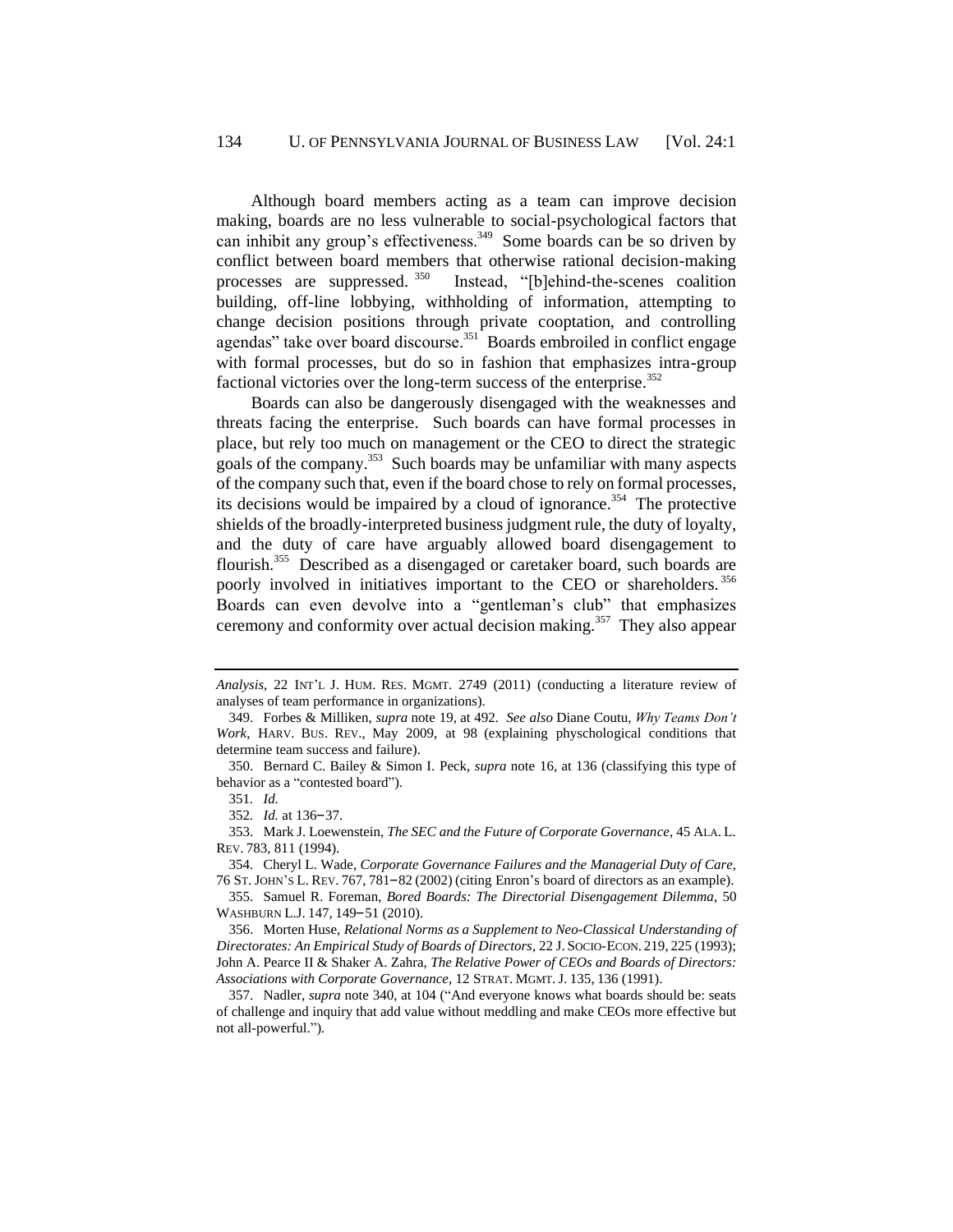Although board members acting as a team can improve decision making, boards are no less vulnerable to social-psychological factors that can inhibit any group's effectiveness.[349] Some boards can be so driven by conflict between board members that otherwise rational decision-making processes are suppressed.[350] Instead, "[b]ehind-the-scenes coalition building, off-line lobbying, withholding of information, attempting to change decision positions through private cooptation, and controlling agendas" take over board discourse.[351] Boards embroiled in conflict engage with formal processes, but do so in fashion that emphasizes intra-group factional victories over the long-term success of the enterprise.[352]

Boards can also be dangerously disengaged with the weaknesses and threats facing the enterprise. Such boards can have formal processes in place, but rely too much on management or the CEO to direct the strategic goals of the company.[353] Such boards may be unfamiliar with many aspects of the company such that, even if the board chose to rely on formal processes, its decisions would be impaired by a cloud of ignorance.[354] The protective shields of the broadly-interpreted business judgment rule, the duty of loyalty, and the duty of care have arguably allowed board disengagement to flourish.[355] Described as a disengaged or caretaker board, such boards are poorly involved in initiatives important to the CEO or shareholders.[356] Boards can even devolve into a "gentleman's club" that emphasizes ceremony and conformity over actual decision making.[357] They also appear

---

*Analysis*, 22 INT'L J. HUM. RES. MGMT. 2749 (2011) (conducting a literature review of analyses of team performance in organizations).

349. Forbes & Milliken, *supra* note 19, at 492. *See also* Diane Coutu, *Why Teams Don't Work*, HARV. BUS. REV., May 2009, at 98 (explaining physchological conditions that determine team success and failure).

350. Bernard C. Bailey & Simon I. Peck, *supra* note 16, at 136 (classifying this type of behavior as a "contested board").

351. *Id.*

352. *Id.* at 136–37.

353. Mark J. Loewenstein, *The SEC and the Future of Corporate Governance*, 45 ALA. L. REV. 783, 811 (1994).

354. Cheryl L. Wade, *Corporate Governance Failures and the Managerial Duty of Care*, 76 ST. JOHN'S L. REV. 767, 781–82 (2002) (citing Enron's board of directors as an example).

355. Samuel R. Foreman, *Bored Boards: The Directorial Disengagement Dilemma*, 50 WASHBURN L.J. 147, 149–51 (2010).

356. Morten Huse, *Relational Norms as a Supplement to Neo-Classical Understanding of Directorates: An Empirical Study of Boards of Directors*, 22 J. SOCIO-ECON. 219, 225 (1993); John A. Pearce II & Shaker A. Zahra, *The Relative Power of CEOs and Boards of Directors: Associations with Corporate Governance*, 12 STRAT. MGMT. J. 135, 136 (1991).

357. Nadler, *supra* note 340, at 104 ("And everyone knows what boards should be: seats of challenge and inquiry that add value without meddling and make CEOs more effective but not all-powerful.").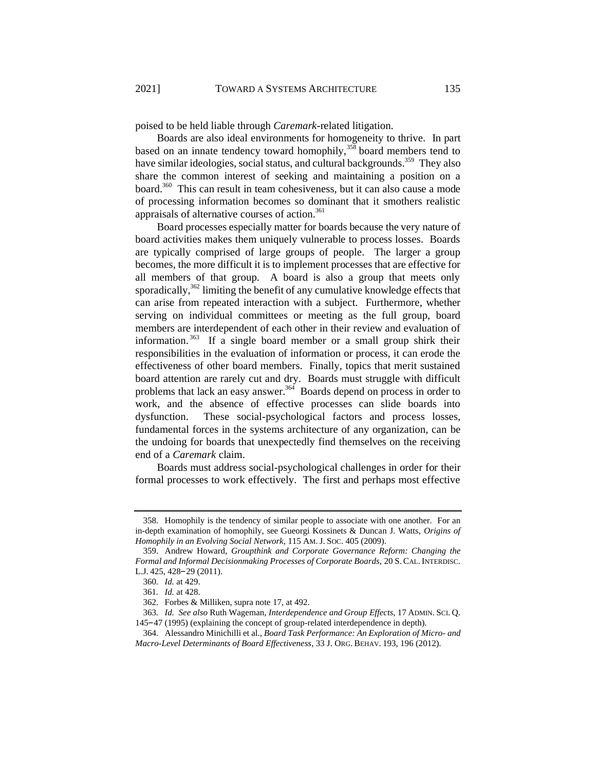poised to be held liable through *Caremark*-related litigation.

Boards are also ideal environments for homogeneity to thrive. In part based on an innate tendency toward homophily,[358] board members tend to have similar ideologies, social status, and cultural backgrounds.[359] They also share the common interest of seeking and maintaining a position on a board.[360] This can result in team cohesiveness, but it can also cause a mode of processing information becomes so dominant that it smothers realistic appraisals of alternative courses of action.[361]

Board processes especially matter for boards because the very nature of board activities makes them uniquely vulnerable to process losses. Boards are typically comprised of large groups of people. The larger a group becomes, the more difficult it is to implement processes that are effective for all members of that group. A board is also a group that meets only sporadically,[362] limiting the benefit of any cumulative knowledge effects that can arise from repeated interaction with a subject. Furthermore, whether serving on individual committees or meeting as the full group, board members are interdependent of each other in their review and evaluation of information.[363] If a single board member or a small group shirk their responsibilities in the evaluation of information or process, it can erode the effectiveness of other board members. Finally, topics that merit sustained board attention are rarely cut and dry. Boards must struggle with difficult problems that lack an easy answer.[364] Boards depend on process in order to work, and the absence of effective processes can slide boards into dysfunction. These social-psychological factors and process losses, fundamental forces in the systems architecture of any organization, can be the undoing for boards that unexpectedly find themselves on the receiving end of a *Caremark* claim.

Boards must address social-psychological challenges in order for their formal processes to work effectively. The first and perhaps most effective

---

358. Homophily is the tendency of similar people to associate with one another. For an in-depth examination of homophily, see Gueorgi Kossinets & Duncan J. Watts, *Origins of Homophily in an Evolving Social Network*, 115 AM. J. SOC. 405 (2009).

359. Andrew Howard, *Groupthink and Corporate Governance Reform: Changing the Formal and Informal Decisionmaking Processes of Corporate Boards*, 20 S. CAL. INTERDISC. L.J. 425, 428–29 (2011).

360. *Id.* at 429.

361. *Id.* at 428.

362. Forbes & Milliken, supra note 17, at 492.

363. *Id. See also* Ruth Wageman, *Interdependence and Group Effects*, 17 ADMIN. SCI. Q. 145–47 (1995) (explaining the concept of group-related interdependence in depth).

364. Alessandro Minichilli et al., *Board Task Performance: An Exploration of Micro- and Macro-Level Determinants of Board Effectiveness*, 33 J. ORG. BEHAV. 193, 196 (2012).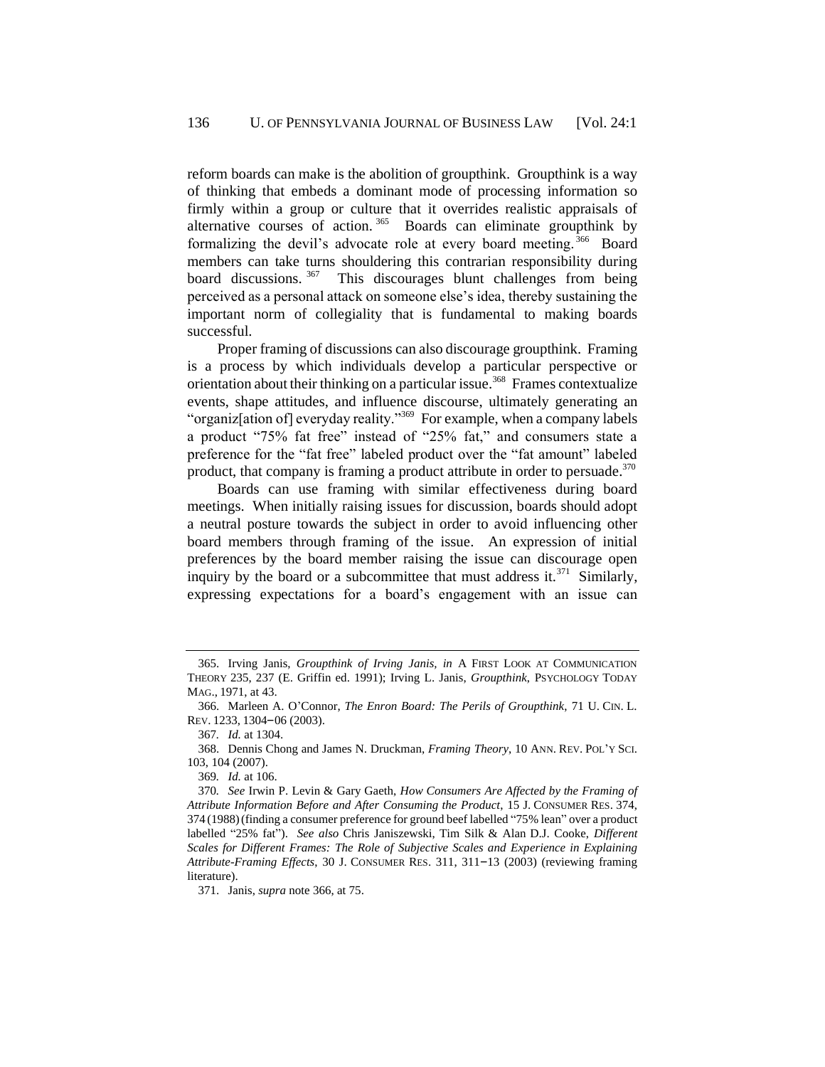reform boards can make is the abolition of groupthink. Groupthink is a way of thinking that embeds a dominant mode of processing information so firmly within a group or culture that it overrides realistic appraisals of alternative courses of action.[365] Boards can eliminate groupthink by formalizing the devil's advocate role at every board meeting.[366] Board members can take turns shouldering this contrarian responsibility during board discussions.[367] This discourages blunt challenges from being perceived as a personal attack on someone else's idea, thereby sustaining the important norm of collegiality that is fundamental to making boards successful.

Proper framing of discussions can also discourage groupthink. Framing is a process by which individuals develop a particular perspective or orientation about their thinking on a particular issue.[368] Frames contextualize events, shape attitudes, and influence discourse, ultimately generating an "organiz[ation of] everyday reality."[369] For example, when a company labels a product "75% fat free" instead of "25% fat," and consumers state a preference for the "fat free" labeled product over the "fat amount" labeled product, that company is framing a product attribute in order to persuade.[370]

Boards can use framing with similar effectiveness during board meetings. When initially raising issues for discussion, boards should adopt a neutral posture towards the subject in order to avoid influencing other board members through framing of the issue. An expression of initial preferences by the board member raising the issue can discourage open inquiry by the board or a subcommittee that must address it.[371] Similarly, expressing expectations for a board's engagement with an issue can

---

365. Irving Janis, *Groupthink of Irving Janis*, *in* A FIRST LOOK AT COMMUNICATION THEORY 235, 237 (E. Griffin ed. 1991); Irving L. Janis, *Groupthink*, PSYCHOLOGY TODAY MAG., 1971, at 43.

366. Marleen A. O'Connor, *The Enron Board: The Perils of Groupthink*, 71 U. CIN. L. REV. 1233, 1304–06 (2003).

367. *Id.* at 1304.

368. Dennis Chong and James N. Druckman, *Framing Theory*, 10 ANN. REV. POL'Y SCI. 103, 104 (2007).

369. *Id.* at 106.

370. *See* Irwin P. Levin & Gary Gaeth, *How Consumers Are Affected by the Framing of Attribute Information Before and After Consuming the Product*, 15 J. CONSUMER RES. 374, 374 (1988) (finding a consumer preference for ground beef labelled "75% lean" over a product labelled "25% fat"). *See also* Chris Janiszewski, Tim Silk & Alan D.J. Cooke, *Different Scales for Different Frames: The Role of Subjective Scales and Experience in Explaining Attribute-Framing Effects*, 30 J. CONSUMER RES. 311, 311–13 (2003) (reviewing framing literature).

371. Janis, *supra* note 366, at 75.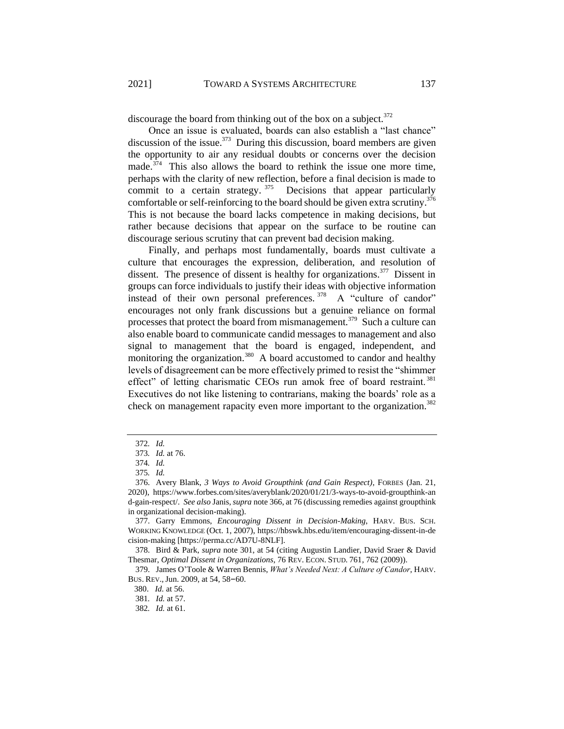discourage the board from thinking out of the box on a subject.[372]

Once an issue is evaluated, boards can also establish a "last chance" discussion of the issue.[373] During this discussion, board members are given the opportunity to air any residual doubts or concerns over the decision made.[374] This also allows the board to rethink the issue one more time, perhaps with the clarity of new reflection, before a final decision is made to commit to a certain strategy.[375] Decisions that appear particularly comfortable or self-reinforcing to the board should be given extra scrutiny.[376] This is not because the board lacks competence in making decisions, but rather because decisions that appear on the surface to be routine can discourage serious scrutiny that can prevent bad decision making.

Finally, and perhaps most fundamentally, boards must cultivate a culture that encourages the expression, deliberation, and resolution of dissent. The presence of dissent is healthy for organizations.[377] Dissent in groups can force individuals to justify their ideas with objective information instead of their own personal preferences.[378] A "culture of candor" encourages not only frank discussions but a genuine reliance on formal processes that protect the board from mismanagement.[379] Such a culture can also enable board to communicate candid messages to management and also signal to management that the board is engaged, independent, and monitoring the organization.[380] A board accustomed to candor and healthy levels of disagreement can be more effectively primed to resist the "shimmer effect" of letting charismatic CEOs run amok free of board restraint.[381] Executives do not like listening to contrarians, making the boards' role as a check on management rapacity even more important to the organization.[382]

---

372. *Id.*

373. *Id.* at 76.

374. *Id.*

375. *Id.*

376. Avery Blank, *3 Ways to Avoid Groupthink (and Gain Respect)*, FORBES (Jan. 21, 2020), https://www.forbes.com/sites/averyblank/2020/01/21/3-ways-to-avoid-groupthink-and-gain-respect/. *See also* Janis, *supra* note 366, at 76 (discussing remedies against groupthink in organizational decision-making).

377. Garry Emmons, *Encouraging Dissent in Decision-Making*, HARV. BUS. SCH. WORKING KNOWLEDGE (Oct. 1, 2007), https://hbswk.hbs.edu/item/encouraging-dissent-in-decision-making [https://perma.cc/AD7U-8NLF].

378. Bird & Park, *supra* note 301, at 54 (citing Augustin Landier, David Sraer & David Thesmar, *Optimal Dissent in Organizations*, 76 REV. ECON. STUD. 761, 762 (2009)).

379. James O'Toole & Warren Bennis, *What's Needed Next: A Culture of Candor*, HARV. BUS. REV., Jun. 2009, at 54, 58–60.

380. *Id.* at 56.

381. *Id.* at 57.

382. *Id.* at 61.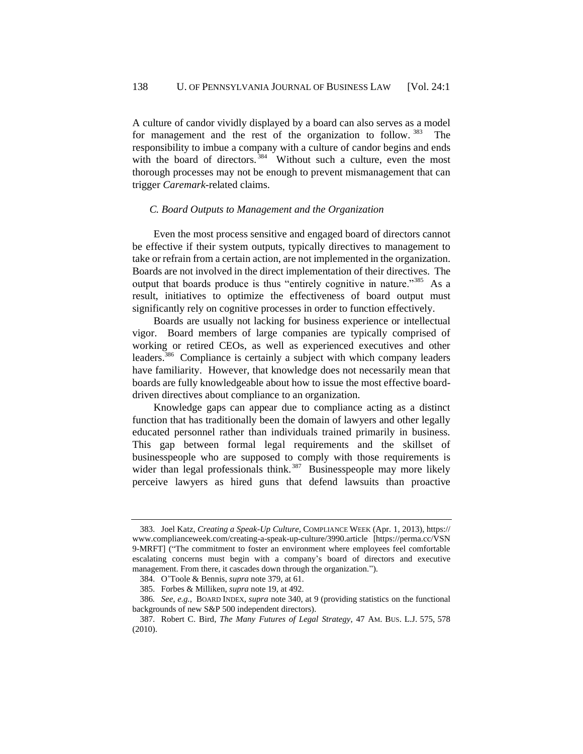A culture of candor vividly displayed by a board can also serves as a model for management and the rest of the organization to follow.[383] The responsibility to imbue a company with a culture of candor begins and ends with the board of directors.[384] Without such a culture, even the most thorough processes may not be enough to prevent mismanagement that can trigger *Caremark*-related claims.

### *C. Board Outputs to Management and the Organization*

Even the most process sensitive and engaged board of directors cannot be effective if their system outputs, typically directives to management to take or refrain from a certain action, are not implemented in the organization. Boards are not involved in the direct implementation of their directives. The output that boards produce is thus "entirely cognitive in nature."[385] As a result, initiatives to optimize the effectiveness of board output must significantly rely on cognitive processes in order to function effectively.

Boards are usually not lacking for business experience or intellectual vigor. Board members of large companies are typically comprised of working or retired CEOs, as well as experienced executives and other leaders.[386] Compliance is certainly a subject with which company leaders have familiarity. However, that knowledge does not necessarily mean that boards are fully knowledgeable about how to issue the most effective board-driven directives about compliance to an organization.

Knowledge gaps can appear due to compliance acting as a distinct function that has traditionally been the domain of lawyers and other legally educated personnel rather than individuals trained primarily in business. This gap between formal legal requirements and the skillset of businesspeople who are supposed to comply with those requirements is wider than legal professionals think.[387] Businesspeople may more likely perceive lawyers as hired guns that defend lawsuits than proactive

---

383. Joel Katz, *Creating a Speak-Up Culture*, COMPLIANCE WEEK (Apr. 1, 2013), https://www.complianceweek.com/creating-a-speak-up-culture/3990.article [https://perma.cc/VSN9-MRFT] ("The commitment to foster an environment where employees feel comfortable escalating concerns must begin with a company's board of directors and executive management. From there, it cascades down through the organization.").

384. O'Toole & Bennis, *supra* note 379, at 61.

385. Forbes & Milliken, *supra* note 19, at 492.

386. *See, e.g.*, BOARD INDEX, *supra* note 340, at 9 (providing statistics on the functional backgrounds of new S&P 500 independent directors).

387. Robert C. Bird, *The Many Futures of Legal Strategy*, 47 AM. BUS. L.J. 575, 578 (2010).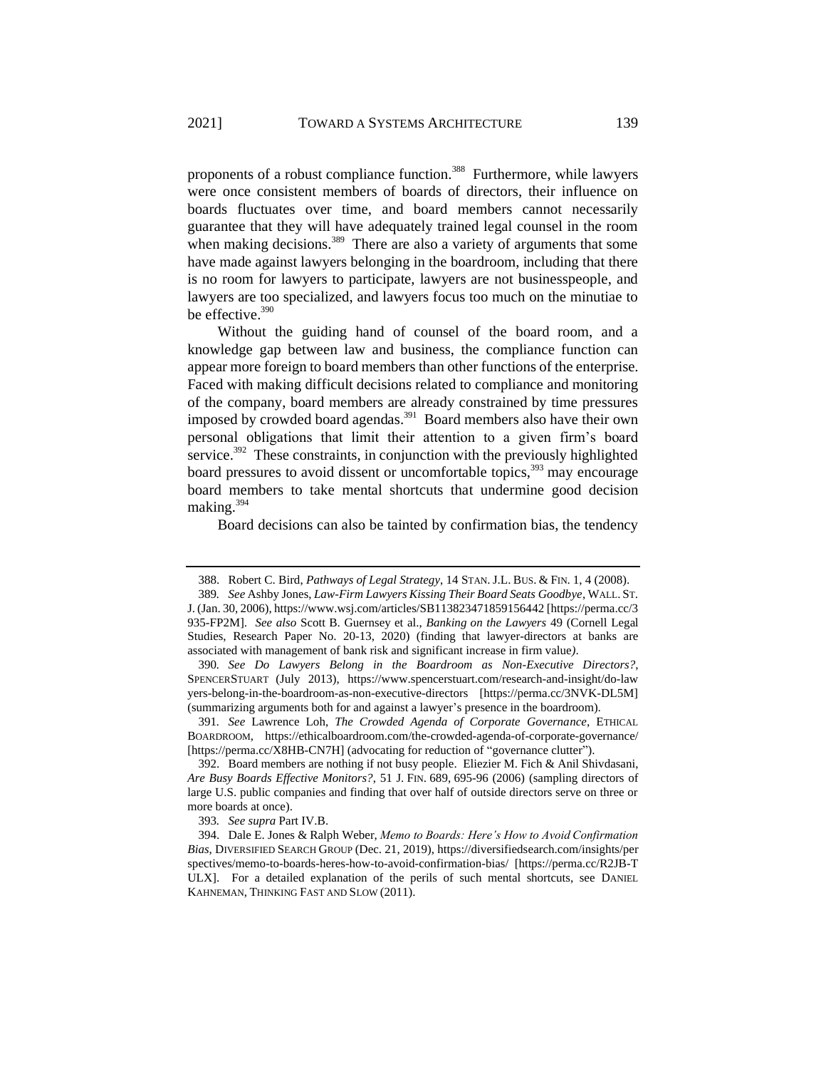proponents of a robust compliance function.[388] Furthermore, while lawyers were once consistent members of boards of directors, their influence on boards fluctuates over time, and board members cannot necessarily guarantee that they will have adequately trained legal counsel in the room when making decisions.[389] There are also a variety of arguments that some have made against lawyers belonging in the boardroom, including that there is no room for lawyers to participate, lawyers are not businesspeople, and lawyers are too specialized, and lawyers focus too much on the minutiae to be effective.[390]

Without the guiding hand of counsel of the board room, and a knowledge gap between law and business, the compliance function can appear more foreign to board members than other functions of the enterprise. Faced with making difficult decisions related to compliance and monitoring of the company, board members are already constrained by time pressures imposed by crowded board agendas.[391] Board members also have their own personal obligations that limit their attention to a given firm's board service.[392] These constraints, in conjunction with the previously highlighted board pressures to avoid dissent or uncomfortable topics,[393] may encourage board members to take mental shortcuts that undermine good decision making.[394]

Board decisions can also be tainted by confirmation bias, the tendency

---

388. Robert C. Bird, *Pathways of Legal Strategy*, 14 STAN. J.L. BUS. & FIN. 1, 4 (2008).

389. *See* Ashby Jones, *Law-Firm Lawyers Kissing Their Board Seats Goodbye*, WALL. ST. J. (Jan. 30, 2006), https://www.wsj.com/articles/SB113823471859156442 [https://perma.cc/3935-FP2M]. *See also* Scott B. Guernsey et al., *Banking on the Lawyers* 49 (Cornell Legal Studies, Research Paper No. 20-13, 2020) (finding that lawyer-directors at banks are associated with management of bank risk and significant increase in firm value).

390. *See Do Lawyers Belong in the Boardroom as Non-Executive Directors?*, SPENCERSTUART (July 2013), https://www.spencerstuart.com/research-and-insight/do-lawyers-belong-in-the-boardroom-as-non-executive-directors [https://perma.cc/3NVK-DL5M] (summarizing arguments both for and against a lawyer's presence in the boardroom).

391. *See* Lawrence Loh, *The Crowded Agenda of Corporate Governance*, ETHICAL BOARDROOM, https://ethicalboardroom.com/the-crowded-agenda-of-corporate-governance/ [https://perma.cc/X8HB-CN7H] (advocating for reduction of "governance clutter").

392. Board members are nothing if not busy people. Eliezier M. Fich & Anil Shivdasani, *Are Busy Boards Effective Monitors?*, 51 J. FIN. 689, 695-96 (2006) (sampling directors of large U.S. public companies and finding that over half of outside directors serve on three or more boards at once).

393. *See supra* Part IV.B.

394. Dale E. Jones & Ralph Weber, *Memo to Boards: Here's How to Avoid Confirmation Bias*, DIVERSIFIED SEARCH GROUP (Dec. 21, 2019), https://diversifiedsearch.com/insights/perspectives/memo-to-boards-heres-how-to-avoid-confirmation-bias/ [https://perma.cc/R2JB-TULX]. For a detailed explanation of the perils of such mental shortcuts, see DANIEL KAHNEMAN, THINKING FAST AND SLOW (2011).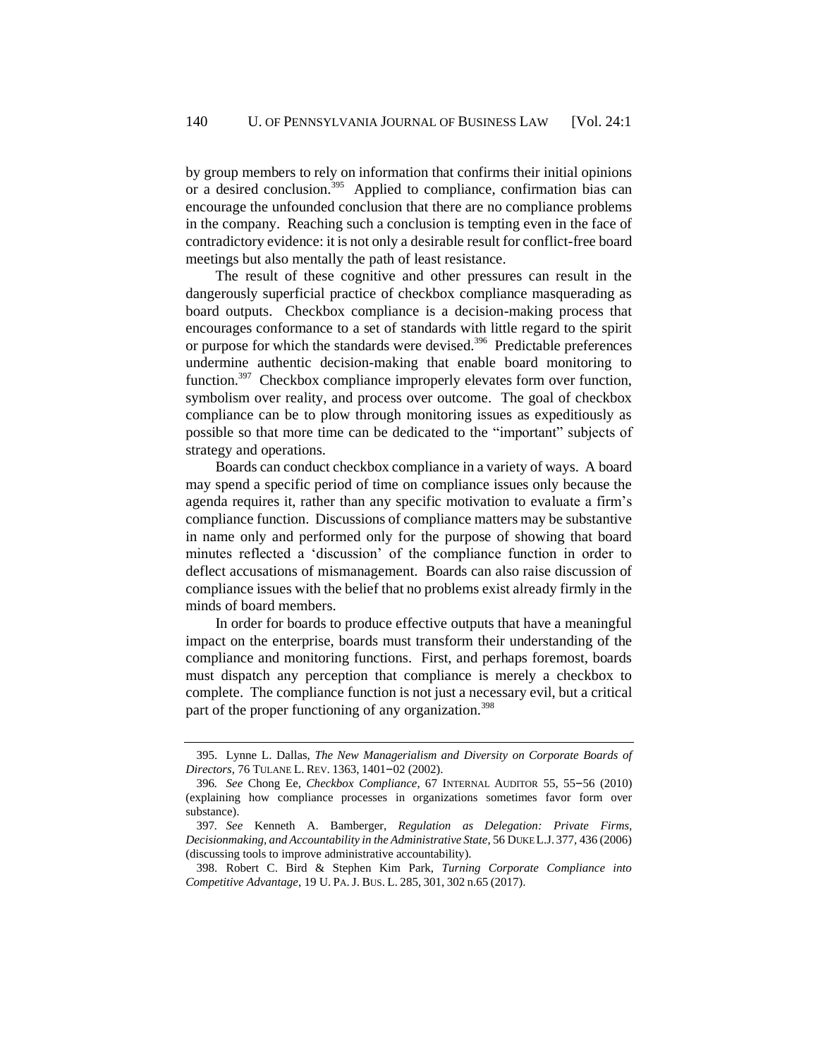by group members to rely on information that confirms their initial opinions or a desired conclusion.[395] Applied to compliance, confirmation bias can encourage the unfounded conclusion that there are no compliance problems in the company. Reaching such a conclusion is tempting even in the face of contradictory evidence: it is not only a desirable result for conflict-free board meetings but also mentally the path of least resistance.

The result of these cognitive and other pressures can result in the dangerously superficial practice of checkbox compliance masquerading as board outputs. Checkbox compliance is a decision-making process that encourages conformance to a set of standards with little regard to the spirit or purpose for which the standards were devised.[396] Predictable preferences undermine authentic decision-making that enable board monitoring to function.[397] Checkbox compliance improperly elevates form over function, symbolism over reality, and process over outcome. The goal of checkbox compliance can be to plow through monitoring issues as expeditiously as possible so that more time can be dedicated to the "important" subjects of strategy and operations.

Boards can conduct checkbox compliance in a variety of ways. A board may spend a specific period of time on compliance issues only because the agenda requires it, rather than any specific motivation to evaluate a firm's compliance function. Discussions of compliance matters may be substantive in name only and performed only for the purpose of showing that board minutes reflected a 'discussion' of the compliance function in order to deflect accusations of mismanagement. Boards can also raise discussion of compliance issues with the belief that no problems exist already firmly in the minds of board members.

In order for boards to produce effective outputs that have a meaningful impact on the enterprise, boards must transform their understanding of the compliance and monitoring functions. First, and perhaps foremost, boards must dispatch any perception that compliance is merely a checkbox to complete. The compliance function is not just a necessary evil, but a critical part of the proper functioning of any organization.[398]

---

395. Lynne L. Dallas, *The New Managerialism and Diversity on Corporate Boards of Directors*, 76 TULANE L. REV. 1363, 1401–02 (2002).

396. *See* Chong Ee, *Checkbox Compliance*, 67 INTERNAL AUDITOR 55, 55–56 (2010) (explaining how compliance processes in organizations sometimes favor form over substance).

397. *See* Kenneth A. Bamberger, *Regulation as Delegation: Private Firms, Decisionmaking, and Accountability in the Administrative State*, 56 DUKE L.J. 377, 436 (2006) (discussing tools to improve administrative accountability).

398. Robert C. Bird & Stephen Kim Park, *Turning Corporate Compliance into Competitive Advantage*, 19 U. PA. J. BUS. L. 285, 301, 302 n.65 (2017).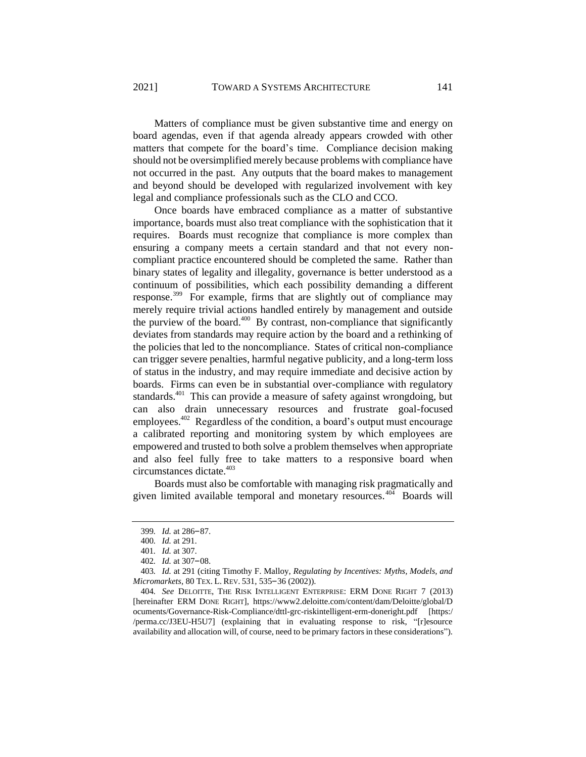Matters of compliance must be given substantive time and energy on board agendas, even if that agenda already appears crowded with other matters that compete for the board's time. Compliance decision making should not be oversimplified merely because problems with compliance have not occurred in the past. Any outputs that the board makes to management and beyond should be developed with regularized involvement with key legal and compliance professionals such as the CLO and CCO.

Once boards have embraced compliance as a matter of substantive importance, boards must also treat compliance with the sophistication that it requires. Boards must recognize that compliance is more complex than ensuring a company meets a certain standard and that not every non-compliant practice encountered should be completed the same. Rather than binary states of legality and illegality, governance is better understood as a continuum of possibilities, which each possibility demanding a different response.[399] For example, firms that are slightly out of compliance may merely require trivial actions handled entirely by management and outside the purview of the board.[400] By contrast, non-compliance that significantly deviates from standards may require action by the board and a rethinking of the policies that led to the noncompliance. States of critical non-compliance can trigger severe penalties, harmful negative publicity, and a long-term loss of status in the industry, and may require immediate and decisive action by boards. Firms can even be in substantial over-compliance with regulatory standards.[401] This can provide a measure of safety against wrongdoing, but can also drain unnecessary resources and frustrate goal-focused employees.[402] Regardless of the condition, a board's output must encourage a calibrated reporting and monitoring system by which employees are empowered and trusted to both solve a problem themselves when appropriate and also feel fully free to take matters to a responsive board when circumstances dictate.[403]

Boards must also be comfortable with managing risk pragmatically and given limited available temporal and monetary resources.[404] Boards will

---

399. *Id.* at 286–87.

400. *Id.* at 291.

401. *Id.* at 307.

402. *Id.* at 307–08.

403. *Id.* at 291 (citing Timothy F. Malloy, *Regulating by Incentives: Myths, Models, and Micromarkets*, 80 TEX. L. REV. 531, 535–36 (2002)).

404. *See* DELOITTE, THE RISK INTELLIGENT ENTERPRISE: ERM DONE RIGHT 7 (2013) [hereinafter ERM DONE RIGHT], https://www2.deloitte.com/content/dam/Deloitte/global/Documents/Governance-Risk-Compliance/dttl-grc-riskintelligent-erm-doneright.pdf [https://perma.cc/J3EU-H5U7] (explaining that in evaluating response to risk, "[r]esource availability and allocation will, of course, need to be primary factors in these considerations").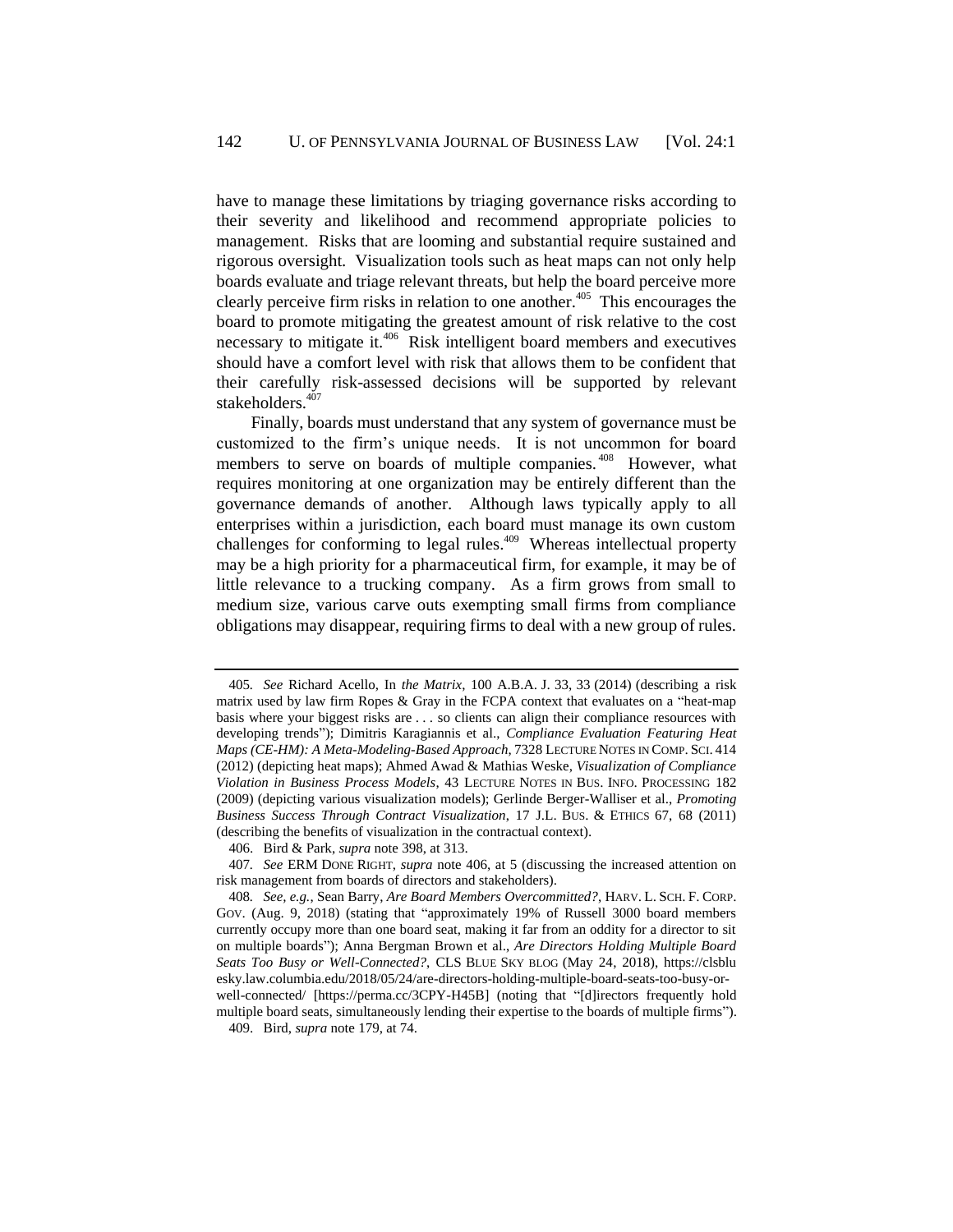have to manage these limitations by triaging governance risks according to their severity and likelihood and recommend appropriate policies to management. Risks that are looming and substantial require sustained and rigorous oversight. Visualization tools such as heat maps can not only help boards evaluate and triage relevant threats, but help the board perceive more clearly perceive firm risks in relation to one another.[405] This encourages the board to promote mitigating the greatest amount of risk relative to the cost necessary to mitigate it.[406] Risk intelligent board members and executives should have a comfort level with risk that allows them to be confident that their carefully risk-assessed decisions will be supported by relevant stakeholders.[407]

Finally, boards must understand that any system of governance must be customized to the firm's unique needs. It is not uncommon for board members to serve on boards of multiple companies.[408] However, what requires monitoring at one organization may be entirely different than the governance demands of another. Although laws typically apply to all enterprises within a jurisdiction, each board must manage its own custom challenges for conforming to legal rules.[409] Whereas intellectual property may be a high priority for a pharmaceutical firm, for example, it may be of little relevance to a trucking company. As a firm grows from small to medium size, various carve outs exempting small firms from compliance obligations may disappear, requiring firms to deal with a new group of rules.

---

405. *See* Richard Acello, In *the Matrix*, 100 A.B.A. J. 33, 33 (2014) (describing a risk matrix used by law firm Ropes & Gray in the FCPA context that evaluates on a "heat-map basis where your biggest risks are . . . so clients can align their compliance resources with developing trends"); Dimitris Karagiannis et al., *Compliance Evaluation Featuring Heat Maps (CE-HM): A Meta-Modeling-Based Approach*, 7328 LECTURE NOTES IN COMP. SCI. 414 (2012) (depicting heat maps); Ahmed Awad & Mathias Weske, *Visualization of Compliance Violation in Business Process Models*, 43 LECTURE NOTES IN BUS. INFO. PROCESSING 182 (2009) (depicting various visualization models); Gerlinde Berger-Walliser et al., *Promoting Business Success Through Contract Visualization*, 17 J.L. BUS. & ETHICS 67, 68 (2011) (describing the benefits of visualization in the contractual context).

406. Bird & Park, *supra* note 398, at 313.

407. *See* ERM DONE RIGHT, *supra* note 406, at 5 (discussing the increased attention on risk management from boards of directors and stakeholders).

408. *See, e.g.*, Sean Barry, *Are Board Members Overcommitted?*, HARV. L. SCH. F. CORP. GOV. (Aug. 9, 2018) (stating that "approximately 19% of Russell 3000 board members currently occupy more than one board seat, making it far from an oddity for a director to sit on multiple boards"); Anna Bergman Brown et al., *Are Directors Holding Multiple Board Seats Too Busy or Well-Connected?*, CLS BLUE SKY BLOG (May 24, 2018), https://clsbluesky.law.columbia.edu/2018/05/24/are-directors-holding-multiple-board-seats-too-busy-or-well-connected/ [https://perma.cc/3CPY-H45B] (noting that "[d]irectors frequently hold multiple board seats, simultaneously lending their expertise to the boards of multiple firms").

409. Bird, *supra* note 179, at 74.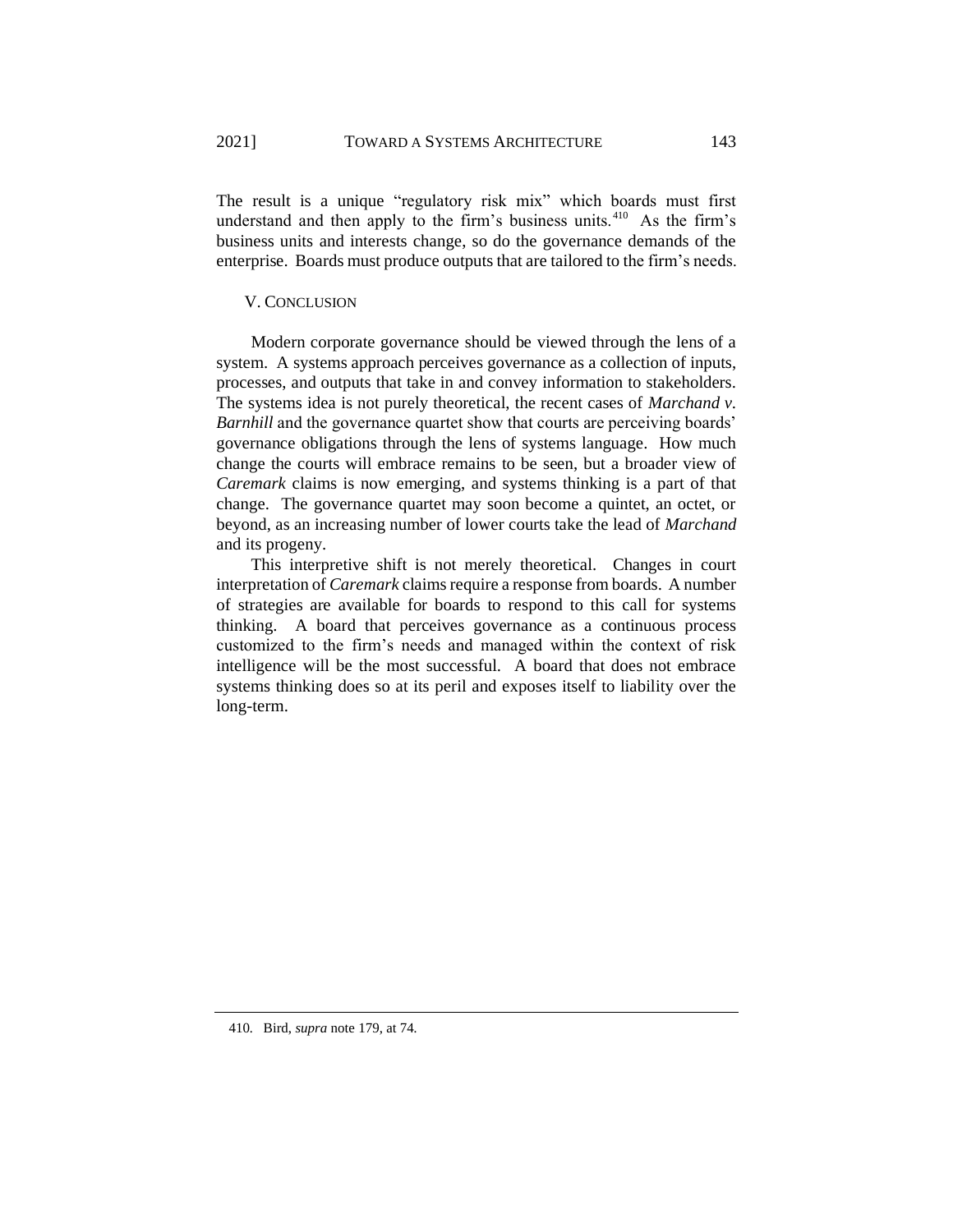The result is a unique "regulatory risk mix" which boards must first understand and then apply to the firm's business units.[410] As the firm's business units and interests change, so do the governance demands of the enterprise. Boards must produce outputs that are tailored to the firm's needs.

## V. CONCLUSION

Modern corporate governance should be viewed through the lens of a system. A systems approach perceives governance as a collection of inputs, processes, and outputs that take in and convey information to stakeholders. The systems idea is not purely theoretical, the recent cases of *Marchand v. Barnhill* and the governance quartet show that courts are perceiving boards' governance obligations through the lens of systems language. How much change the courts will embrace remains to be seen, but a broader view of *Caremark* claims is now emerging, and systems thinking is a part of that change. The governance quartet may soon become a quintet, an octet, or beyond, as an increasing number of lower courts take the lead of *Marchand* and its progeny.

This interpretive shift is not merely theoretical. Changes in court interpretation of *Caremark* claims require a response from boards. A number of strategies are available for boards to respond to this call for systems thinking. A board that perceives governance as a continuous process customized to the firm's needs and managed within the context of risk intelligence will be the most successful. A board that does not embrace systems thinking does so at its peril and exposes itself to liability over the long-term.

---

410. Bird, *supra* note 179, at 74.